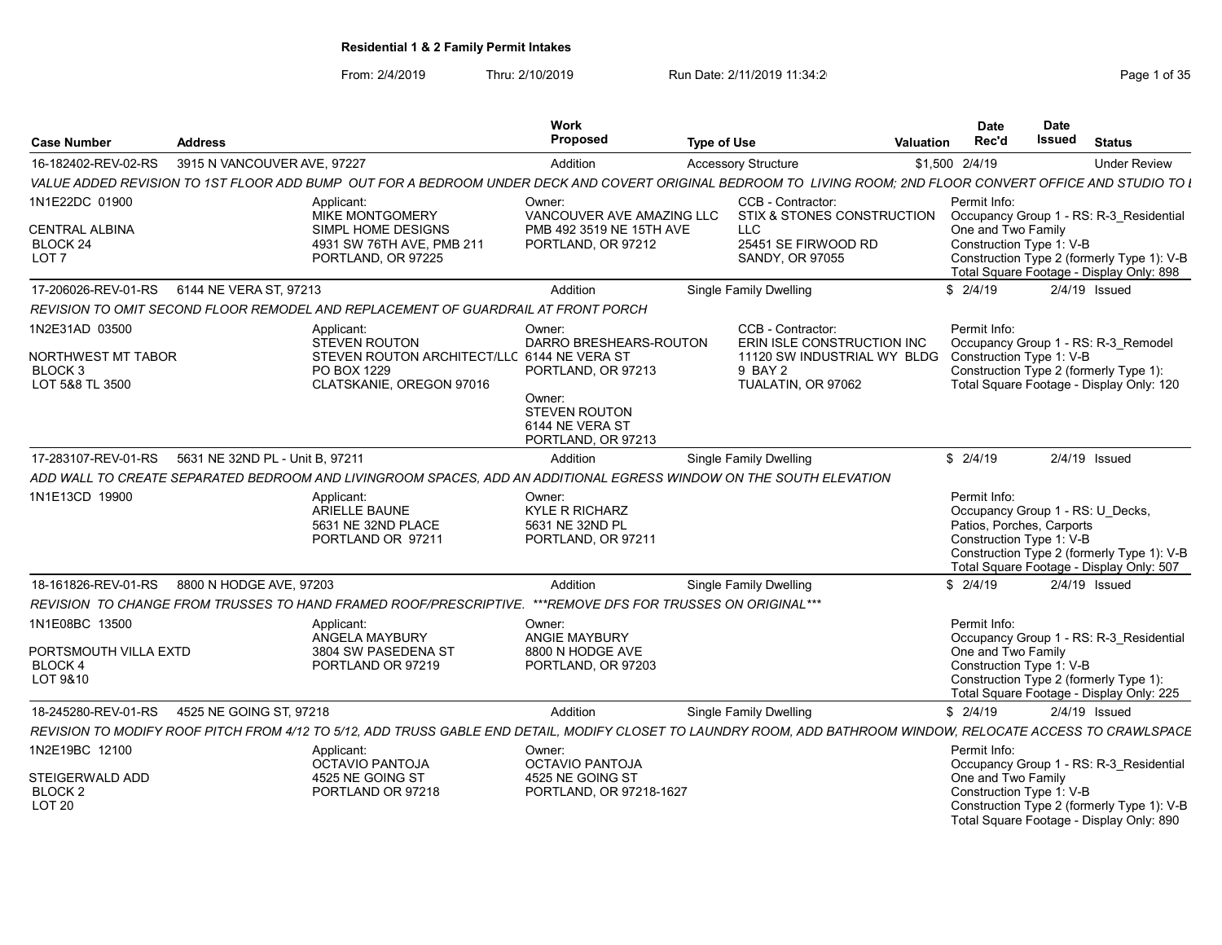# Residential 1 & 2 Family Permit Intakes

From: 2/4/2019 Thru: 2/10/2019 Run Date: 2/11/2019 11:34:2

| Case Number | Address | Work Proposed | Type of Use | Valuation | Date Rec'd | Date Issued | Status |
|---|---|---|---|---|---|---|---|
| 16-182402-REV-02-RS | 3915 N VANCOUVER AVE, 97227 | Addition | Accessory Structure | $1,500 | 2/4/19 | | Under Review |

VALUE ADDED REVISION TO 1ST FLOOR ADD BUMP OUT FOR A BEDROOM UNDER DECK AND COVERT ORIGINAL BEDROOM TO LIVING ROOM; 2ND FLOOR CONVERT OFFICE AND STUDIO TO I

1N1E22DC 01900
CENTRAL ALBINA
BLOCK 24
LOT 7

Applicant:
MIKE MONTGOMERY
SIMPL HOME DESIGNS
4931 SW 76TH AVE, PMB 211
PORTLAND, OR 97225

Owner:
VANCOUVER AVE AMAZING LLC
PMB 492 3519 NE 15TH AVE
PORTLAND, OR 97212

CCB - Contractor:
STIX & STONES CONSTRUCTION LLC
25451 SE FIRWOOD RD
SANDY, OR 97055

Permit Info:
Occupancy Group 1 - RS: R-3_Residential One and Two Family
Construction Type 1: V-B
Construction Type 2 (formerly Type 1): V-B
Total Square Footage - Display Only: 898

| Case Number | Address | Work Proposed | Type of Use | Valuation | Date Rec'd | Date Issued | Status |
|---|---|---|---|---|---|---|---|
| 17-206026-REV-01-RS | 6144 NE VERA ST, 97213 | Addition | Single Family Dwelling | $ | 2/4/19 | 2/4/19 | Issued |

REVISION TO OMIT SECOND FLOOR REMODEL AND REPLACEMENT OF GUARDRAIL AT FRONT PORCH

1N2E31AD 03500
NORTHWEST MT TABOR
BLOCK 3
LOT 5&8 TL 3500

Applicant:
STEVEN ROUTON
STEVEN ROUTON ARCHITECT/LLC
PO BOX 1229
CLATSKANIE, OREGON 97016

Owner:
DARRO BRESHEARS-ROUTON
6144 NE VERA ST
PORTLAND, OR 97213

Owner:
STEVEN ROUTON
6144 NE VERA ST
PORTLAND, OR 97213

CCB - Contractor:
ERIN ISLE CONSTRUCTION INC
11120 SW INDUSTRIAL WY BLDG 9 BAY 2
TUALATIN, OR 97062

Permit Info:
Occupancy Group 1 - RS: R-3_Remodel
Construction Type 1: V-B
Construction Type 2 (formerly Type 1):
Total Square Footage - Display Only: 120

| Case Number | Address | Work Proposed | Type of Use | Valuation | Date Rec'd | Date Issued | Status |
|---|---|---|---|---|---|---|---|
| 17-283107-REV-01-RS | 5631 NE 32ND PL - Unit B, 97211 | Addition | Single Family Dwelling | $ | 2/4/19 | 2/4/19 | Issued |

ADD WALL TO CREATE SEPARATED BEDROOM AND LIVINGROOM SPACES, ADD AN ADDITIONAL EGRESS WINDOW ON THE SOUTH ELEVATION

1N1E13CD 19900

Applicant:
ARIELLE BAUNE
5631 NE 32ND PLACE
PORTLAND OR 97211

Owner:
KYLE R RICHARZ
5631 NE 32ND PL
PORTLAND, OR 97211

Permit Info:
Occupancy Group 1 - RS: U_Decks, Patios, Porches, Carports
Construction Type 1: V-B
Construction Type 2 (formerly Type 1): V-B
Total Square Footage - Display Only: 507

| Case Number | Address | Work Proposed | Type of Use | Valuation | Date Rec'd | Date Issued | Status |
|---|---|---|---|---|---|---|---|
| 18-161826-REV-01-RS | 8800 N HODGE AVE, 97203 | Addition | Single Family Dwelling | $ | 2/4/19 | 2/4/19 | Issued |

REVISION TO CHANGE FROM TRUSSES TO HAND FRAMED ROOF/PRESCRIPTIVE. ***REMOVE DFS FOR TRUSSES ON ORIGINAL***

1N1E08BC 13500
PORTSMOUTH VILLA EXTD
BLOCK 4
LOT 9&10

Applicant:
ANGELA MAYBURY
3804 SW PASEDENA ST
PORTLAND OR 97219

Owner:
ANGIE MAYBURY
8800 N HODGE AVE
PORTLAND, OR 97203

Permit Info:
Occupancy Group 1 - RS: R-3_Residential One and Two Family
Construction Type 1: V-B
Construction Type 2 (formerly Type 1):
Total Square Footage - Display Only: 225

| Case Number | Address | Work Proposed | Type of Use | Valuation | Date Rec'd | Date Issued | Status |
|---|---|---|---|---|---|---|---|
| 18-245280-REV-01-RS | 4525 NE GOING ST, 97218 | Addition | Single Family Dwelling | $ | 2/4/19 | 2/4/19 | Issued |

REVISION TO MODIFY ROOF PITCH FROM 4/12 TO 5/12, ADD TRUSS GABLE END DETAIL, MODIFY CLOSET TO LAUNDRY ROOM, ADD BATHROOM WINDOW, RELOCATE ACCESS TO CRAWLSPACE

1N2E19BC 12100
STEIGERWALD ADD
BLOCK 2
LOT 20

Applicant:
OCTAVIO PANTOJA
4525 NE GOING ST
PORTLAND OR 97218

Owner:
OCTAVIO PANTOJA
4525 NE GOING ST
PORTLAND, OR 97218-1627

Permit Info:
Occupancy Group 1 - RS: R-3_Residential One and Two Family
Construction Type 1: V-B
Construction Type 2 (formerly Type 1): V-B
Total Square Footage - Display Only: 890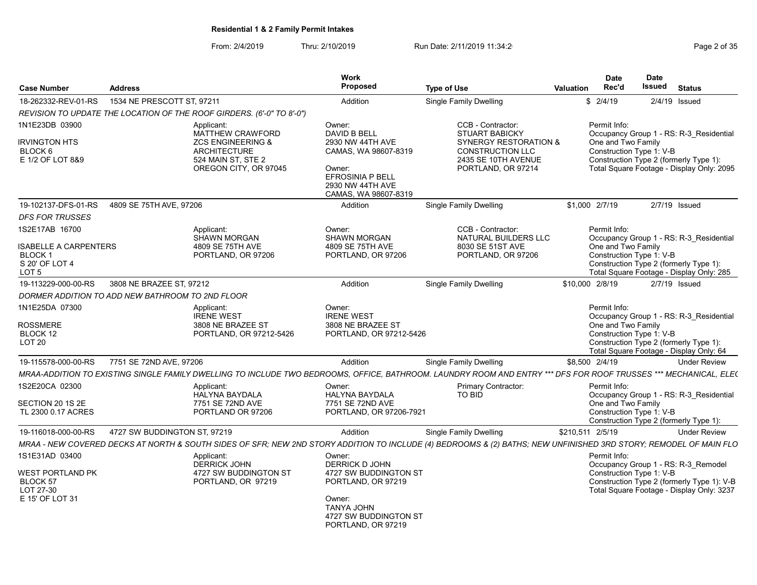**Residential 1 & 2 Family Permit Intakes**

From: 2/4/2019 Thru: 2/10/2019 Run Date: 2/11/2019 11:34:2

| Case Number | Address | Work Proposed | Type of Use | Valuation | Date Rec'd | Date Issued | Status |
|---|---|---|---|---|---|---|---|
| 18-262332-REV-01-RS | 1534 NE PRESCOTT ST, 97211 | Addition | Single Family Dwelling | $ | 2/4/19 | 2/4/19 | Issued |

*REVISION TO UPDATE THE LOCATION OF THE ROOF GIRDERS. (6'-0" TO 8'-0")*

1N1E23DB 03900
IRVINGTON HTS
BLOCK 6
E 1/2 OF LOT 8&9

Applicant: MATTHEW CRAWFORD, ZCS ENGINEERING & ARCHITECTURE, 524 MAIN ST, STE 2, OREGON CITY, OR 97045

Owner: DAVID B BELL, 2930 NW 44TH AVE, CAMAS, WA 98607-8319
Owner: EFROSINIA P BELL, 2930 NW 44TH AVE, CAMAS, WA 98607-8319

CCB - Contractor: STUART BABICKY, SYNERGY RESTORATION & CONSTRUCTION LLC, 2435 SE 10TH AVENUE, PORTLAND, OR 97214

Permit Info: Occupancy Group 1 - RS: R-3_Residential One and Two Family; Construction Type 1: V-B; Construction Type 2 (formerly Type 1):; Total Square Footage - Display Only: 2095

| Case Number | Address | Work Proposed | Type of Use | Valuation | Date Rec'd | Date Issued | Status |
|---|---|---|---|---|---|---|---|
| 19-102137-DFS-01-RS | 4809 SE 75TH AVE, 97206 | Addition | Single Family Dwelling | $1,000 | 2/7/19 | 2/7/19 | Issued |

*DFS FOR TRUSSES*

1S2E17AB 16700
ISABELLE A CARPENTERS
BLOCK 1
S 20' OF LOT 4
LOT 5

Applicant: SHAWN MORGAN, 4809 SE 75TH AVE, PORTLAND, OR 97206

Owner: SHAWN MORGAN, 4809 SE 75TH AVE, PORTLAND, OR 97206

CCB - Contractor: NATURAL BUILDERS LLC, 8030 SE 51ST AVE, PORTLAND, OR 97206

Permit Info: Occupancy Group 1 - RS: R-3_Residential One and Two Family; Construction Type 1: V-B; Construction Type 2 (formerly Type 1):; Total Square Footage - Display Only: 285

| Case Number | Address | Work Proposed | Type of Use | Valuation | Date Rec'd | Date Issued | Status |
|---|---|---|---|---|---|---|---|
| 19-113229-000-00-RS | 3808 NE BRAZEE ST, 97212 | Addition | Single Family Dwelling | $10,000 | 2/8/19 | 2/7/19 | Issued |

*DORMER ADDITION TO ADD NEW BATHROOM TO 2ND FLOOR*

1N1E25DA 07300
ROSSMERE
BLOCK 12
LOT 20

Applicant: IRENE WEST, 3808 NE BRAZEE ST, PORTLAND, OR 97212-5426

Owner: IRENE WEST, 3808 NE BRAZEE ST, PORTLAND, OR 97212-5426

Permit Info: Occupancy Group 1 - RS: R-3_Residential One and Two Family; Construction Type 1: V-B; Construction Type 2 (formerly Type 1):; Total Square Footage - Display Only: 64

| Case Number | Address | Work Proposed | Type of Use | Valuation | Date Rec'd | Date Issued | Status |
|---|---|---|---|---|---|---|---|
| 19-115578-000-00-RS | 7751 SE 72ND AVE, 97206 | Addition | Single Family Dwelling | $8,500 | 2/4/19 | | Under Review |

*MRAA-ADDITION TO EXISTING SINGLE FAMILY DWELLING TO INCLUDE TWO BEDROOMS, OFFICE, BATHROOM. LAUNDRY ROOM AND ENTRY \*\*\* DFS FOR ROOF TRUSSES \*\*\* MECHANICAL, ELE(*

1S2E20CA 02300
SECTION 20 1S 2E
TL 2300 0.17 ACRES

Applicant: HALYNA BAYDALA, 7751 SE 72ND AVE, PORTLAND OR 97206

Owner: HALYNA BAYDALA, 7751 SE 72ND AVE, PORTLAND, OR 97206-7921

Primary Contractor: TO BID

Permit Info: Occupancy Group 1 - RS: R-3_Residential One and Two Family; Construction Type 1: V-B; Construction Type 2 (formerly Type 1):

| Case Number | Address | Work Proposed | Type of Use | Valuation | Date Rec'd | Date Issued | Status |
|---|---|---|---|---|---|---|---|
| 19-116018-000-00-RS | 4727 SW BUDDINGTON ST, 97219 | Addition | Single Family Dwelling | $210,511 | 2/5/19 | | Under Review |

*MRAA - NEW COVERED DECKS AT NORTH & SOUTH SIDES OF SFR; NEW 2ND STORY ADDITION TO INCLUDE (4) BEDROOMS & (2) BATHS; NEW UNFINISHED 3RD STORY; REMODEL OF MAIN FLO*

1S1E31AD 03400
WEST PORTLAND PK
BLOCK 57
LOT 27-30
E 15' OF LOT 31

Applicant: DERRICK JOHN, 4727 SW BUDDINGTON ST, PORTLAND, OR 97219

Owner: DERRICK D JOHN, 4727 SW BUDDINGTON ST, PORTLAND, OR 97219
Owner: TANYA JOHN, 4727 SW BUDDINGTON ST, PORTLAND, OR 97219

Permit Info: Occupancy Group 1 - RS: R-3_Remodel; Construction Type 1: V-B; Construction Type 2 (formerly Type 1): V-B; Total Square Footage - Display Only: 3237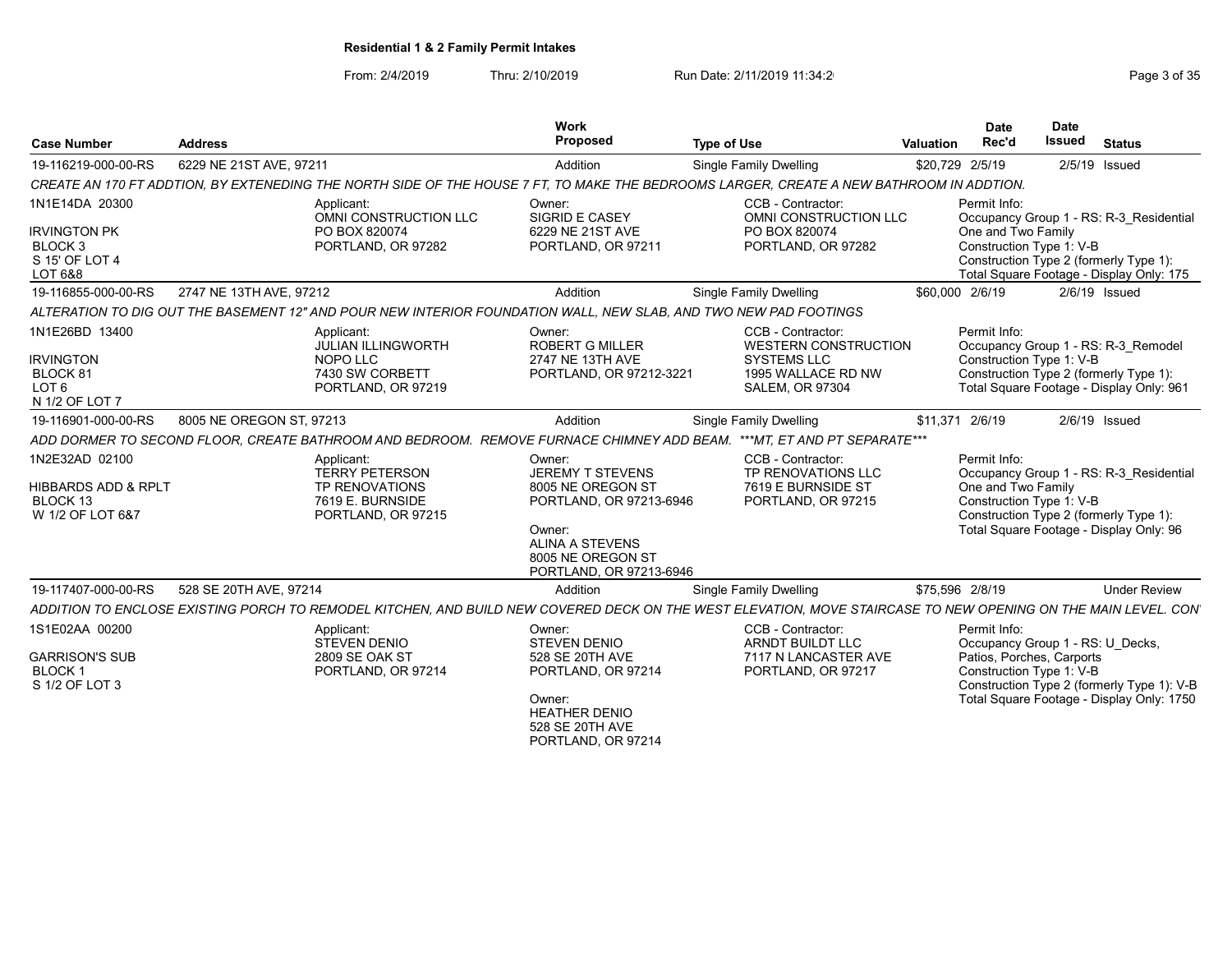## Residential 1 & 2 Family Permit Intakes

From: 2/4/2019 Thru: 2/10/2019 Run Date: 2/11/2019 11:34:2

| Case Number | Address | Work Proposed | Type of Use | Valuation | Date Rec'd | Date Issued | Status |
|---|---|---|---|---|---|---|---|
| 19-116219-000-00-RS | 6229 NE 21ST AVE, 97211 | Addition | Single Family Dwelling | $20,729 | 2/5/19 | 2/5/19 | Issued |

*CREATE AN 170 FT ADDTION, BY EXTENEDING THE NORTH SIDE OF THE HOUSE 7 FT, TO MAKE THE BEDROOMS LARGER, CREATE A NEW BATHROOM IN ADDTION.*

1N1E14DA 20300
IRVINGTON PK
BLOCK 3
S 15' OF LOT 4
LOT 6&8

Applicant: OMNI CONSTRUCTION LLC, PO BOX 820074, PORTLAND, OR 97282

Owner: SIGRID E CASEY, 6229 NE 21ST AVE, PORTLAND, OR 97211

CCB - Contractor: OMNI CONSTRUCTION LLC, PO BOX 820074, PORTLAND, OR 97282

Permit Info: Occupancy Group 1 - RS: R-3_Residential One and Two Family; Construction Type 1: V-B; Construction Type 2 (formerly Type 1):; Total Square Footage - Display Only: 175

| Case Number | Address | Work Proposed | Type of Use | Valuation | Date Rec'd | Date Issued | Status |
|---|---|---|---|---|---|---|---|
| 19-116855-000-00-RS | 2747 NE 13TH AVE, 97212 | Addition | Single Family Dwelling | $60,000 | 2/6/19 | 2/6/19 | Issued |

*ALTERATION TO DIG OUT THE BASEMENT 12" AND POUR NEW INTERIOR FOUNDATION WALL, NEW SLAB, AND TWO NEW PAD FOOTINGS*

1N1E26BD 13400
IRVINGTON
BLOCK 81
LOT 6
N 1/2 OF LOT 7

Applicant: JULIAN ILLINGWORTH, NOPO LLC, 7430 SW CORBETT, PORTLAND, OR 97219

Owner: ROBERT G MILLER, 2747 NE 13TH AVE, PORTLAND, OR 97212-3221

CCB - Contractor: WESTERN CONSTRUCTION SYSTEMS LLC, 1995 WALLACE RD NW, SALEM, OR 97304

Permit Info: Occupancy Group 1 - RS: R-3_Remodel; Construction Type 1: V-B; Construction Type 2 (formerly Type 1):; Total Square Footage - Display Only: 961

| Case Number | Address | Work Proposed | Type of Use | Valuation | Date Rec'd | Date Issued | Status |
|---|---|---|---|---|---|---|---|
| 19-116901-000-00-RS | 8005 NE OREGON ST, 97213 | Addition | Single Family Dwelling | $11,371 | 2/6/19 | 2/6/19 | Issued |

*ADD DORMER TO SECOND FLOOR, CREATE BATHROOM AND BEDROOM. REMOVE FURNACE CHIMNEY ADD BEAM. ***MT, ET AND PT SEPARATE****

1N2E32AD 02100
HIBBARDS ADD & RPLT
BLOCK 13
W 1/2 OF LOT 6&7

Applicant: TERRY PETERSON, TP RENOVATIONS, 7619 E. BURNSIDE, PORTLAND, OR 97215

Owner: JEREMY T STEVENS, 8005 NE OREGON ST, PORTLAND, OR 97213-6946

Owner: ALINA A STEVENS, 8005 NE OREGON ST, PORTLAND, OR 97213-6946

CCB - Contractor: TP RENOVATIONS LLC, 7619 E BURNSIDE ST, PORTLAND, OR 97215

Permit Info: Occupancy Group 1 - RS: R-3_Residential One and Two Family; Construction Type 1: V-B; Construction Type 2 (formerly Type 1):; Total Square Footage - Display Only: 96

| Case Number | Address | Work Proposed | Type of Use | Valuation | Date Rec'd | Date Issued | Status |
|---|---|---|---|---|---|---|---|
| 19-117407-000-00-RS | 528 SE 20TH AVE, 97214 | Addition | Single Family Dwelling | $75,596 | 2/8/19 | | Under Review |

*ADDITION TO ENCLOSE EXISTING PORCH TO REMODEL KITCHEN, AND BUILD NEW COVERED DECK ON THE WEST ELEVATION, MOVE STAIRCASE TO NEW OPENING ON THE MAIN LEVEL. CON*

1S1E02AA 00200
GARRISON'S SUB
BLOCK 1
S 1/2 OF LOT 3

Applicant: STEVEN DENIO, 2809 SE OAK ST, PORTLAND, OR 97214

Owner: STEVEN DENIO, 528 SE 20TH AVE, PORTLAND, OR 97214

Owner: HEATHER DENIO, 528 SE 20TH AVE, PORTLAND, OR 97214

CCB - Contractor: ARNDT BUILDT LLC, 7117 N LANCASTER AVE, PORTLAND, OR 97217

Permit Info: Occupancy Group 1 - RS: U_Decks, Patios, Porches, Carports; Construction Type 1: V-B; Construction Type 2 (formerly Type 1): V-B; Total Square Footage - Display Only: 1750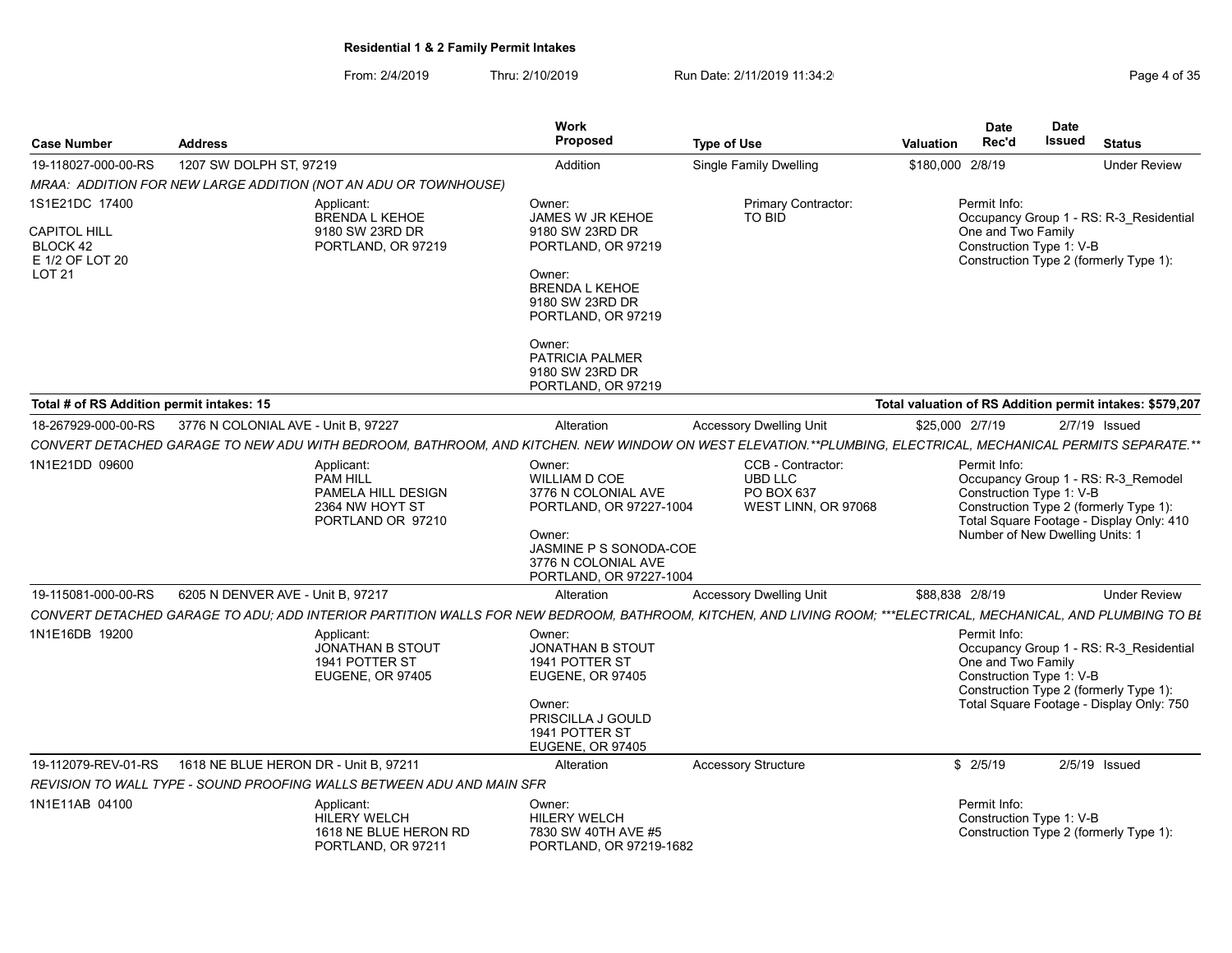## Residential 1 & 2 Family Permit Intakes

From: 2/4/2019 Thru: 2/10/2019 Run Date: 2/11/2019 11:34:2

| Case Number | Address | Work Proposed | Type of Use | Valuation | Date Rec'd | Date Issued | Status |
|---|---|---|---|---|---|---|---|
| 19-118027-000-00-RS | 1207 SW DOLPH ST, 97219 | Addition | Single Family Dwelling | $180,000 | 2/8/19 | | Under Review |

*MRAA: ADDITION FOR NEW LARGE ADDITION (NOT AN ADU OR TOWNHOUSE)*

1S1E21DC 17400
CAPITOL HILL
BLOCK 42
E 1/2 OF LOT 20
LOT 21

Applicant:
BRENDA L KEHOE
9180 SW 23RD DR
PORTLAND, OR 97219

Owner:
JAMES W JR KEHOE
9180 SW 23RD DR
PORTLAND, OR 97219

Owner:
BRENDA L KEHOE
9180 SW 23RD DR
PORTLAND, OR 97219

Owner:
PATRICIA PALMER
9180 SW 23RD DR
PORTLAND, OR 97219

Primary Contractor:
TO BID

Permit Info:
Occupancy Group 1 - RS: R-3_Residential One and Two Family
Construction Type 1: V-B
Construction Type 2 (formerly Type 1):

**Total # of RS Addition permit intakes: 15**

**Total valuation of RS Addition permit intakes: $579,207**

| Case Number | Address | Work Proposed | Type of Use | Valuation | Date Rec'd | Date Issued | Status |
|---|---|---|---|---|---|---|---|
| 18-267929-000-00-RS | 3776 N COLONIAL AVE - Unit B, 97227 | Alteration | Accessory Dwelling Unit | $25,000 | 2/7/19 | 2/7/19 | Issued |

*CONVERT DETACHED GARAGE TO NEW ADU WITH BEDROOM, BATHROOM, AND KITCHEN. NEW WINDOW ON WEST ELEVATION.**PLUMBING, ELECTRICAL, MECHANICAL PERMITS SEPARATE.***

1N1E21DD 09600

Applicant:
PAM HILL
PAMELA HILL DESIGN
2364 NW HOYT ST
PORTLAND OR 97210

Owner:
WILLIAM D COE
3776 N COLONIAL AVE
PORTLAND, OR 97227-1004

Owner:
JASMINE P S SONODA-COE
3776 N COLONIAL AVE
PORTLAND, OR 97227-1004

CCB - Contractor:
UBD LLC
PO BOX 637
WEST LINN, OR 97068

Permit Info:
Occupancy Group 1 - RS: R-3_Remodel
Construction Type 1: V-B
Construction Type 2 (formerly Type 1):
Total Square Footage - Display Only: 410
Number of New Dwelling Units: 1

| Case Number | Address | Work Proposed | Type of Use | Valuation | Date Rec'd | Date Issued | Status |
|---|---|---|---|---|---|---|---|
| 19-115081-000-00-RS | 6205 N DENVER AVE - Unit B, 97217 | Alteration | Accessory Dwelling Unit | $88,838 | 2/8/19 | | Under Review |

*CONVERT DETACHED GARAGE TO ADU; ADD INTERIOR PARTITION WALLS FOR NEW BEDROOM, BATHROOM, KITCHEN, AND LIVING ROOM; ***ELECTRICAL, MECHANICAL, AND PLUMBING TO BE*

1N1E16DB 19200

Applicant:
JONATHAN B STOUT
1941 POTTER ST
EUGENE, OR 97405

Owner:
JONATHAN B STOUT
1941 POTTER ST
EUGENE, OR 97405

Owner:
PRISCILLA J GOULD
1941 POTTER ST
EUGENE, OR 97405

Permit Info:
Occupancy Group 1 - RS: R-3_Residential One and Two Family
Construction Type 1: V-B
Construction Type 2 (formerly Type 1):
Total Square Footage - Display Only: 750

| Case Number | Address | Work Proposed | Type of Use | Valuation | Date Rec'd | Date Issued | Status |
|---|---|---|---|---|---|---|---|
| 19-112079-REV-01-RS | 1618 NE BLUE HERON DR - Unit B, 97211 | Alteration | Accessory Structure | $ | 2/5/19 | 2/5/19 | Issued |

*REVISION TO WALL TYPE - SOUND PROOFING WALLS BETWEEN ADU AND MAIN SFR*

1N1E11AB 04100

Applicant:
HILERY WELCH
1618 NE BLUE HERON RD
PORTLAND, OR 97211

Owner:
HILERY WELCH
7830 SW 40TH AVE #5
PORTLAND, OR 97219-1682

Permit Info:
Construction Type 1: V-B
Construction Type 2 (formerly Type 1):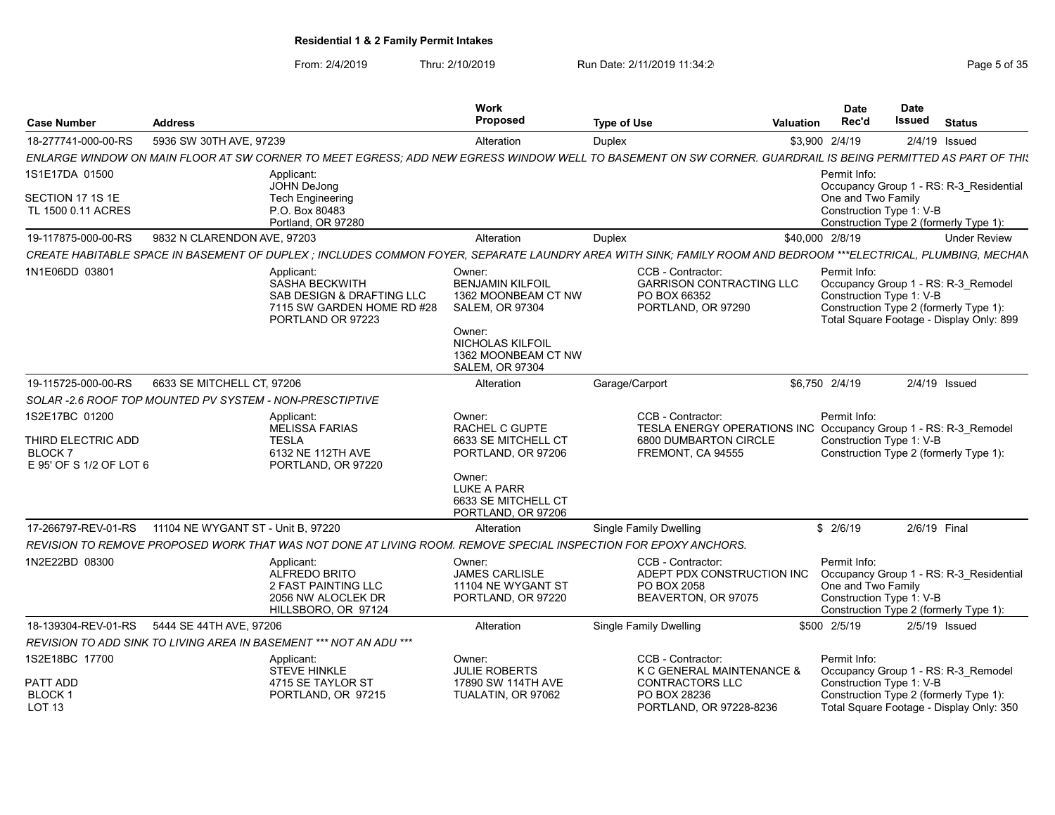**Residential 1 & 2 Family Permit Intakes**

From: 2/4/2019 Thru: 2/10/2019 Run Date: 2/11/2019 11:34:2

| Case Number | Address | Work Proposed | Type of Use | Valuation | Date Rec'd | Date Issued | Status |
|---|---|---|---|---|---|---|---|
| 18-277741-000-00-RS | 5936 SW 30TH AVE, 97239 | Alteration | Duplex | $3,900 | 2/4/19 | 2/4/19 | Issued |

*ENLARGE WINDOW ON MAIN FLOOR AT SW CORNER TO MEET EGRESS; ADD NEW EGRESS WINDOW WELL TO BASEMENT ON SW CORNER. GUARDRAIL IS BEING PERMITTED AS PART OF THIS*

1S1E17DA 01500
SECTION 17 1S 1E
TL 1500 0.11 ACRES

Applicant:
JOHN DeJong
Tech Engineering
P.O. Box 80483
Portland, OR 97280

Permit Info:
Occupancy Group 1 - RS: R-3_Residential One and Two Family
Construction Type 1: V-B
Construction Type 2 (formerly Type 1):

| Case Number | Address | Work Proposed | Type of Use | Valuation | Date Rec'd | Date Issued | Status |
|---|---|---|---|---|---|---|---|
| 19-117875-000-00-RS | 9832 N CLARENDON AVE, 97203 | Alteration | Duplex | $40,000 | 2/8/19 | | Under Review |

*CREATE HABITABLE SPACE IN BASEMENT OF DUPLEX ; INCLUDES COMMON FOYER, SEPARATE LAUNDRY AREA WITH SINK; FAMILY ROOM AND BEDROOM \*\*\*ELECTRICAL, PLUMBING, MECHAN*

1N1E06DD 03801

Applicant:
SASHA BECKWITH
SAB DESIGN & DRAFTING LLC
7115 SW GARDEN HOME RD #28
PORTLAND OR 97223

Owner:
BENJAMIN KILFOIL
1362 MOONBEAM CT NW
SALEM, OR 97304

Owner:
NICHOLAS KILFOIL
1362 MOONBEAM CT NW
SALEM, OR 97304

CCB - Contractor:
GARRISON CONTRACTING LLC
PO BOX 66352
PORTLAND, OR 97290

Permit Info:
Occupancy Group 1 - RS: R-3_Remodel
Construction Type 1: V-B
Construction Type 2 (formerly Type 1):
Total Square Footage - Display Only: 899

| Case Number | Address | Work Proposed | Type of Use | Valuation | Date Rec'd | Date Issued | Status |
|---|---|---|---|---|---|---|---|
| 19-115725-000-00-RS | 6633 SE MITCHELL CT, 97206 | Alteration | Garage/Carport | $6,750 | 2/4/19 | 2/4/19 | Issued |

*SOLAR -2.6 ROOF TOP MOUNTED PV SYSTEM - NON-PRESCTIPTIVE*

1S2E17BC 01200
THIRD ELECTRIC ADD
BLOCK 7
E 95' OF S 1/2 OF LOT 6

Applicant:
MELISSA FARIAS
TESLA
6132 NE 112TH AVE
PORTLAND, OR 97220

Owner:
RACHEL C GUPTE
6633 SE MITCHELL CT
PORTLAND, OR 97206

Owner:
LUKE A PARR
6633 SE MITCHELL CT
PORTLAND, OR 97206

CCB - Contractor:
TESLA ENERGY OPERATIONS INC
6800 DUMBARTON CIRCLE
FREMONT, CA 94555

Permit Info:
Occupancy Group 1 - RS: R-3_Remodel
Construction Type 1: V-B
Construction Type 2 (formerly Type 1):

| Case Number | Address | Work Proposed | Type of Use | Valuation | Date Rec'd | Date Issued | Status |
|---|---|---|---|---|---|---|---|
| 17-266797-REV-01-RS | 11104 NE WYGANT ST - Unit B, 97220 | Alteration | Single Family Dwelling | $ | 2/6/19 | 2/6/19 | Final |

*REVISION TO REMOVE PROPOSED WORK THAT WAS NOT DONE AT LIVING ROOM. REMOVE SPECIAL INSPECTION FOR EPOXY ANCHORS.*

1N2E22BD 08300

Applicant:
ALFREDO BRITO
2 FAST PAINTING LLC
2056 NW ALOCLEK DR
HILLSBORO, OR 97124

Owner:
JAMES CARLISLE
11104 NE WYGANT ST
PORTLAND, OR 97220

CCB - Contractor:
ADEPT PDX CONSTRUCTION INC
PO BOX 2058
BEAVERTON, OR 97075

Permit Info:
Occupancy Group 1 - RS: R-3_Residential One and Two Family
Construction Type 1: V-B
Construction Type 2 (formerly Type 1):

| Case Number | Address | Work Proposed | Type of Use | Valuation | Date Rec'd | Date Issued | Status |
|---|---|---|---|---|---|---|---|
| 18-139304-REV-01-RS | 5444 SE 44TH AVE, 97206 | Alteration | Single Family Dwelling | $500 | 2/5/19 | 2/5/19 | Issued |

*REVISION TO ADD SINK TO LIVING AREA IN BASEMENT \*\*\* NOT AN ADU \*\*\**

1S2E18BC 17700
PATT ADD
BLOCK 1
LOT 13

Applicant:
STEVE HINKLE
4715 SE TAYLOR ST
PORTLAND, OR 97215

Owner:
JULIE ROBERTS
17890 SW 114TH AVE
TUALATIN, OR 97062

CCB - Contractor:
K C GENERAL MAINTENANCE & CONTRACTORS LLC
PO BOX 28236
PORTLAND, OR 97228-8236

Permit Info:
Occupancy Group 1 - RS: R-3_Remodel
Construction Type 1: V-B
Construction Type 2 (formerly Type 1):
Total Square Footage - Display Only: 350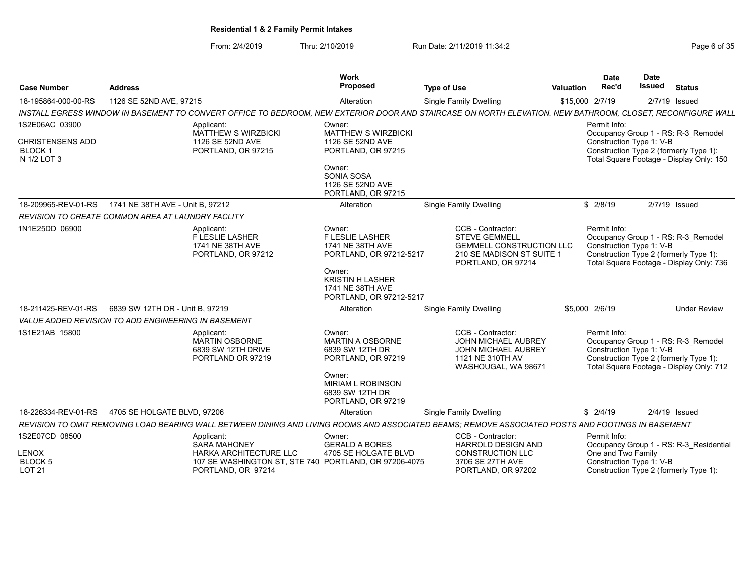**Residential 1 & 2 Family Permit Intakes**

From: 2/4/2019 Thru: 2/10/2019 Run Date: 2/11/2019 11:34:2

| Case Number | Address | Work Proposed | Type of Use | Valuation | Date Rec'd | Date Issued | Status |
|---|---|---|---|---|---|---|---|
| 18-195864-000-00-RS | 1126 SE 52ND AVE, 97215 | Alteration | Single Family Dwelling | $15,000 | 2/7/19 | 2/7/19 | Issued |

*INSTALL EGRESS WINDOW IN BASEMENT TO CONVERT OFFICE TO BEDROOM, NEW EXTERIOR DOOR AND STAIRCASE ON NORTH ELEVATION. NEW BATHROOM, CLOSET, RECONFIGURE WALL*

1S2E06AC 03900
CHRISTENSENS ADD
BLOCK 1
N 1/2 LOT 3

Applicant:
MATTHEW S WIRZBICKI
1126 SE 52ND AVE
PORTLAND, OR 97215

Owner:
MATTHEW S WIRZBICKI
1126 SE 52ND AVE
PORTLAND, OR 97215

Owner:
SONIA SOSA
1126 SE 52ND AVE
PORTLAND, OR 97215

Permit Info:
Occupancy Group 1 - RS: R-3_Remodel
Construction Type 1: V-B
Construction Type 2 (formerly Type 1):
Total Square Footage - Display Only: 150

| Case Number | Address | Work Proposed | Type of Use | Valuation | Date Rec'd | Date Issued | Status |
|---|---|---|---|---|---|---|---|
| 18-209965-REV-01-RS | 1741 NE 38TH AVE - Unit B, 97212 | Alteration | Single Family Dwelling | $ | 2/8/19 | 2/7/19 | Issued |

*REVISION TO CREATE COMMON AREA AT LAUNDRY FACLITY*

1N1E25DD 06900

Applicant:
F LESLIE LASHER
1741 NE 38TH AVE
PORTLAND, OR 97212

Owner:
F LESLIE LASHER
1741 NE 38TH AVE
PORTLAND, OR 97212-5217

Owner:
KRISTIN H LASHER
1741 NE 38TH AVE
PORTLAND, OR 97212-5217

CCB - Contractor:
STEVE GEMMELL
GEMMELL CONSTRUCTION LLC
210 SE MADISON ST SUITE 1
PORTLAND, OR 97214

Permit Info:
Occupancy Group 1 - RS: R-3_Remodel
Construction Type 1: V-B
Construction Type 2 (formerly Type 1):
Total Square Footage - Display Only: 736

| Case Number | Address | Work Proposed | Type of Use | Valuation | Date Rec'd | Date Issued | Status |
|---|---|---|---|---|---|---|---|
| 18-211425-REV-01-RS | 6839 SW 12TH DR - Unit B, 97219 | Alteration | Single Family Dwelling | $5,000 | 2/6/19 | | Under Review |

*VALUE ADDED REVISION TO ADD ENGINEERING IN BASEMENT*

1S1E21AB 15800

Applicant:
MARTIN OSBORNE
6839 SW 12TH DRIVE
PORTLAND OR 97219

Owner:
MARTIN A OSBORNE
6839 SW 12TH DR
PORTLAND, OR 97219

Owner:
MIRIAM L ROBINSON
6839 SW 12TH DR
PORTLAND, OR 97219

CCB - Contractor:
JOHN MICHAEL AUBREY
JOHN MICHAEL AUBREY
1121 NE 310TH AV
WASHOUGAL, WA 98671

Permit Info:
Occupancy Group 1 - RS: R-3_Remodel
Construction Type 1: V-B
Construction Type 2 (formerly Type 1):
Total Square Footage - Display Only: 712

| Case Number | Address | Work Proposed | Type of Use | Valuation | Date Rec'd | Date Issued | Status |
|---|---|---|---|---|---|---|---|
| 18-226334-REV-01-RS | 4705 SE HOLGATE BLVD, 97206 | Alteration | Single Family Dwelling | $ | 2/4/19 | 2/4/19 | Issued |

*REVISION TO OMIT REMOVING LOAD BEARING WALL BETWEEN DINING AND LIVING ROOMS AND ASSOCIATED BEAMS; REMOVE ASSOCIATED POSTS AND FOOTINGS IN BASEMENT*

1S2E07CD 08500
LENOX
BLOCK 5
LOT 21

Applicant:
SARA MAHONEY
HARKA ARCHITECTURE LLC
107 SE WASHINGTON ST, STE 740
PORTLAND, OR 97214

Owner:
GERALD A BORES
4705 SE HOLGATE BLVD
PORTLAND, OR 97206-4075

CCB - Contractor:
HARROLD DESIGN AND
CONSTRUCTION LLC
3706 SE 27TH AVE
PORTLAND, OR 97202

Permit Info:
Occupancy Group 1 - RS: R-3_Residential
One and Two Family
Construction Type 1: V-B
Construction Type 2 (formerly Type 1):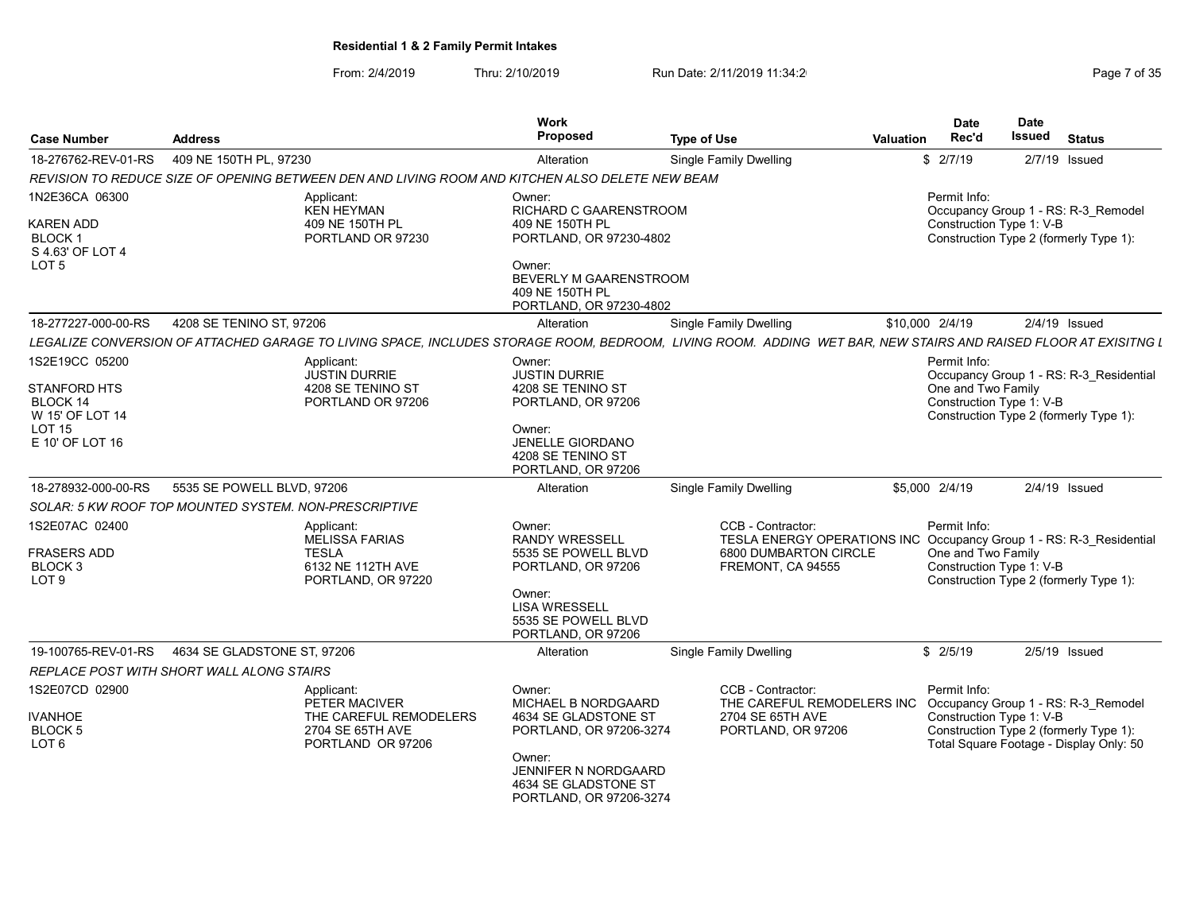**Residential 1 & 2 Family Permit Intakes**

From: 2/4/2019 Thru: 2/10/2019 Run Date: 2/11/2019 11:34:2

| Case Number | Address | Work Proposed | Type of Use | Valuation | Date Rec'd | Date Issued | Status |
|---|---|---|---|---|---|---|---|
| 18-276762-REV-01-RS | 409 NE 150TH PL, 97230 | Alteration | Single Family Dwelling | $ | 2/7/19 | 2/7/19 | Issued |
| 18-277227-000-00-RS | 4208 SE TENINO ST, 97206 | Alteration | Single Family Dwelling | $10,000 | 2/4/19 | 2/4/19 | Issued |
| 18-278932-000-00-RS | 5535 SE POWELL BLVD, 97206 | Alteration | Single Family Dwelling | $5,000 | 2/4/19 | 2/4/19 | Issued |
| 19-100765-REV-01-RS | 4634 SE GLADSTONE ST, 97206 | Alteration | Single Family Dwelling | $ | 2/5/19 | 2/5/19 | Issued |

---

**18-276762-REV-01-RS** — 409 NE 150TH PL, 97230

*REVISION TO REDUCE SIZE OF OPENING BETWEEN DEN AND LIVING ROOM AND KITCHEN ALSO DELETE NEW BEAM*

1N2E36CA 06300
KAREN ADD
BLOCK 1
S 4.63' OF LOT 4
LOT 5

Applicant:
KEN HEYMAN
409 NE 150TH PL
PORTLAND OR 97230

Owner:
RICHARD C GAARENSTROOM
409 NE 150TH PL
PORTLAND, OR 97230-4802

Owner:
BEVERLY M GAARENSTROOM
409 NE 150TH PL
PORTLAND, OR 97230-4802

Permit Info:
Occupancy Group 1 - RS: R-3_Remodel
Construction Type 1: V-B
Construction Type 2 (formerly Type 1):

---

**18-277227-000-00-RS** — 4208 SE TENINO ST, 97206

*LEGALIZE CONVERSION OF ATTACHED GARAGE TO LIVING SPACE, INCLUDES STORAGE ROOM, BEDROOM, LIVING ROOM. ADDING WET BAR, NEW STAIRS AND RAISED FLOOR AT EXISITNG L*

1S2E19CC 05200
STANFORD HTS
BLOCK 14
W 15' OF LOT 14
LOT 15
E 10' OF LOT 16

Applicant:
JUSTIN DURRIE
4208 SE TENINO ST
PORTLAND OR 97206

Owner:
JUSTIN DURRIE
4208 SE TENINO ST
PORTLAND, OR 97206

Owner:
JENELLE GIORDANO
4208 SE TENINO ST
PORTLAND, OR 97206

Permit Info:
Occupancy Group 1 - RS: R-3_Residential One and Two Family
Construction Type 1: V-B
Construction Type 2 (formerly Type 1):

---

**18-278932-000-00-RS** — 5535 SE POWELL BLVD, 97206

*SOLAR: 5 KW ROOF TOP MOUNTED SYSTEM. NON-PRESCRIPTIVE*

1S2E07AC 02400
FRASERS ADD
BLOCK 3
LOT 9

Applicant:
MELISSA FARIAS
TESLA
6132 NE 112TH AVE
PORTLAND, OR 97220

Owner:
RANDY WRESSELL
5535 SE POWELL BLVD
PORTLAND, OR 97206

Owner:
LISA WRESSELL
5535 SE POWELL BLVD
PORTLAND, OR 97206

CCB - Contractor:
TESLA ENERGY OPERATIONS INC
6800 DUMBARTON CIRCLE
FREMONT, CA 94555

Permit Info:
Occupancy Group 1 - RS: R-3_Residential One and Two Family
Construction Type 1: V-B
Construction Type 2 (formerly Type 1):

---

**19-100765-REV-01-RS** — 4634 SE GLADSTONE ST, 97206

*REPLACE POST WITH SHORT WALL ALONG STAIRS*

1S2E07CD 02900
IVANHOE
BLOCK 5
LOT 6

Applicant:
PETER MACIVER
THE CAREFUL REMODELERS
2704 SE 65TH AVE
PORTLAND OR 97206

Owner:
MICHAEL B NORDGAARD
4634 SE GLADSTONE ST
PORTLAND, OR 97206-3274

Owner:
JENNIFER N NORDGAARD
4634 SE GLADSTONE ST
PORTLAND, OR 97206-3274

CCB - Contractor:
THE CAREFUL REMODELERS INC
2704 SE 65TH AVE
PORTLAND, OR 97206

Permit Info:
Occupancy Group 1 - RS: R-3_Remodel
Construction Type 1: V-B
Construction Type 2 (formerly Type 1):
Total Square Footage - Display Only: 50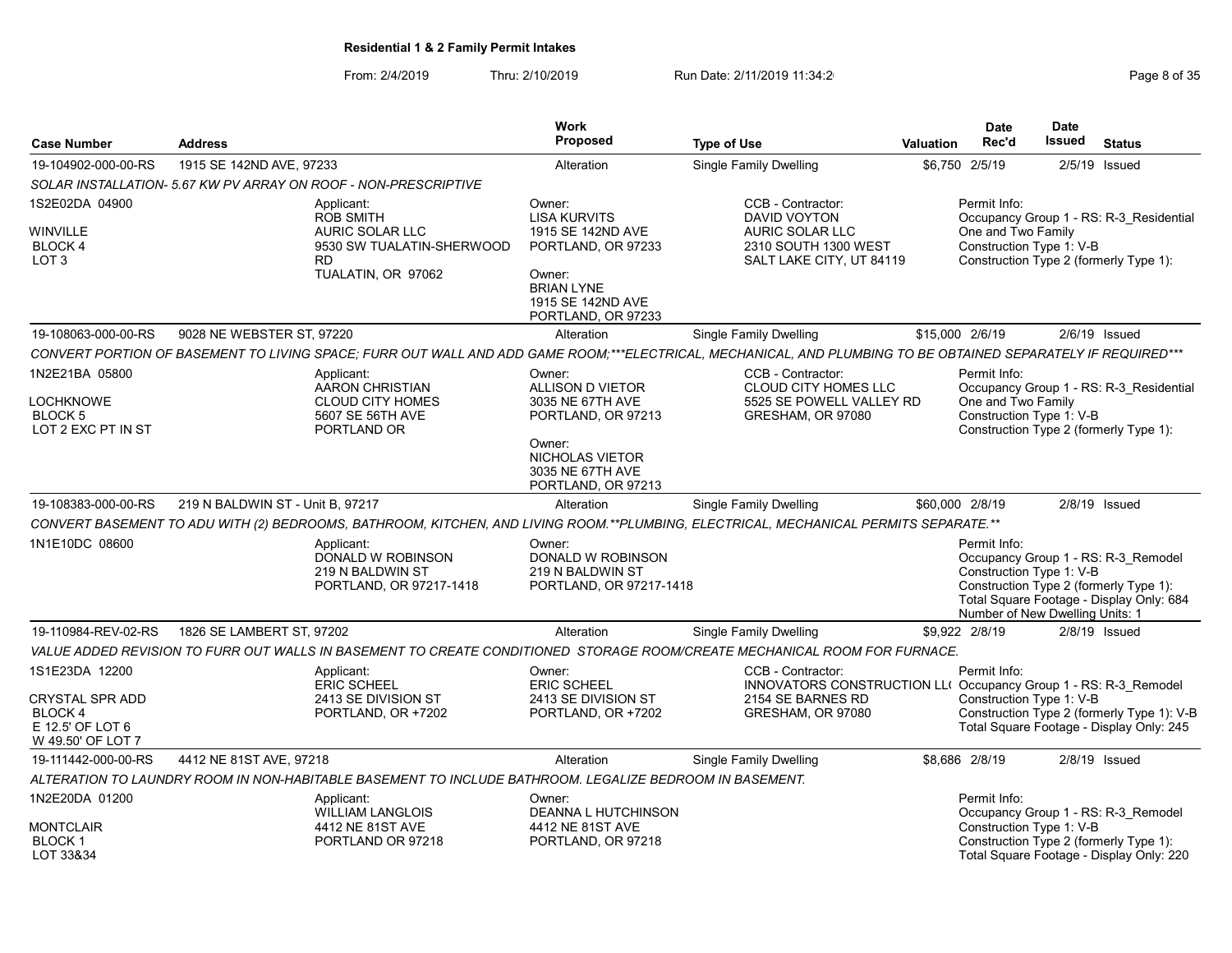## Residential 1 & 2 Family Permit Intakes

From: 2/4/2019 Thru: 2/10/2019 Run Date: 2/11/2019 11:34:2

| Case Number | Address | Work Proposed | Type of Use | Valuation | Date Rec'd | Date Issued | Status |
|---|---|---|---|---|---|---|---|
| 19-104902-000-00-RS | 1915 SE 142ND AVE, 97233 | Alteration | Single Family Dwelling | $6,750 | 2/5/19 | 2/5/19 | Issued |

*SOLAR INSTALLATION- 5.67 KW PV ARRAY ON ROOF - NON-PRESCRIPTIVE*

1S2E02DA 04900
WINVILLE
BLOCK 4
LOT 3

Applicant: ROB SMITH, AURIC SOLAR LLC, 9530 SW TUALATIN-SHERWOOD RD, TUALATIN, OR 97062

Owner: LISA KURVITS, 1915 SE 142ND AVE, PORTLAND, OR 97233

Owner: BRIAN LYNE, 1915 SE 142ND AVE, PORTLAND, OR 97233

CCB - Contractor: DAVID VOYTON, AURIC SOLAR LLC, 2310 SOUTH 1300 WEST, SALT LAKE CITY, UT 84119

Permit Info: Occupancy Group 1 - RS: R-3_Residential One and Two Family; Construction Type 1: V-B; Construction Type 2 (formerly Type 1):

| Case Number | Address | Work Proposed | Type of Use | Valuation | Date Rec'd | Date Issued | Status |
|---|---|---|---|---|---|---|---|
| 19-108063-000-00-RS | 9028 NE WEBSTER ST, 97220 | Alteration | Single Family Dwelling | $15,000 | 2/6/19 | 2/6/19 | Issued |

*CONVERT PORTION OF BASEMENT TO LIVING SPACE; FURR OUT WALL AND ADD GAME ROOM;***ELECTRICAL, MECHANICAL, AND PLUMBING TO BE OBTAINED SEPARATELY IF REQUIRED****

1N2E21BA 05800
LOCHKNOWE
BLOCK 5
LOT 2 EXC PT IN ST

Applicant: AARON CHRISTIAN, CLOUD CITY HOMES, 5607 SE 56TH AVE, PORTLAND OR

Owner: ALLISON D VIETOR, 3035 NE 67TH AVE, PORTLAND, OR 97213

Owner: NICHOLAS VIETOR, 3035 NE 67TH AVE, PORTLAND, OR 97213

CCB - Contractor: CLOUD CITY HOMES LLC, 5525 SE POWELL VALLEY RD, GRESHAM, OR 97080

Permit Info: Occupancy Group 1 - RS: R-3_Residential One and Two Family; Construction Type 1: V-B; Construction Type 2 (formerly Type 1):

| Case Number | Address | Work Proposed | Type of Use | Valuation | Date Rec'd | Date Issued | Status |
|---|---|---|---|---|---|---|---|
| 19-108383-000-00-RS | 219 N BALDWIN ST - Unit B, 97217 | Alteration | Single Family Dwelling | $60,000 | 2/8/19 | 2/8/19 | Issued |

*CONVERT BASEMENT TO ADU WITH (2) BEDROOMS, BATHROOM, KITCHEN, AND LIVING ROOM.**PLUMBING, ELECTRICAL, MECHANICAL PERMITS SEPARATE.***

1N1E10DC 08600

Applicant: DONALD W ROBINSON, 219 N BALDWIN ST, PORTLAND, OR 97217-1418

Owner: DONALD W ROBINSON, 219 N BALDWIN ST, PORTLAND, OR 97217-1418

Permit Info: Occupancy Group 1 - RS: R-3_Remodel; Construction Type 1: V-B; Construction Type 2 (formerly Type 1):; Total Square Footage - Display Only: 684; Number of New Dwelling Units: 1

| Case Number | Address | Work Proposed | Type of Use | Valuation | Date Rec'd | Date Issued | Status |
|---|---|---|---|---|---|---|---|
| 19-110984-REV-02-RS | 1826 SE LAMBERT ST, 97202 | Alteration | Single Family Dwelling | $9,922 | 2/8/19 | 2/8/19 | Issued |

*VALUE ADDED REVISION TO FURR OUT WALLS IN BASEMENT TO CREATE CONDITIONED STORAGE ROOM/CREATE MECHANICAL ROOM FOR FURNACE.*

1S1E23DA 12200
CRYSTAL SPR ADD
BLOCK 4
E 12.5' OF LOT 6
W 49.50' OF LOT 7

Applicant: ERIC SCHEEL, 2413 SE DIVISION ST, PORTLAND, OR +7202

Owner: ERIC SCHEEL, 2413 SE DIVISION ST, PORTLAND, OR +7202

CCB - Contractor: INNOVATORS CONSTRUCTION LL(, 2154 SE BARNES RD, GRESHAM, OR 97080

Permit Info: Occupancy Group 1 - RS: R-3_Remodel; Construction Type 1: V-B; Construction Type 2 (formerly Type 1): V-B; Total Square Footage - Display Only: 245

| Case Number | Address | Work Proposed | Type of Use | Valuation | Date Rec'd | Date Issued | Status |
|---|---|---|---|---|---|---|---|
| 19-111442-000-00-RS | 4412 NE 81ST AVE, 97218 | Alteration | Single Family Dwelling | $8,686 | 2/8/19 | 2/8/19 | Issued |

*ALTERATION TO LAUNDRY ROOM IN NON-HABITABLE BASEMENT TO INCLUDE BATHROOM. LEGALIZE BEDROOM IN BASEMENT.*

1N2E20DA 01200
MONTCLAIR
BLOCK 1
LOT 33&34

Applicant: WILLIAM LANGLOIS, 4412 NE 81ST AVE, PORTLAND OR 97218

Owner: DEANNA L HUTCHINSON, 4412 NE 81ST AVE, PORTLAND, OR 97218

Permit Info: Occupancy Group 1 - RS: R-3_Remodel; Construction Type 1: V-B; Construction Type 2 (formerly Type 1):; Total Square Footage - Display Only: 220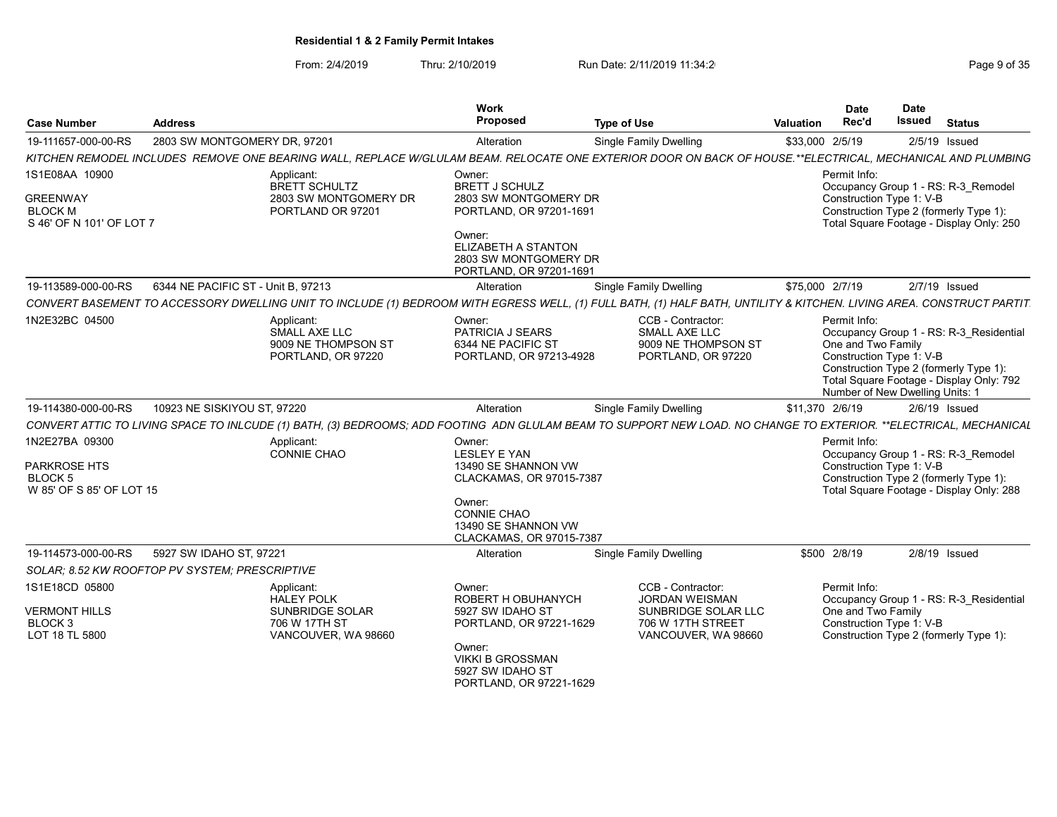**Residential 1 & 2 Family Permit Intakes**

From: 2/4/2019 Thru: 2/10/2019 Run Date: 2/11/2019 11:34:2

| Case Number | Address | Work Proposed | Type of Use | Valuation | Date Rec'd | Date Issued | Status |
|---|---|---|---|---|---|---|---|
| 19-111657-000-00-RS | 2803 SW MONTGOMERY DR, 97201 | Alteration | Single Family Dwelling | $33,000 | 2/5/19 | 2/5/19 | Issued |

*KITCHEN REMODEL INCLUDES REMOVE ONE BEARING WALL, REPLACE W/GLULAM BEAM. RELOCATE ONE EXTERIOR DOOR ON BACK OF HOUSE.**ELECTRICAL, MECHANICAL AND PLUMBING*

1S1E08AA 10900
GREENWAY
BLOCK M
S 46' OF N 101' OF LOT 7

Applicant:
BRETT SCHULTZ
2803 SW MONTGOMERY DR
PORTLAND OR 97201

Owner:
BRETT J SCHULTZ
2803 SW MONTGOMERY DR
PORTLAND, OR 97201-1691

Owner:
ELIZABETH A STANTON
2803 SW MONTGOMERY DR
PORTLAND, OR 97201-1691

Permit Info:
Occupancy Group 1 - RS: R-3_Remodel
Construction Type 1: V-B
Construction Type 2 (formerly Type 1):
Total Square Footage - Display Only: 250

---

| Case Number | Address | Work Proposed | Type of Use | Valuation | Date Rec'd | Date Issued | Status |
|---|---|---|---|---|---|---|---|
| 19-113589-000-00-RS | 6344 NE PACIFIC ST - Unit B, 97213 | Alteration | Single Family Dwelling | $75,000 | 2/7/19 | 2/7/19 | Issued |

*CONVERT BASEMENT TO ACCESSORY DWELLING UNIT TO INCLUDE (1) BEDROOM WITH EGRESS WELL, (1) FULL BATH, (1) HALF BATH, UNTILITY & KITCHEN. LIVING AREA. CONSTRUCT PARTIT*

1N2E32BC 04500

Applicant:
SMALL AXE LLC
9009 NE THOMPSON ST
PORTLAND, OR 97220

Owner:
PATRICIA J SEARS
6344 NE PACIFIC ST
PORTLAND, OR 97213-4928

CCB - Contractor:
SMALL AXE LLC
9009 NE THOMPSON ST
PORTLAND, OR 97220

Permit Info:
Occupancy Group 1 - RS: R-3_Residential One and Two Family
Construction Type 1: V-B
Construction Type 2 (formerly Type 1):
Total Square Footage - Display Only: 792
Number of New Dwelling Units: 1

---

| Case Number | Address | Work Proposed | Type of Use | Valuation | Date Rec'd | Date Issued | Status |
|---|---|---|---|---|---|---|---|
| 19-114380-000-00-RS | 10923 NE SISKIYOU ST, 97220 | Alteration | Single Family Dwelling | $11,370 | 2/6/19 | 2/6/19 | Issued |

*CONVERT ATTIC TO LIVING SPACE TO INLCUDE (1) BATH, (3) BEDROOMS; ADD FOOTING ADN GLULAM BEAM TO SUPPORT NEW LOAD. NO CHANGE TO EXTERIOR. **ELECTRICAL, MECHANICAL*

1N2E27BA 09300
PARKROSE HTS
BLOCK 5
W 85' OF S 85' OF LOT 15

Applicant:
CONNIE CHAO

Owner:
LESLEY E YAN
13490 SE SHANNON VW
CLACKAMAS, OR 97015-7387

Owner:
CONNIE CHAO
13490 SE SHANNON VW
CLACKAMAS, OR 97015-7387

Permit Info:
Occupancy Group 1 - RS: R-3_Remodel
Construction Type 1: V-B
Construction Type 2 (formerly Type 1):
Total Square Footage - Display Only: 288

---

| Case Number | Address | Work Proposed | Type of Use | Valuation | Date Rec'd | Date Issued | Status |
|---|---|---|---|---|---|---|---|
| 19-114573-000-00-RS | 5927 SW IDAHO ST, 97221 | Alteration | Single Family Dwelling | $500 | 2/8/19 | 2/8/19 | Issued |

*SOLAR; 8.52 KW ROOFTOP PV SYSTEM; PRESCRIPTIVE*

1S1E18CD 05800
VERMONT HILLS
BLOCK 3
LOT 18 TL 5800

Applicant:
HALEY POLK
SUNBRIDGE SOLAR
706 W 17TH ST
VANCOUVER, WA 98660

Owner:
ROBERT H OBUHANYCH
5927 SW IDAHO ST
PORTLAND, OR 97221-1629

Owner:
VIKKI B GROSSMAN
5927 SW IDAHO ST
PORTLAND, OR 97221-1629

CCB - Contractor:
JORDAN WEISMAN
SUNBRIDGE SOLAR LLC
706 W 17TH STREET
VANCOUVER, WA 98660

Permit Info:
Occupancy Group 1 - RS: R-3_Residential One and Two Family
Construction Type 1: V-B
Construction Type 2 (formerly Type 1):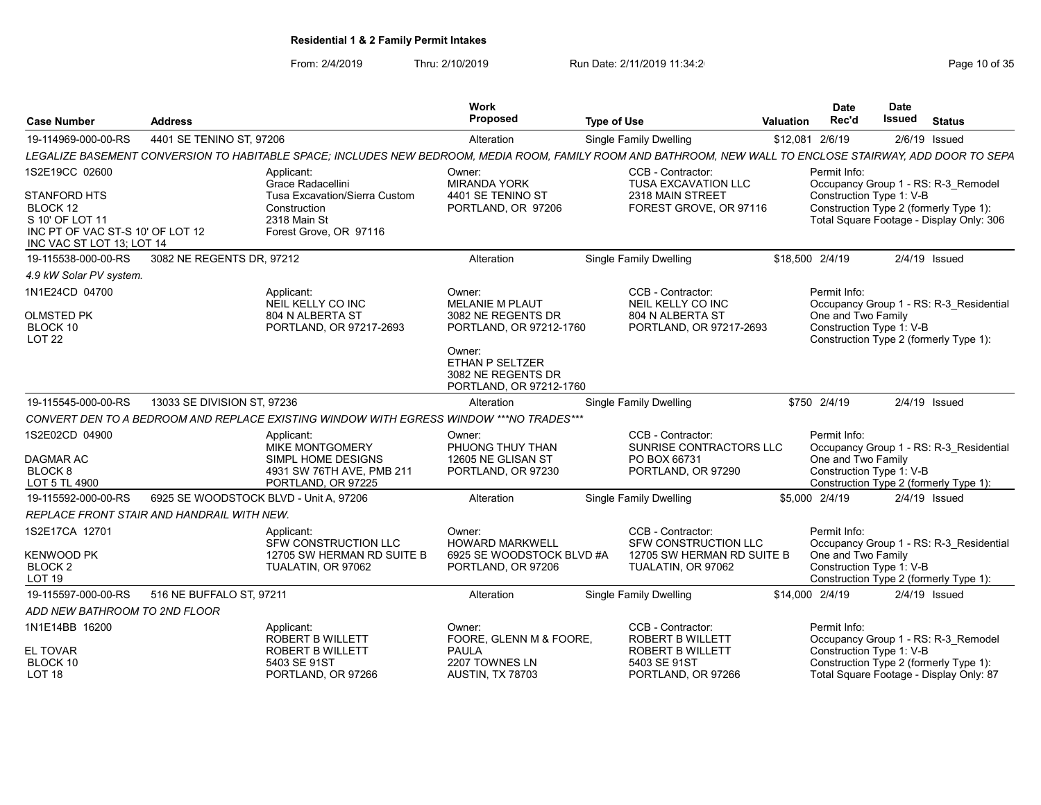**Residential 1 & 2 Family Permit Intakes**

From: 2/4/2019 Thru: 2/10/2019 Run Date: 2/11/2019 11:34:2

| Case Number | Address | Work Proposed | Type of Use | Valuation | Date Rec'd | Date Issued | Status |
|---|---|---|---|---|---|---|---|
| 19-114969-000-00-RS | 4401 SE TENINO ST, 97206 | Alteration | Single Family Dwelling | $12,081 | 2/6/19 | 2/6/19 | Issued |

*LEGALIZE BASEMENT CONVERSION TO HABITABLE SPACE; INCLUDES NEW BEDROOM, MEDIA ROOM, FAMILY ROOM AND BATHROOM, NEW WALL TO ENCLOSE STAIRWAY, ADD DOOR TO SEPA*

| Legal Description | Applicant | Owner | CCB - Contractor | Permit Info |
|---|---|---|---|---|
| 1S2E19CC 02600<br>STANFORD HTS<br>BLOCK 12<br>S 10' OF LOT 11<br>INC PT OF VAC ST-S 10' OF LOT 12<br>INC VAC ST LOT 13; LOT 14 | Grace Radacellini<br>Tusa Excavation/Sierra Custom Construction<br>2318 Main St<br>Forest Grove, OR 97116 | MIRANDA YORK<br>4401 SE TENINO ST<br>PORTLAND, OR 97206 | TUSA EXCAVATION LLC<br>2318 MAIN STREET<br>FOREST GROVE, OR 97116 | Occupancy Group 1 - RS: R-3_Remodel<br>Construction Type 1: V-B<br>Construction Type 2 (formerly Type 1):<br>Total Square Footage - Display Only: 306 |

| Case Number | Address | Work Proposed | Type of Use | Valuation | Date Rec'd | Date Issued | Status |
|---|---|---|---|---|---|---|---|
| 19-115538-000-00-RS | 3082 NE REGENTS DR, 97212 | Alteration | Single Family Dwelling | $18,500 | 2/4/19 | 2/4/19 | Issued |

*4.9 kW Solar PV system.*

| Legal Description | Applicant | Owner | CCB - Contractor | Permit Info |
|---|---|---|---|---|
| 1N1E24CD 04700<br>OLMSTED PK<br>BLOCK 10<br>LOT 22 | NEIL KELLY CO INC<br>804 N ALBERTA ST<br>PORTLAND, OR 97217-2693 | MELANIE M PLAUT<br>3082 NE REGENTS DR<br>PORTLAND, OR 97212-1760<br><br>Owner:<br>ETHAN P SELTZER<br>3082 NE REGENTS DR<br>PORTLAND, OR 97212-1760 | NEIL KELLY CO INC<br>804 N ALBERTA ST<br>PORTLAND, OR 97217-2693 | Occupancy Group 1 - RS: R-3_Residential One and Two Family<br>Construction Type 1: V-B<br>Construction Type 2 (formerly Type 1): |

| Case Number | Address | Work Proposed | Type of Use | Valuation | Date Rec'd | Date Issued | Status |
|---|---|---|---|---|---|---|---|
| 19-115545-000-00-RS | 13033 SE DIVISION ST, 97236 | Alteration | Single Family Dwelling | $750 | 2/4/19 | 2/4/19 | Issued |

*CONVERT DEN TO A BEDROOM AND REPLACE EXISTING WINDOW WITH EGRESS WINDOW ***NO TRADES****

| Legal Description | Applicant | Owner | CCB - Contractor | Permit Info |
|---|---|---|---|---|
| 1S2E02CD 04900<br>DAGMAR AC<br>BLOCK 8<br>LOT 5 TL 4900 | MIKE MONTGOMERY<br>SIMPL HOME DESIGNS<br>4931 SW 76TH AVE, PMB 211<br>PORTLAND, OR 97225 | PHUONG THUY THAN<br>12605 NE GLISAN ST<br>PORTLAND, OR 97230 | SUNRISE CONTRACTORS LLC<br>PO BOX 66731<br>PORTLAND, OR 97290 | Occupancy Group 1 - RS: R-3_Residential One and Two Family<br>Construction Type 1: V-B<br>Construction Type 2 (formerly Type 1): |

| Case Number | Address | Work Proposed | Type of Use | Valuation | Date Rec'd | Date Issued | Status |
|---|---|---|---|---|---|---|---|
| 19-115592-000-00-RS | 6925 SE WOODSTOCK BLVD - Unit A, 97206 | Alteration | Single Family Dwelling | $5,000 | 2/4/19 | 2/4/19 | Issued |

*REPLACE FRONT STAIR AND HANDRAIL WITH NEW.*

| Legal Description | Applicant | Owner | CCB - Contractor | Permit Info |
|---|---|---|---|---|
| 1S2E17CA 12701<br>KENWOOD PK<br>BLOCK 2<br>LOT 19 | SFW CONSTRUCTION LLC<br>12705 SW HERMAN RD SUITE B<br>TUALATIN, OR 97062 | HOWARD MARKWELL<br>6925 SE WOODSTOCK BLVD #A<br>PORTLAND, OR 97206 | SFW CONSTRUCTION LLC<br>12705 SW HERMAN RD SUITE B<br>TUALATIN, OR 97062 | Occupancy Group 1 - RS: R-3_Residential One and Two Family<br>Construction Type 1: V-B<br>Construction Type 2 (formerly Type 1): |

| Case Number | Address | Work Proposed | Type of Use | Valuation | Date Rec'd | Date Issued | Status |
|---|---|---|---|---|---|---|---|
| 19-115597-000-00-RS | 516 NE BUFFALO ST, 97211 | Alteration | Single Family Dwelling | $14,000 | 2/4/19 | 2/4/19 | Issued |

*ADD NEW BATHROOM TO 2ND FLOOR*

| Legal Description | Applicant | Owner | CCB - Contractor | Permit Info |
|---|---|---|---|---|
| 1N1E14BB 16200<br>EL TOVAR<br>BLOCK 10<br>LOT 18 | ROBERT B WILLETT<br>ROBERT B WILLETT<br>5403 SE 91ST<br>PORTLAND, OR 97266 | FOORE, GLENN M & FOORE, PAULA<br>2207 TOWNES LN<br>AUSTIN, TX 78703 | ROBERT B WILLETT<br>ROBERT B WILLETT<br>5403 SE 91ST<br>PORTLAND, OR 97266 | Occupancy Group 1 - RS: R-3_Remodel<br>Construction Type 1: V-B<br>Construction Type 2 (formerly Type 1):<br>Total Square Footage - Display Only: 87 |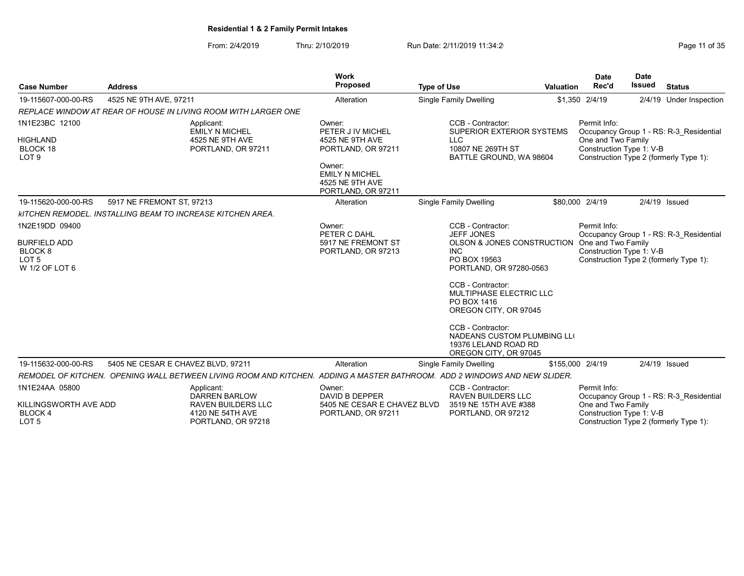## Residential 1 & 2 Family Permit Intakes

From: 2/4/2019 Thru: 2/10/2019 Run Date: 2/11/2019 11:34:2

| Case Number | Address | Work Proposed | Type of Use | Valuation | Date Rec'd | Date Issued | Status |
|---|---|---|---|---|---|---|---|
| 19-115607-000-00-RS | 4525 NE 9TH AVE, 97211 | Alteration | Single Family Dwelling | $1,350 | 2/4/19 | 2/4/19 | Under Inspection |

*REPLACE WINDOW AT REAR OF HOUSE IN LIVING ROOM WITH LARGER ONE*

| Property | Applicant | Owner | CCB - Contractor | Permit Info |
|---|---|---|---|---|
| 1N1E23BC 12100<br>HIGHLAND<br>BLOCK 18<br>LOT 9 | EMILY N MICHEL<br>4525 NE 9TH AVE<br>PORTLAND, OR 97211 | PETER J IV MICHEL<br>4525 NE 9TH AVE<br>PORTLAND, OR 97211<br><br>Owner:<br>EMILY N MICHEL<br>4525 NE 9TH AVE<br>PORTLAND, OR 97211 | SUPERIOR EXTERIOR SYSTEMS LLC<br>10807 NE 269TH ST<br>BATTLE GROUND, WA 98604 | Occupancy Group 1 - RS: R-3_Residential One and Two Family<br>Construction Type 1: V-B<br>Construction Type 2 (formerly Type 1): |

| Case Number | Address | Work Proposed | Type of Use | Valuation | Date Rec'd | Date Issued | Status |
|---|---|---|---|---|---|---|---|
| 19-115620-000-00-RS | 5917 NE FREMONT ST, 97213 | Alteration | Single Family Dwelling | $80,000 | 2/4/19 | 2/4/19 | Issued |

*kITCHEN REMODEL. INSTALLING BEAM TO INCREASE KITCHEN AREA.*

| Property | Applicant | Owner | CCB - Contractor | Permit Info |
|---|---|---|---|---|
| 1N2E19DD 09400<br>BURFIELD ADD<br>BLOCK 8<br>LOT 5<br>W 1/2 OF LOT 6 | | PETER C DAHL<br>5917 NE FREMONT ST<br>PORTLAND, OR 97213 | JEFF JONES<br>OLSON & JONES CONSTRUCTION INC<br>PO BOX 19563<br>PORTLAND, OR 97280-0563<br><br>CCB - Contractor:<br>MULTIPHASE ELECTRIC LLC<br>PO BOX 1416<br>OREGON CITY, OR 97045<br><br>CCB - Contractor:<br>NADEANS CUSTOM PLUMBING LL(<br>19376 LELAND ROAD RD<br>OREGON CITY, OR 97045 | Occupancy Group 1 - RS: R-3_Residential One and Two Family<br>Construction Type 1: V-B<br>Construction Type 2 (formerly Type 1): |

| Case Number | Address | Work Proposed | Type of Use | Valuation | Date Rec'd | Date Issued | Status |
|---|---|---|---|---|---|---|---|
| 19-115632-000-00-RS | 5405 NE CESAR E CHAVEZ BLVD, 97211 | Alteration | Single Family Dwelling | $155,000 | 2/4/19 | 2/4/19 | Issued |

*REMODEL OF KITCHEN. OPENING WALL BETWEEN LIVING ROOM AND KITCHEN. ADDING A MASTER BATHROOM. ADD 2 WINDOWS AND NEW SLIDER.*

| Property | Applicant | Owner | CCB - Contractor | Permit Info |
|---|---|---|---|---|
| 1N1E24AA 05800<br>KILLINGSWORTH AVE ADD<br>BLOCK 4<br>LOT 5 | DARREN BARLOW<br>RAVEN BUILDERS LLC<br>4120 NE 54TH AVE<br>PORTLAND, OR 97218 | DAVID B DEPPER<br>5405 NE CESAR E CHAVEZ BLVD<br>PORTLAND, OR 97211 | RAVEN BUILDERS LLC<br>3519 NE 15TH AVE #388<br>PORTLAND, OR 97212 | Occupancy Group 1 - RS: R-3_Residential One and Two Family<br>Construction Type 1: V-B<br>Construction Type 2 (formerly Type 1): |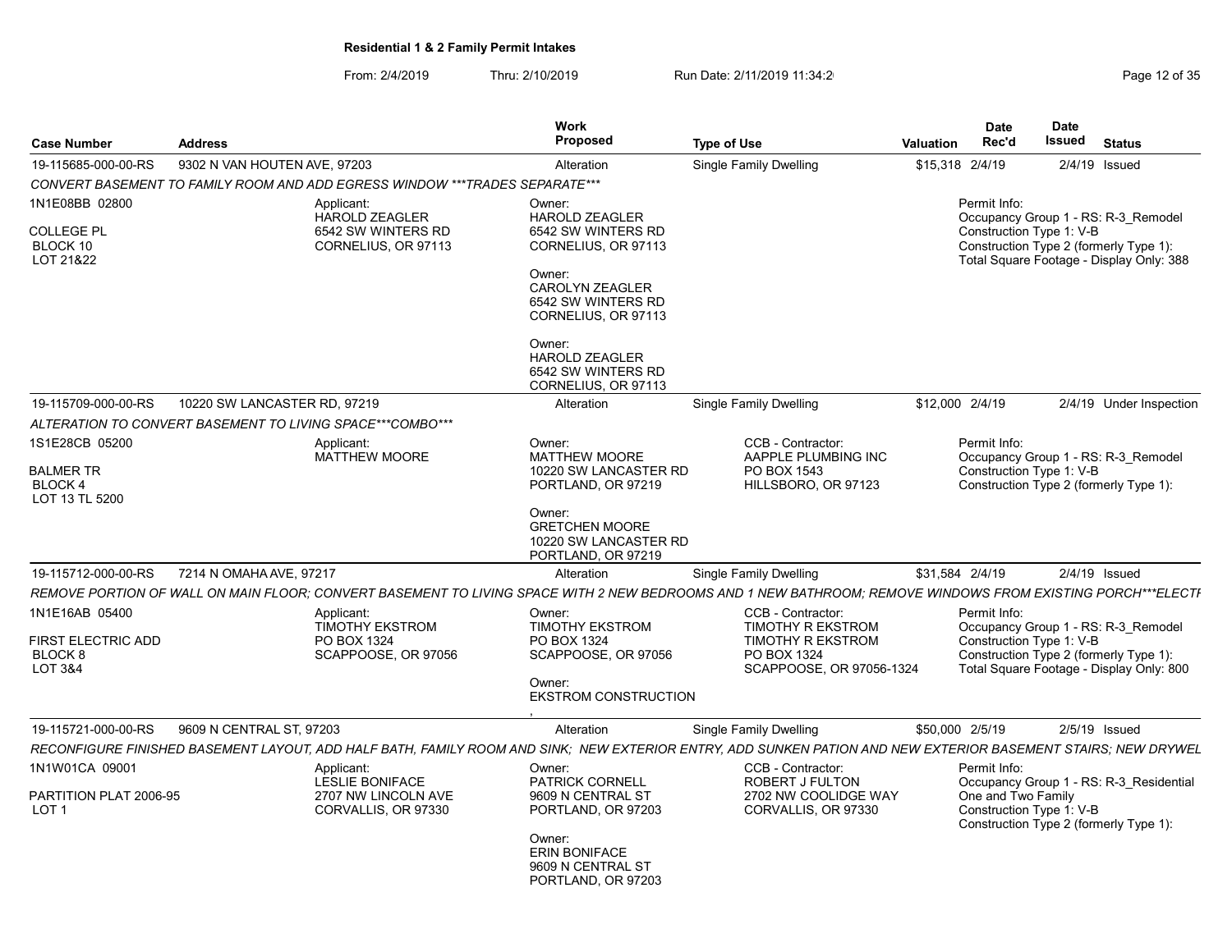## Residential 1 & 2 Family Permit Intakes

From: 2/4/2019 Thru: 2/10/2019 Run Date: 2/11/2019 11:34:2

| Case Number | Address | Work Proposed | Type of Use | Valuation | Date Rec'd | Date Issued | Status |
|---|---|---|---|---|---|---|---|
| 19-115685-000-00-RS | 9302 N VAN HOUTEN AVE, 97203 | Alteration | Single Family Dwelling | $15,318 | 2/4/19 | 2/4/19 | Issued |

*CONVERT BASEMENT TO FAMILY ROOM AND ADD EGRESS WINDOW ***TRADES SEPARATE****

1N1E08BB 02800
COLLEGE PL
BLOCK 10
LOT 21&22

Applicant:
HAROLD ZEAGLER
6542 SW WINTERS RD
CORNELIUS, OR 97113

Owner:
HAROLD ZEAGLER
6542 SW WINTERS RD
CORNELIUS, OR 97113

Owner:
CAROLYN ZEAGLER
6542 SW WINTERS RD
CORNELIUS, OR 97113

Owner:
HAROLD ZEAGLER
6542 SW WINTERS RD
CORNELIUS, OR 97113

Permit Info:
Occupancy Group 1 - RS: R-3_Remodel
Construction Type 1: V-B
Construction Type 2 (formerly Type 1):
Total Square Footage - Display Only: 388

---

| Case Number | Address | Work Proposed | Type of Use | Valuation | Date Rec'd | Date Issued | Status |
|---|---|---|---|---|---|---|---|
| 19-115709-000-00-RS | 10220 SW LANCASTER RD, 97219 | Alteration | Single Family Dwelling | $12,000 | 2/4/19 | 2/4/19 | Under Inspection |

*ALTERATION TO CONVERT BASEMENT TO LIVING SPACE***COMBO****

1S1E28CB 05200
BALMER TR
BLOCK 4
LOT 13 TL 5200

Applicant:
MATTHEW MOORE

Owner:
MATTHEW MOORE
10220 SW LANCASTER RD
PORTLAND, OR 97219

Owner:
GRETCHEN MOORE
10220 SW LANCASTER RD
PORTLAND, OR 97219

CCB - Contractor:
AAPPLE PLUMBING INC
PO BOX 1543
HILLSBORO, OR 97123

Permit Info:
Occupancy Group 1 - RS: R-3_Remodel
Construction Type 1: V-B
Construction Type 2 (formerly Type 1):

---

| Case Number | Address | Work Proposed | Type of Use | Valuation | Date Rec'd | Date Issued | Status |
|---|---|---|---|---|---|---|---|
| 19-115712-000-00-RS | 7214 N OMAHA AVE, 97217 | Alteration | Single Family Dwelling | $31,584 | 2/4/19 | 2/4/19 | Issued |

*REMOVE PORTION OF WALL ON MAIN FLOOR; CONVERT BASEMENT TO LIVING SPACE WITH 2 NEW BEDROOMS AND 1 NEW BATHROOM; REMOVE WINDOWS FROM EXISTING PORCH***ELECTI*

1N1E16AB 05400
FIRST ELECTRIC ADD
BLOCK 8
LOT 3&4

Applicant:
TIMOTHY EKSTROM
PO BOX 1324
SCAPPOOSE, OR 97056

Owner:
TIMOTHY EKSTROM
PO BOX 1324
SCAPPOOSE, OR 97056

Owner:
EKSTROM CONSTRUCTION
,

CCB - Contractor:
TIMOTHY R EKSTROM
TIMOTHY R EKSTROM
PO BOX 1324
SCAPPOOSE, OR 97056-1324

Permit Info:
Occupancy Group 1 - RS: R-3_Remodel
Construction Type 1: V-B
Construction Type 2 (formerly Type 1):
Total Square Footage - Display Only: 800

---

| Case Number | Address | Work Proposed | Type of Use | Valuation | Date Rec'd | Date Issued | Status |
|---|---|---|---|---|---|---|---|
| 19-115721-000-00-RS | 9609 N CENTRAL ST, 97203 | Alteration | Single Family Dwelling | $50,000 | 2/5/19 | 2/5/19 | Issued |

*RECONFIGURE FINISHED BASEMENT LAYOUT, ADD HALF BATH, FAMILY ROOM AND SINK; NEW EXTERIOR ENTRY, ADD SUNKEN PATION AND NEW EXTERIOR BASEMENT STAIRS; NEW DRYWEL*

1N1W01CA 09001
PARTITION PLAT 2006-95
LOT 1

Applicant:
LESLIE BONIFACE
2707 NW LINCOLN AVE
CORVALLIS, OR 97330

Owner:
PATRICK CORNELL
9609 N CENTRAL ST
PORTLAND, OR 97203

Owner:
ERIN BONIFACE
9609 N CENTRAL ST
PORTLAND, OR 97203

CCB - Contractor:
ROBERT J FULTON
2702 NW COOLIDGE WAY
CORVALLIS, OR 97330

Permit Info:
Occupancy Group 1 - RS: R-3_Residential One and Two Family
Construction Type 1: V-B
Construction Type 2 (formerly Type 1):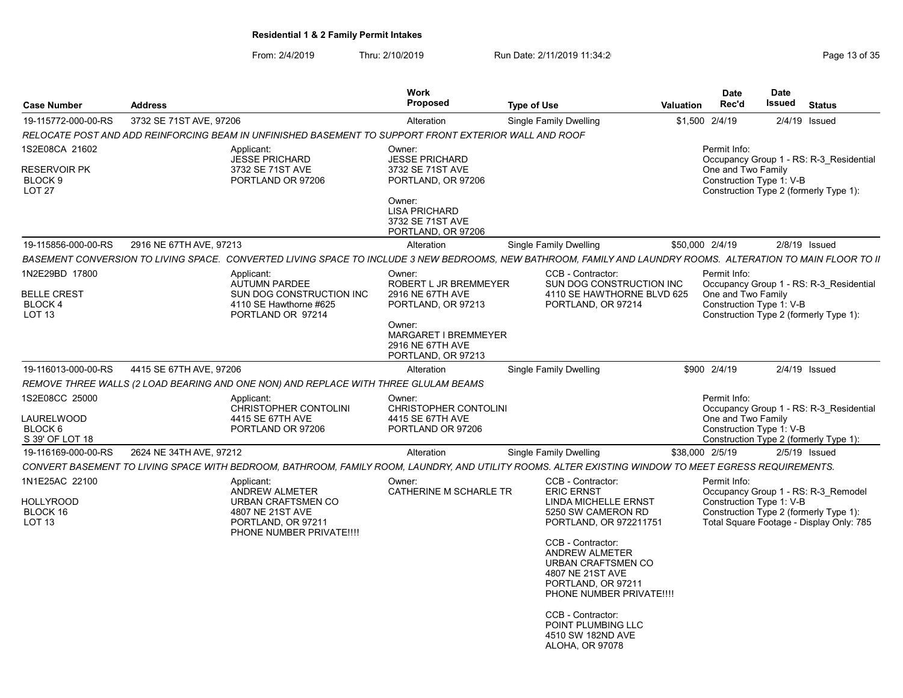**Residential 1 & 2 Family Permit Intakes**

From: 2/4/2019 Thru: 2/10/2019 Run Date: 2/11/2019 11:34:2

| Case Number | Address | Work Proposed | Type of Use | Valuation | Date Rec'd | Date Issued | Status |
|---|---|---|---|---|---|---|---|
| 19-115772-000-00-RS | 3732 SE 71ST AVE, 97206 | Alteration | Single Family Dwelling | $1,500 | 2/4/19 | 2/4/19 | Issued |

*RELOCATE POST AND ADD REINFORCING BEAM IN UNFINISHED BASEMENT TO SUPPORT FRONT EXTERIOR WALL AND ROOF*

1S2E08CA 21602
RESERVOIR PK
BLOCK 9
LOT 27

Applicant:
JESSE PRICHARD
3732 SE 71ST AVE
PORTLAND OR 97206

Owner:
JESSE PRICHARD
3732 SE 71ST AVE
PORTLAND, OR 97206

Owner:
LISA PRICHARD
3732 SE 71ST AVE
PORTLAND, OR 97206

Permit Info:
Occupancy Group 1 - RS: R-3_Residential One and Two Family
Construction Type 1: V-B
Construction Type 2 (formerly Type 1):

| Case Number | Address | Work Proposed | Type of Use | Valuation | Date Rec'd | Date Issued | Status |
|---|---|---|---|---|---|---|---|
| 19-115856-000-00-RS | 2916 NE 67TH AVE, 97213 | Alteration | Single Family Dwelling | $50,000 | 2/4/19 | 2/8/19 | Issued |

*BASEMENT CONVERSION TO LIVING SPACE. CONVERTED LIVING SPACE TO INCLUDE 3 NEW BEDROOMS, NEW BATHROOM, FAMILY AND LAUNDRY ROOMS. ALTERATION TO MAIN FLOOR TO II*

1N2E29BD 17800
BELLE CREST
BLOCK 4
LOT 13

Applicant:
AUTUMN PARDEE
SUN DOG CONSTRUCTION INC
4110 SE Hawthorne #625
PORTLAND OR 97214

Owner:
ROBERT L JR BREMMEYER
2916 NE 67TH AVE
PORTLAND, OR 97213

Owner:
MARGARET I BREMMEYER
2916 NE 67TH AVE
PORTLAND, OR 97213

CCB - Contractor:
SUN DOG CONSTRUCTION INC
4110 SE HAWTHORNE BLVD 625
PORTLAND, OR 97214

Permit Info:
Occupancy Group 1 - RS: R-3_Residential One and Two Family
Construction Type 1: V-B
Construction Type 2 (formerly Type 1):

| Case Number | Address | Work Proposed | Type of Use | Valuation | Date Rec'd | Date Issued | Status |
|---|---|---|---|---|---|---|---|
| 19-116013-000-00-RS | 4415 SE 67TH AVE, 97206 | Alteration | Single Family Dwelling | $900 | 2/4/19 | 2/4/19 | Issued |

*REMOVE THREE WALLS (2 LOAD BEARING AND ONE NON) AND REPLACE WITH THREE GLULAM BEAMS*

1S2E08CC 25000
LAURELWOOD
BLOCK 6
S 39' OF LOT 18

Applicant:
CHRISTOPHER CONTOLINI
4415 SE 67TH AVE
PORTLAND OR 97206

Owner:
CHRISTOPHER CONTOLINI
4415 SE 67TH AVE
PORTLAND OR 97206

Permit Info:
Occupancy Group 1 - RS: R-3_Residential One and Two Family
Construction Type 1: V-B
Construction Type 2 (formerly Type 1):

| Case Number | Address | Work Proposed | Type of Use | Valuation | Date Rec'd | Date Issued | Status |
|---|---|---|---|---|---|---|---|
| 19-116169-000-00-RS | 2624 NE 34TH AVE, 97212 | Alteration | Single Family Dwelling | $38,000 | 2/5/19 | 2/5/19 | Issued |

*CONVERT BASEMENT TO LIVING SPACE WITH BEDROOM, BATHROOM, FAMILY ROOM, LAUNDRY, AND UTILITY ROOMS. ALTER EXISTING WINDOW TO MEET EGRESS REQUIREMENTS.*

1N1E25AC 22100
HOLLYROOD
BLOCK 16
LOT 13

Applicant:
ANDREW ALMETER
URBAN CRAFTSMEN CO
4807 NE 21ST AVE
PORTLAND, OR 97211
PHONE NUMBER PRIVATE!!!!

Owner:
CATHERINE M SCHARLE TR

CCB - Contractor:
ERIC ERNST
LINDA MICHELLE ERNST
5250 SW CAMERON RD
PORTLAND, OR 972211751

CCB - Contractor:
ANDREW ALMETER
URBAN CRAFTSMEN CO
4807 NE 21ST AVE
PORTLAND, OR 97211
PHONE NUMBER PRIVATE!!!!

CCB - Contractor:
POINT PLUMBING LLC
4510 SW 182ND AVE
ALOHA, OR 97078

Permit Info:
Occupancy Group 1 - RS: R-3_Remodel
Construction Type 1: V-B
Construction Type 2 (formerly Type 1):
Total Square Footage - Display Only: 785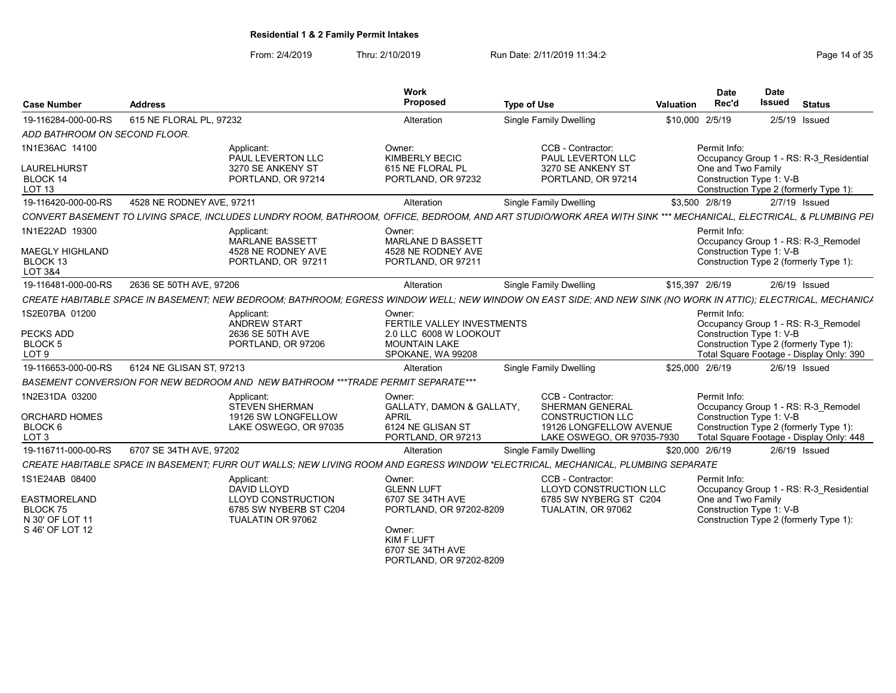**Residential 1 & 2 Family Permit Intakes**

From: 2/4/2019 Thru: 2/10/2019 Run Date: 2/11/2019 11:34:2

| Case Number | Address | Work Proposed | Type of Use | Valuation | Date Rec'd | Date Issued | Status |
|---|---|---|---|---|---|---|---|
| 19-116284-000-00-RS | 615 NE FLORAL PL, 97232 | Alteration | Single Family Dwelling | $10,000 | 2/5/19 | 2/5/19 | Issued |

*ADD BATHROOM ON SECOND FLOOR.*

1N1E36AC 14100
LAURELHURST
BLOCK 14
LOT 13

Applicant: PAUL LEVERTON LLC, 3270 SE ANKENY ST, PORTLAND, OR 97214
Owner: KIMBERLY BECIC, 615 NE FLORAL PL, PORTLAND, OR 97232
CCB - Contractor: PAUL LEVERTON LLC, 3270 SE ANKENY ST, PORTLAND, OR 97214
Permit Info: Occupancy Group 1 - RS: R-3_Residential One and Two Family; Construction Type 1: V-B; Construction Type 2 (formerly Type 1):

| Case Number | Address | Work Proposed | Type of Use | Valuation | Date Rec'd | Date Issued | Status |
|---|---|---|---|---|---|---|---|
| 19-116420-000-00-RS | 4528 NE RODNEY AVE, 97211 | Alteration | Single Family Dwelling | $3,500 | 2/8/19 | 2/7/19 | Issued |

*CONVERT BASEMENT TO LIVING SPACE, INCLUDES LUNDRY ROOM, BATHROOM, OFFICE, BEDROOM, AND ART STUDIO/WORK AREA WITH SINK *** MECHANICAL, ELECTRICAL, & PLUMBING PEI*

1N1E22AD 19300
MAEGLY HIGHLAND
BLOCK 13
LOT 3&4

Applicant: MARLANE BASSETT, 4528 NE RODNEY AVE, PORTLAND, OR 97211
Owner: MARLANE D BASSETT, 4528 NE RODNEY AVE, PORTLAND, OR 97211
Permit Info: Occupancy Group 1 - RS: R-3_Remodel; Construction Type 1: V-B; Construction Type 2 (formerly Type 1):

| Case Number | Address | Work Proposed | Type of Use | Valuation | Date Rec'd | Date Issued | Status |
|---|---|---|---|---|---|---|---|
| 19-116481-000-00-RS | 2636 SE 50TH AVE, 97206 | Alteration | Single Family Dwelling | $15,397 | 2/6/19 | 2/6/19 | Issued |

*CREATE HABITABLE SPACE IN BASEMENT; NEW BEDROOM; BATHROOM; EGRESS WINDOW WELL; NEW WINDOW ON EAST SIDE; AND NEW SINK (NO WORK IN ATTIC); ELECTRICAL, MECHANICA*

1S2E07BA 01200
PECKS ADD
BLOCK 5
LOT 9

Applicant: ANDREW START, 2636 SE 50TH AVE, PORTLAND, OR 97206
Owner: FERTILE VALLEY INVESTMENTS 2.0 LLC, 6008 W LOOKOUT MOUNTAIN LAKE, SPOKANE, WA 99208
Permit Info: Occupancy Group 1 - RS: R-3_Remodel; Construction Type 1: V-B; Construction Type 2 (formerly Type 1):; Total Square Footage - Display Only: 390

| Case Number | Address | Work Proposed | Type of Use | Valuation | Date Rec'd | Date Issued | Status |
|---|---|---|---|---|---|---|---|
| 19-116653-000-00-RS | 6124 NE GLISAN ST, 97213 | Alteration | Single Family Dwelling | $25,000 | 2/6/19 | 2/6/19 | Issued |

*BASEMENT CONVERSION FOR NEW BEDROOM AND NEW BATHROOM ***TRADE PERMIT SEPARATE****

1N2E31DA 03200
ORCHARD HOMES
BLOCK 6
LOT 3

Applicant: STEVEN SHERMAN, 19126 SW LONGFELLOW, LAKE OSWEGO, OR 97035
Owner: GALLATY, DAMON & GALLATY, APRIL, 6124 NE GLISAN ST, PORTLAND, OR 97213
CCB - Contractor: SHERMAN GENERAL CONSTRUCTION LLC, 19126 LONGFELLOW AVENUE, LAKE OSWEGO, OR 97035-7930
Permit Info: Occupancy Group 1 - RS: R-3_Remodel; Construction Type 1: V-B; Construction Type 2 (formerly Type 1):; Total Square Footage - Display Only: 448

| Case Number | Address | Work Proposed | Type of Use | Valuation | Date Rec'd | Date Issued | Status |
|---|---|---|---|---|---|---|---|
| 19-116711-000-00-RS | 6707 SE 34TH AVE, 97202 | Alteration | Single Family Dwelling | $20,000 | 2/6/19 | 2/6/19 | Issued |

*CREATE HABITABLE SPACE IN BASEMENT; FURR OUT WALLS; NEW LIVING ROOM AND EGRESS WINDOW *ELECTRICAL, MECHANICAL, PLUMBING SEPARATE*

1S1E24AB 08400
EASTMORELAND
BLOCK 75
N 30' OF LOT 11
S 46' OF LOT 12

Applicant: DAVID LLOYD, LLOYD CONSTRUCTION, 6785 SW NYBERB ST C204, TUALATIN OR 97062
Owner: GLENN LUFT, 6707 SE 34TH AVE, PORTLAND, OR 97202-8209
Owner: KIM F LUFT, 6707 SE 34TH AVE, PORTLAND, OR 97202-8209
CCB - Contractor: LLOYD CONSTRUCTION LLC, 6785 SW NYBERG ST C204, TUALATIN, OR 97062
Permit Info: Occupancy Group 1 - RS: R-3_Residential One and Two Family; Construction Type 1: V-B; Construction Type 2 (formerly Type 1):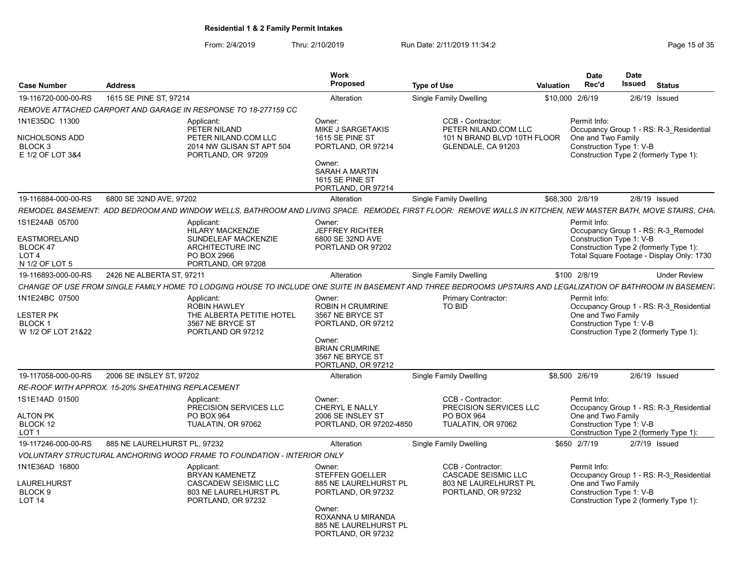**Residential 1 & 2 Family Permit Intakes**

From: 2/4/2019 Thru: 2/10/2019 Run Date: 2/11/2019 11:34:2

| Case Number | Address | Work Proposed | Type of Use | Valuation | Date Rec'd | Date Issued | Status |
|---|---|---|---|---|---|---|---|
| 19-116720-000-00-RS | 1615 SE PINE ST, 97214 | Alteration | Single Family Dwelling | $10,000 | 2/6/19 | 2/6/19 | Issued |

*REMOVE ATTACHED CARPORT AND GARAGE IN RESPONSE TO 18-277159 CC*

1N1E35DC 11300
NICHOLSONS ADD
BLOCK 3
E 1/2 OF LOT 3&4

Applicant:
PETER NILAND
PETER NILAND.COM LLC
2014 NW GLISAN ST APT 504
PORTLAND, OR 97209

Owner:
MIKE J SARGETAKIS
1615 SE PINE ST
PORTLAND, OR 97214

Owner:
SARAH A MARTIN
1615 SE PINE ST
PORTLAND, OR 97214

CCB - Contractor:
PETER NILAND.COM LLC
101 N BRAND BLVD 10TH FLOOR
GLENDALE, CA 91203

Permit Info:
Occupancy Group 1 - RS: R-3_Residential One and Two Family
Construction Type 1: V-B
Construction Type 2 (formerly Type 1):

| Case Number | Address | Work Proposed | Type of Use | Valuation | Date Rec'd | Date Issued | Status |
|---|---|---|---|---|---|---|---|
| 19-116884-000-00-RS | 6800 SE 32ND AVE, 97202 | Alteration | Single Family Dwelling | $68,300 | 2/8/19 | 2/8/19 | Issued |

*REMODEL BASEMENT: ADD BEDROOM AND WINDOW WELLS, BATHROOM AND LIVING SPACE. REMODEL FIRST FLOOR: REMOVE WALLS IN KITCHEN, NEW MASTER BATH, MOVE STAIRS, CHA*

1S1E24AB 05700
EASTMORELAND
BLOCK 47
LOT 4
N 1/2 OF LOT 5

Applicant:
HILARY MACKENZIE
SUNDELEAF MACKENZIE ARCHITECTURE INC
PO BOX 2966
PORTLAND, OR 97208

Owner:
JEFFREY RICHTER
6800 SE 32ND AVE
PORTLAND OR 97202

Permit Info:
Occupancy Group 1 - RS: R-3_Remodel
Construction Type 1: V-B
Construction Type 2 (formerly Type 1):
Total Square Footage - Display Only: 1730

| Case Number | Address | Work Proposed | Type of Use | Valuation | Date Rec'd | Date Issued | Status |
|---|---|---|---|---|---|---|---|
| 19-116893-000-00-RS | 2426 NE ALBERTA ST, 97211 | Alteration | Single Family Dwelling | $100 | 2/8/19 | | Under Review |

*CHANGE OF USE FROM SINGLE FAMILY HOME TO LODGING HOUSE TO INCLUDE ONE SUITE IN BASEMENT AND THREE BEDROOMS UPSTAIRS AND LEGALIZATION OF BATHROOM IN BASEMEN*

1N1E24BC 07500
LESTER PK
BLOCK 1
W 1/2 OF LOT 21&22

Applicant:
ROBIN HAWLEY
THE ALBERTA PETITIE HOTEL
3567 NE BRYCE ST
PORTLAND OR 97212

Owner:
ROBIN H CRUMRINE
3567 NE BRYCE ST
PORTLAND, OR 97212

Owner:
BRIAN CRUMRINE
3567 NE BRYCE ST
PORTLAND, OR 97212

Primary Contractor:
TO BID

Permit Info:
Occupancy Group 1 - RS: R-3_Residential One and Two Family
Construction Type 1: V-B
Construction Type 2 (formerly Type 1):

| Case Number | Address | Work Proposed | Type of Use | Valuation | Date Rec'd | Date Issued | Status |
|---|---|---|---|---|---|---|---|
| 19-117058-000-00-RS | 2006 SE INSLEY ST, 97202 | Alteration | Single Family Dwelling | $8,500 | 2/6/19 | 2/6/19 | Issued |

*RE-ROOF WITH APPROX. 15-20% SHEATHING REPLACEMENT*

1S1E14AD 01500
ALTON PK
BLOCK 12
LOT 1

Applicant:
PRECISION SERVICES LLC
PO BOX 964
TUALATIN, OR 97062

Owner:
CHERYL E NALLY
2006 SE INSLEY ST
PORTLAND, OR 97202-4850

CCB - Contractor:
PRECISION SERVICES LLC
PO BOX 964
TUALATIN, OR 97062

Permit Info:
Occupancy Group 1 - RS: R-3_Residential One and Two Family
Construction Type 1: V-B
Construction Type 2 (formerly Type 1):

| Case Number | Address | Work Proposed | Type of Use | Valuation | Date Rec'd | Date Issued | Status |
|---|---|---|---|---|---|---|---|
| 19-117246-000-00-RS | 885 NE LAURELHURST PL, 97232 | Alteration | Single Family Dwelling | $650 | 2/7/19 | 2/7/19 | Issued |

*VOLUNTARY STRUCTURAL ANCHORING WOOD FRAME TO FOUNDATION - INTERIOR ONLY*

1N1E36AD 16800
LAURELHURST
BLOCK 9
LOT 14

Applicant:
BRYAN KAMENETZ
CASCADEW SEISMIC LLC
803 NE LAURELHURST PL
PORTLAND, OR 97232

Owner:
STEFFEN GOELLER
885 NE LAURELHURST PL
PORTLAND, OR 97232

Owner:
ROXANNA U MIRANDA
885 NE LAURELHURST PL
PORTLAND, OR 97232

CCB - Contractor:
CASCADE SEISMIC LLC
803 NE LAURELHURST PL
PORTLAND, OR 97232

Permit Info:
Occupancy Group 1 - RS: R-3_Residential One and Two Family
Construction Type 1: V-B
Construction Type 2 (formerly Type 1):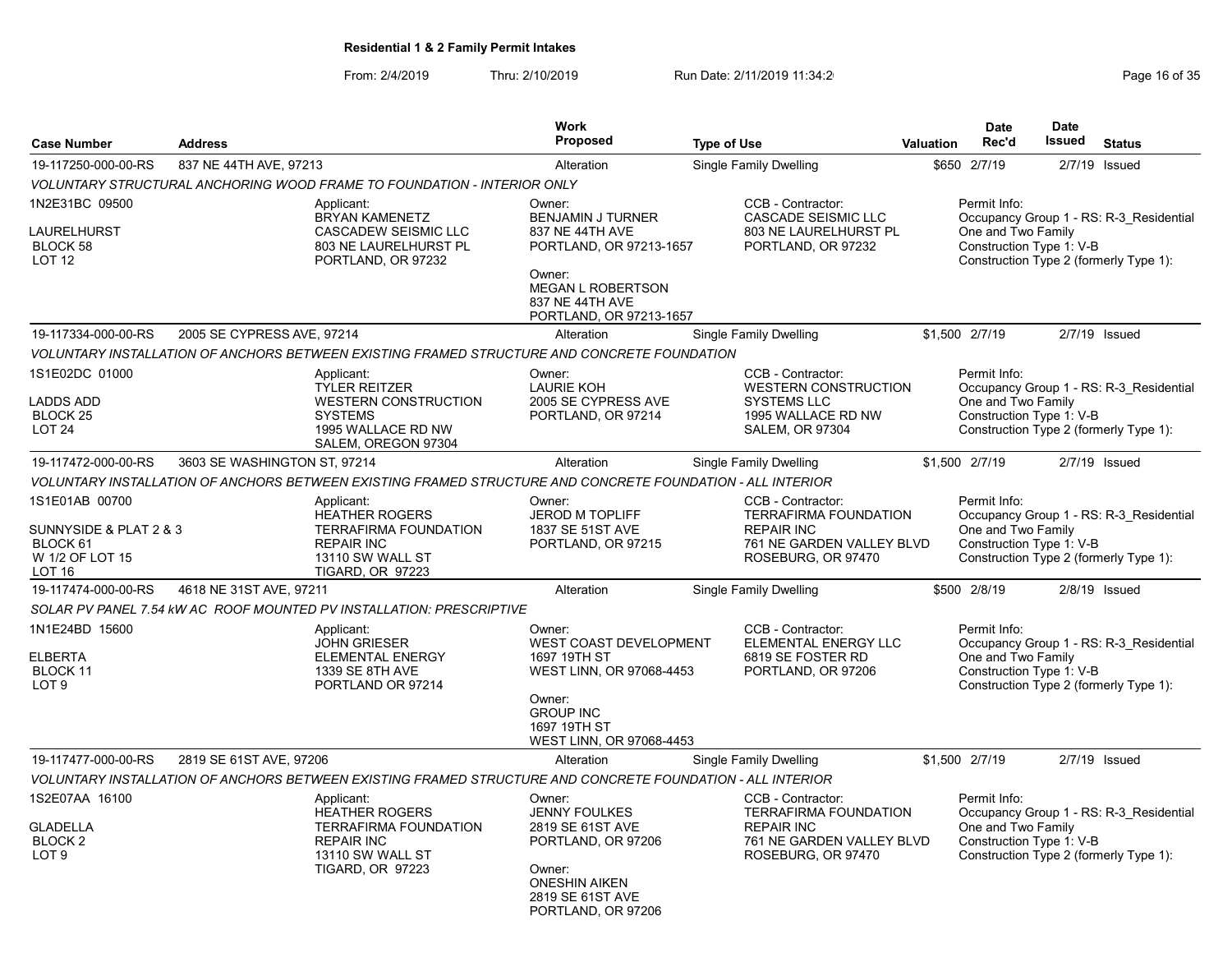**Residential 1 & 2 Family Permit Intakes**

From: 2/4/2019 Thru: 2/10/2019 Run Date: 2/11/2019 11:34:2

| Case Number | Address | Work Proposed | Type of Use | Valuation | Date Rec'd | Date Issued | Status |
|---|---|---|---|---|---|---|---|
| 19-117250-000-00-RS | 837 NE 44TH AVE, 97213 | Alteration | Single Family Dwelling | $650 | 2/7/19 | 2/7/19 | Issued |

*VOLUNTARY STRUCTURAL ANCHORING WOOD FRAME TO FOUNDATION - INTERIOR ONLY*

1N2E31BC 09500
LAURELHURST
BLOCK 58
LOT 12

Applicant: BRYAN KAMENETZ, CASCADEW SEISMIC LLC, 803 NE LAURELHURST PL, PORTLAND, OR 97232

Owner: BENJAMIN J TURNER, 837 NE 44TH AVE, PORTLAND, OR 97213-1657

Owner: MEGAN L ROBERTSON, 837 NE 44TH AVE, PORTLAND, OR 97213-1657

CCB - Contractor: CASCADE SEISMIC LLC, 803 NE LAURELHURST PL, PORTLAND, OR 97232

Permit Info: Occupancy Group 1 - RS: R-3_Residential One and Two Family; Construction Type 1: V-B; Construction Type 2 (formerly Type 1):

| Case Number | Address | Work Proposed | Type of Use | Valuation | Date Rec'd | Date Issued | Status |
|---|---|---|---|---|---|---|---|
| 19-117334-000-00-RS | 2005 SE CYPRESS AVE, 97214 | Alteration | Single Family Dwelling | $1,500 | 2/7/19 | 2/7/19 | Issued |

*VOLUNTARY INSTALLATION OF ANCHORS BETWEEN EXISTING FRAMED STRUCTURE AND CONCRETE FOUNDATION*

1S1E02DC 01000
LADDS ADD
BLOCK 25
LOT 24

Applicant: TYLER REITZER, WESTERN CONSTRUCTION SYSTEMS, 1995 WALLACE RD NW, SALEM, OREGON 97304

Owner: LAURIE KOH, 2005 SE CYPRESS AVE, PORTLAND, OR 97214

CCB - Contractor: WESTERN CONSTRUCTION SYSTEMS LLC, 1995 WALLACE RD NW, SALEM, OR 97304

Permit Info: Occupancy Group 1 - RS: R-3_Residential One and Two Family; Construction Type 1: V-B; Construction Type 2 (formerly Type 1):

| Case Number | Address | Work Proposed | Type of Use | Valuation | Date Rec'd | Date Issued | Status |
|---|---|---|---|---|---|---|---|
| 19-117472-000-00-RS | 3603 SE WASHINGTON ST, 97214 | Alteration | Single Family Dwelling | $1,500 | 2/7/19 | 2/7/19 | Issued |

*VOLUNTARY INSTALLATION OF ANCHORS BETWEEN EXISTING FRAMED STRUCTURE AND CONCRETE FOUNDATION - ALL INTERIOR*

1S1E01AB 00700
SUNNYSIDE & PLAT 2 & 3
BLOCK 61
W 1/2 OF LOT 15
LOT 16

Applicant: HEATHER ROGERS, TERRAFIRMA FOUNDATION REPAIR INC, 13110 SW WALL ST, TIGARD, OR 97223

Owner: JEROD M TOPLIFF, 1837 SE 51ST AVE, PORTLAND, OR 97215

CCB - Contractor: TERRAFIRMA FOUNDATION REPAIR INC, 761 NE GARDEN VALLEY BLVD, ROSEBURG, OR 97470

Permit Info: Occupancy Group 1 - RS: R-3_Residential One and Two Family; Construction Type 1: V-B; Construction Type 2 (formerly Type 1):

| Case Number | Address | Work Proposed | Type of Use | Valuation | Date Rec'd | Date Issued | Status |
|---|---|---|---|---|---|---|---|
| 19-117474-000-00-RS | 4618 NE 31ST AVE, 97211 | Alteration | Single Family Dwelling | $500 | 2/8/19 | 2/8/19 | Issued |

*SOLAR PV PANEL 7.54 kW AC ROOF MOUNTED PV INSTALLATION: PRESCRIPTIVE*

1N1E24BD 15600
ELBERTA
BLOCK 11
LOT 9

Applicant: JOHN GRIESER, ELEMENTAL ENERGY, 1339 SE 8TH AVE, PORTLAND OR 97214

Owner: WEST COAST DEVELOPMENT, 1697 19TH ST, WEST LINN, OR 97068-4453

Owner: GROUP INC, 1697 19TH ST, WEST LINN, OR 97068-4453

CCB - Contractor: ELEMENTAL ENERGY LLC, 6819 SE FOSTER RD, PORTLAND, OR 97206

Permit Info: Occupancy Group 1 - RS: R-3_Residential One and Two Family; Construction Type 1: V-B; Construction Type 2 (formerly Type 1):

| Case Number | Address | Work Proposed | Type of Use | Valuation | Date Rec'd | Date Issued | Status |
|---|---|---|---|---|---|---|---|
| 19-117477-000-00-RS | 2819 SE 61ST AVE, 97206 | Alteration | Single Family Dwelling | $1,500 | 2/7/19 | 2/7/19 | Issued |

*VOLUNTARY INSTALLATION OF ANCHORS BETWEEN EXISTING FRAMED STRUCTURE AND CONCRETE FOUNDATION - ALL INTERIOR*

1S2E07AA 16100
GLADELLA
BLOCK 2
LOT 9

Applicant: HEATHER ROGERS, TERRAFIRMA FOUNDATION REPAIR INC, 13110 SW WALL ST, TIGARD, OR 97223

Owner: JENNY FOULKES, 2819 SE 61ST AVE, PORTLAND, OR 97206

Owner: ONESHIN AIKEN, 2819 SE 61ST AVE, PORTLAND, OR 97206

CCB - Contractor: TERRAFIRMA FOUNDATION REPAIR INC, 761 NE GARDEN VALLEY BLVD, ROSEBURG, OR 97470

Permit Info: Occupancy Group 1 - RS: R-3_Residential One and Two Family; Construction Type 1: V-B; Construction Type 2 (formerly Type 1):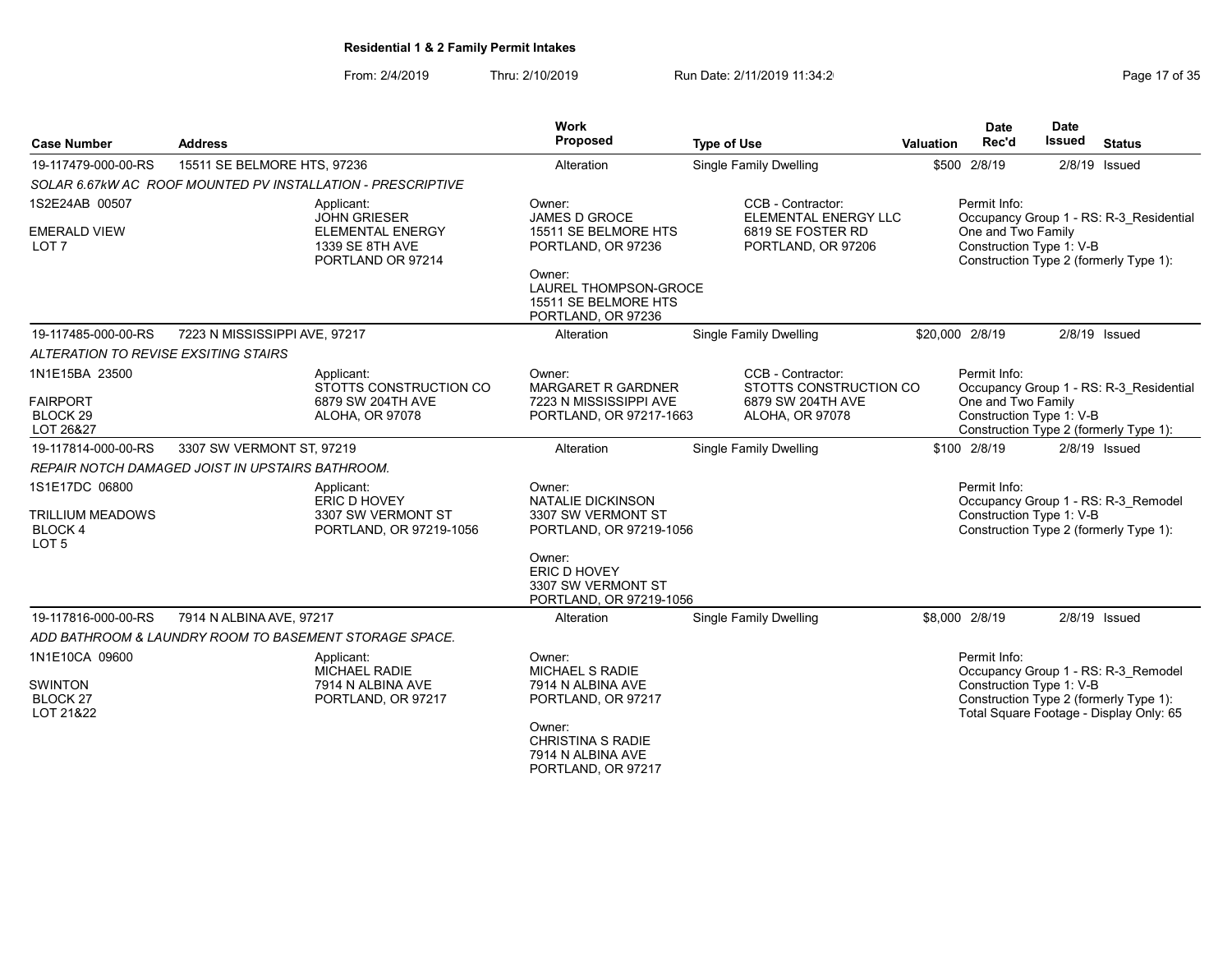**Residential 1 & 2 Family Permit Intakes**

From: 2/4/2019 Thru: 2/10/2019 Run Date: 2/11/2019 11:34:2

| Case Number | Address | Work Proposed | Type of Use | Valuation | Date Rec'd | Date Issued | Status |
|---|---|---|---|---|---|---|---|
| 19-117479-000-00-RS | 15511 SE BELMORE HTS, 97236 | Alteration | Single Family Dwelling | $500 | 2/8/19 | 2/8/19 | Issued |

*SOLAR 6.67kW AC ROOF MOUNTED PV INSTALLATION - PRESCRIPTIVE*

1S2E24AB 00507
EMERALD VIEW
LOT 7

Applicant:
JOHN GRIESER
ELEMENTAL ENERGY
1339 SE 8TH AVE
PORTLAND OR 97214

Owner:
JAMES D GROCE
15511 SE BELMORE HTS
PORTLAND, OR 97236

Owner:
LAUREL THOMPSON-GROCE
15511 SE BELMORE HTS
PORTLAND, OR 97236

CCB - Contractor:
ELEMENTAL ENERGY LLC
6819 SE FOSTER RD
PORTLAND, OR 97206

Permit Info:
Occupancy Group 1 - RS: R-3_Residential One and Two Family
Construction Type 1: V-B
Construction Type 2 (formerly Type 1):

| Case Number | Address | Work Proposed | Type of Use | Valuation | Date Rec'd | Date Issued | Status |
|---|---|---|---|---|---|---|---|
| 19-117485-000-00-RS | 7223 N MISSISSIPPI AVE, 97217 | Alteration | Single Family Dwelling | $20,000 | 2/8/19 | 2/8/19 | Issued |

*ALTERATION TO REVISE EXSITING STAIRS*

1N1E15BA 23500
FAIRPORT
BLOCK 29
LOT 26&27

Applicant:
STOTTS CONSTRUCTION CO
6879 SW 204TH AVE
ALOHA, OR 97078

Owner:
MARGARET R GARDNER
7223 N MISSISSIPPI AVE
PORTLAND, OR 97217-1663

CCB - Contractor:
STOTTS CONSTRUCTION CO
6879 SW 204TH AVE
ALOHA, OR 97078

Permit Info:
Occupancy Group 1 - RS: R-3_Residential One and Two Family
Construction Type 1: V-B
Construction Type 2 (formerly Type 1):

| Case Number | Address | Work Proposed | Type of Use | Valuation | Date Rec'd | Date Issued | Status |
|---|---|---|---|---|---|---|---|
| 19-117814-000-00-RS | 3307 SW VERMONT ST, 97219 | Alteration | Single Family Dwelling | $100 | 2/8/19 | 2/8/19 | Issued |

*REPAIR NOTCH DAMAGED JOIST IN UPSTAIRS BATHROOM.*

1S1E17DC 06800
TRILLIUM MEADOWS
BLOCK 4
LOT 5

Applicant:
ERIC D HOVEY
3307 SW VERMONT ST
PORTLAND, OR 97219-1056

Owner:
NATALIE DICKINSON
3307 SW VERMONT ST
PORTLAND, OR 97219-1056

Owner:
ERIC D HOVEY
3307 SW VERMONT ST
PORTLAND, OR 97219-1056

Permit Info:
Occupancy Group 1 - RS: R-3_Remodel
Construction Type 1: V-B
Construction Type 2 (formerly Type 1):

| Case Number | Address | Work Proposed | Type of Use | Valuation | Date Rec'd | Date Issued | Status |
|---|---|---|---|---|---|---|---|
| 19-117816-000-00-RS | 7914 N ALBINA AVE, 97217 | Alteration | Single Family Dwelling | $8,000 | 2/8/19 | 2/8/19 | Issued |

*ADD BATHROOM & LAUNDRY ROOM TO BASEMENT STORAGE SPACE.*

1N1E10CA 09600
SWINTON
BLOCK 27
LOT 21&22

Applicant:
MICHAEL RADIE
7914 N ALBINA AVE
PORTLAND, OR 97217

Owner:
MICHAEL S RADIE
7914 N ALBINA AVE
PORTLAND, OR 97217

Owner:
CHRISTINA S RADIE
7914 N ALBINA AVE
PORTLAND, OR 97217

Permit Info:
Occupancy Group 1 - RS: R-3_Remodel
Construction Type 1: V-B
Construction Type 2 (formerly Type 1):
Total Square Footage - Display Only: 65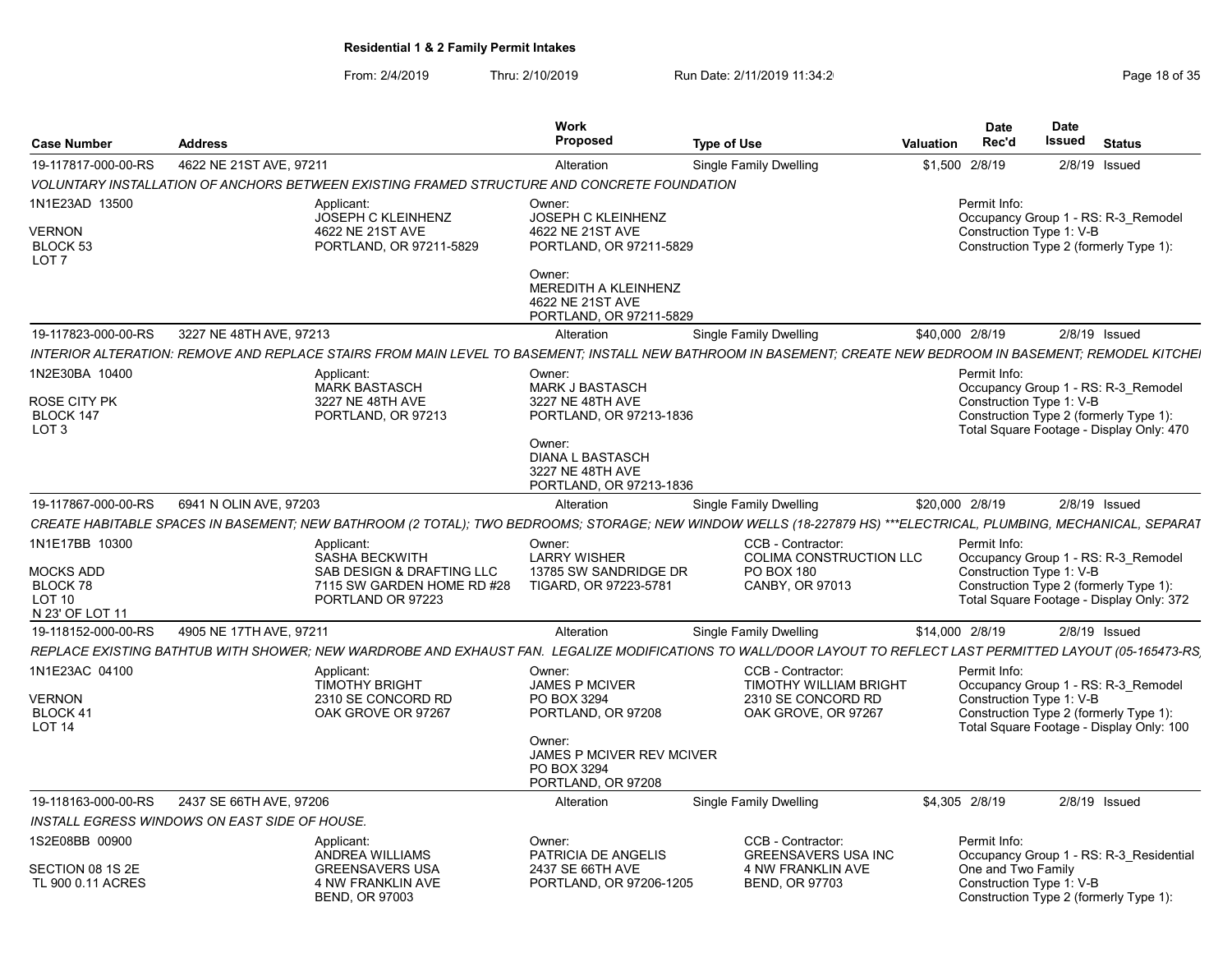**Residential 1 & 2 Family Permit Intakes**

From: 2/4/2019 Thru: 2/10/2019 Run Date: 2/11/2019 11:34:2

| Case Number | Address | Work Proposed | Type of Use | Valuation | Date Rec'd | Date Issued | Status |
|---|---|---|---|---|---|---|---|
| 19-117817-000-00-RS | 4622 NE 21ST AVE, 97211 | Alteration | Single Family Dwelling | $1,500 | 2/8/19 | 2/8/19 | Issued |

*VOLUNTARY INSTALLATION OF ANCHORS BETWEEN EXISTING FRAMED STRUCTURE AND CONCRETE FOUNDATION*

1N1E23AD 13500
VERNON
BLOCK 53
LOT 7

Applicant:
JOSEPH C KLEINHENZ
4622 NE 21ST AVE
PORTLAND, OR 97211-5829

Owner:
JOSEPH C KLEINHENZ
4622 NE 21ST AVE
PORTLAND, OR 97211-5829

Owner:
MEREDITH A KLEINHENZ
4622 NE 21ST AVE
PORTLAND, OR 97211-5829

Permit Info:
Occupancy Group 1 - RS: R-3_Remodel
Construction Type 1: V-B
Construction Type 2 (formerly Type 1):

| Case Number | Address | Work Proposed | Type of Use | Valuation | Date Rec'd | Date Issued | Status |
|---|---|---|---|---|---|---|---|
| 19-117823-000-00-RS | 3227 NE 48TH AVE, 97213 | Alteration | Single Family Dwelling | $40,000 | 2/8/19 | 2/8/19 | Issued |

*INTERIOR ALTERATION: REMOVE AND REPLACE STAIRS FROM MAIN LEVEL TO BASEMENT; INSTALL NEW BATHROOM IN BASEMENT; CREATE NEW BEDROOM IN BASEMENT; REMODEL KITCHEI*

1N2E30BA 10400
ROSE CITY PK
BLOCK 147
LOT 3

Applicant:
MARK BASTASCH
3227 NE 48TH AVE
PORTLAND, OR 97213

Owner:
MARK J BASTASCH
3227 NE 48TH AVE
PORTLAND, OR 97213-1836

Owner:
DIANA L BASTASCH
3227 NE 48TH AVE
PORTLAND, OR 97213-1836

Permit Info:
Occupancy Group 1 - RS: R-3_Remodel
Construction Type 1: V-B
Construction Type 2 (formerly Type 1):
Total Square Footage - Display Only: 470

| Case Number | Address | Work Proposed | Type of Use | Valuation | Date Rec'd | Date Issued | Status |
|---|---|---|---|---|---|---|---|
| 19-117867-000-00-RS | 6941 N OLIN AVE, 97203 | Alteration | Single Family Dwelling | $20,000 | 2/8/19 | 2/8/19 | Issued |

*CREATE HABITABLE SPACES IN BASEMENT; NEW BATHROOM (2 TOTAL); TWO BEDROOMS; STORAGE; NEW WINDOW WELLS (18-227879 HS) ***ELECTRICAL, PLUMBING, MECHANICAL, SEPARAT*

1N1E17BB 10300
MOCKS ADD
BLOCK 78
LOT 10
N 23' OF LOT 11

Applicant:
SASHA BECKWITH
SAB DESIGN & DRAFTING LLC
7115 SW GARDEN HOME RD #28
PORTLAND OR 97223

Owner:
LARRY WISHER
13785 SW SANDRIDGE DR
TIGARD, OR 97223-5781

CCB - Contractor:
COLIMA CONSTRUCTION LLC
PO BOX 180
CANBY, OR 97013

Permit Info:
Occupancy Group 1 - RS: R-3_Remodel
Construction Type 1: V-B
Construction Type 2 (formerly Type 1):
Total Square Footage - Display Only: 372

| Case Number | Address | Work Proposed | Type of Use | Valuation | Date Rec'd | Date Issued | Status |
|---|---|---|---|---|---|---|---|
| 19-118152-000-00-RS | 4905 NE 17TH AVE, 97211 | Alteration | Single Family Dwelling | $14,000 | 2/8/19 | 2/8/19 | Issued |

*REPLACE EXISTING BATHTUB WITH SHOWER; NEW WARDROBE AND EXHAUST FAN. LEGALIZE MODIFICATIONS TO WALL/DOOR LAYOUT TO REFLECT LAST PERMITTED LAYOUT (05-165473-RS,*

1N1E23AC 04100
VERNON
BLOCK 41
LOT 14

Applicant:
TIMOTHY BRIGHT
2310 SE CONCORD RD
OAK GROVE OR 97267

Owner:
JAMES P MCIVER
PO BOX 3294
PORTLAND, OR 97208

Owner:
JAMES P MCIVER REV MCIVER
PO BOX 3294
PORTLAND, OR 97208

CCB - Contractor:
TIMOTHY WILLIAM BRIGHT
2310 SE CONCORD RD
OAK GROVE, OR 97267

Permit Info:
Occupancy Group 1 - RS: R-3_Remodel
Construction Type 1: V-B
Construction Type 2 (formerly Type 1):
Total Square Footage - Display Only: 100

| Case Number | Address | Work Proposed | Type of Use | Valuation | Date Rec'd | Date Issued | Status |
|---|---|---|---|---|---|---|---|
| 19-118163-000-00-RS | 2437 SE 66TH AVE, 97206 | Alteration | Single Family Dwelling | $4,305 | 2/8/19 | 2/8/19 | Issued |

*INSTALL EGRESS WINDOWS ON EAST SIDE OF HOUSE.*

1S2E08BB 00900
SECTION 08 1S 2E
TL 900 0.11 ACRES

Applicant:
ANDREA WILLIAMS
GREENSAVERS USA
4 NW FRANKLIN AVE
BEND, OR 97003

Owner:
PATRICIA DE ANGELIS
2437 SE 66TH AVE
PORTLAND, OR 97206-1205

CCB - Contractor:
GREENSAVERS USA INC
4 NW FRANKLIN AVE
BEND, OR 97703

Permit Info:
Occupancy Group 1 - RS: R-3_Residential One and Two Family
Construction Type 1: V-B
Construction Type 2 (formerly Type 1):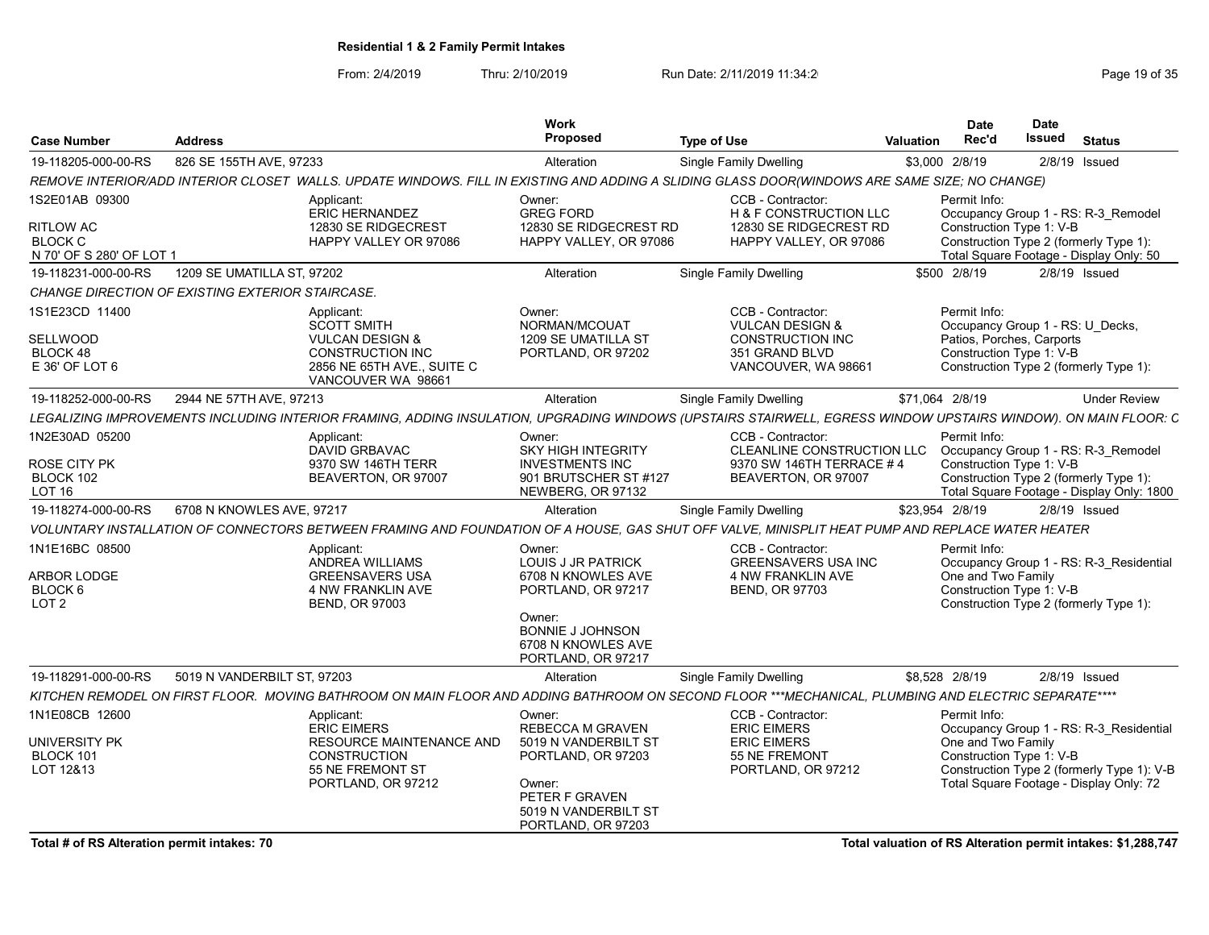## Residential 1 & 2 Family Permit Intakes

From: 2/4/2019 Thru: 2/10/2019 Run Date: 2/11/2019 11:34:2

| Case Number | Address | Work Proposed | Type of Use | Valuation | Date Rec'd | Date Issued | Status |
|---|---|---|---|---|---|---|---|
| 19-118205-000-00-RS | 826 SE 155TH AVE, 97233 | Alteration | Single Family Dwelling | $3,000 | 2/8/19 | 2/8/19 | Issued |

*REMOVE INTERIOR/ADD INTERIOR CLOSET WALLS. UPDATE WINDOWS. FILL IN EXISTING AND ADDING A SLIDING GLASS DOOR(WINDOWS ARE SAME SIZE; NO CHANGE)*

- 1S2E01AB 09300 — RITLOW AC, BLOCK C, N 70' OF S 280' OF LOT 1
- Applicant: ERIC HERNANDEZ, 12830 SE RIDGECREST, HAPPY VALLEY OR 97086
- Owner: GREG FORD, 12830 SE RIDGECREST RD, HAPPY VALLEY, OR 97086
- CCB - Contractor: H & F CONSTRUCTION LLC, 12830 SE RIDGECREST RD, HAPPY VALLEY, OR 97086
- Permit Info: Occupancy Group 1 - RS: R-3_Remodel; Construction Type 1: V-B; Construction Type 2 (formerly Type 1):; Total Square Footage - Display Only: 50

| Case Number | Address | Work Proposed | Type of Use | Valuation | Date Rec'd | Date Issued | Status |
|---|---|---|---|---|---|---|---|
| 19-118231-000-00-RS | 1209 SE UMATILLA ST, 97202 | Alteration | Single Family Dwelling | $500 | 2/8/19 | 2/8/19 | Issued |

*CHANGE DIRECTION OF EXISTING EXTERIOR STAIRCASE.*

- 1S1E23CD 11400 — SELLWOOD, BLOCK 48, E 36' OF LOT 6
- Applicant: SCOTT SMITH, VULCAN DESIGN & CONSTRUCTION INC, 2856 NE 65TH AVE., SUITE C, VANCOUVER WA 98661
- Owner: NORMAN/MCOUAT, 1209 SE UMATILLA ST, PORTLAND, OR 97202
- CCB - Contractor: VULCAN DESIGN & CONSTRUCTION INC, 351 GRAND BLVD, VANCOUVER, WA 98661
- Permit Info: Occupancy Group 1 - RS: U_Decks, Patios, Porches, Carports; Construction Type 1: V-B; Construction Type 2 (formerly Type 1):

| Case Number | Address | Work Proposed | Type of Use | Valuation | Date Rec'd | Date Issued | Status |
|---|---|---|---|---|---|---|---|
| 19-118252-000-00-RS | 2944 NE 57TH AVE, 97213 | Alteration | Single Family Dwelling | $71,064 | 2/8/19 | | Under Review |

*LEGALIZING IMPROVEMENTS INCLUDING INTERIOR FRAMING, ADDING INSULATION, UPGRADING WINDOWS (UPSTAIRS STAIRWELL, EGRESS WINDOW UPSTAIRS WINDOW). ON MAIN FLOOR: C*

- 1N2E30AD 05200 — ROSE CITY PK, BLOCK 102, LOT 16
- Applicant: DAVID GRBAVAC, 9370 SW 146TH TERR, BEAVERTON, OR 97007
- Owner: SKY HIGH INTEGRITY INVESTMENTS INC, 901 BRUTSCHER ST #127, NEWBERG, OR 97132
- CCB - Contractor: CLEANLINE CONSTRUCTION LLC, 9370 SW 146TH TERRACE # 4, BEAVERTON, OR 97007
- Permit Info: Occupancy Group 1 - RS: R-3_Remodel; Construction Type 1: V-B; Construction Type 2 (formerly Type 1):; Total Square Footage - Display Only: 1800

| Case Number | Address | Work Proposed | Type of Use | Valuation | Date Rec'd | Date Issued | Status |
|---|---|---|---|---|---|---|---|
| 19-118274-000-00-RS | 6708 N KNOWLES AVE, 97217 | Alteration | Single Family Dwelling | $23,954 | 2/8/19 | 2/8/19 | Issued |

*VOLUNTARY INSTALLATION OF CONNECTORS BETWEEN FRAMING AND FOUNDATION OF A HOUSE, GAS SHUT OFF VALVE, MINISPLIT HEAT PUMP AND REPLACE WATER HEATER*

- 1N1E16BC 08500 — ARBOR LODGE, BLOCK 6, LOT 2
- Applicant: ANDREA WILLIAMS, GREENSAVERS USA, 4 NW FRANKLIN AVE, BEND, OR 97003
- Owner: LOUIS J JR PATRICK, 6708 N KNOWLES AVE, PORTLAND, OR 97217
- Owner: BONNIE J JOHNSON, 6708 N KNOWLES AVE, PORTLAND, OR 97217
- CCB - Contractor: GREENSAVERS USA INC, 4 NW FRANKLIN AVE, BEND, OR 97703
- Permit Info: Occupancy Group 1 - RS: R-3_Residential One and Two Family; Construction Type 1: V-B; Construction Type 2 (formerly Type 1):

| Case Number | Address | Work Proposed | Type of Use | Valuation | Date Rec'd | Date Issued | Status |
|---|---|---|---|---|---|---|---|
| 19-118291-000-00-RS | 5019 N VANDERBILT ST, 97203 | Alteration | Single Family Dwelling | $8,528 | 2/8/19 | 2/8/19 | Issued |

*KITCHEN REMODEL ON FIRST FLOOR. MOVING BATHROOM ON MAIN FLOOR AND ADDING BATHROOM ON SECOND FLOOR ***MECHANICAL, PLUMBING AND ELECTRIC SEPARATE*****

- 1N1E08CB 12600 — UNIVERSITY PK, BLOCK 101, LOT 12&13
- Applicant: ERIC EIMERS, RESOURCE MAINTENANCE AND CONSTRUCTION, 55 NE FREMONT ST, PORTLAND, OR 97212
- Owner: REBECCA M GRAVEN, 5019 N VANDERBILT ST, PORTLAND, OR 97203
- Owner: PETER F GRAVEN, 5019 N VANDERBILT ST, PORTLAND, OR 97203
- CCB - Contractor: ERIC EIMERS, ERIC EIMERS, 55 NE FREMONT, PORTLAND, OR 97212
- Permit Info: Occupancy Group 1 - RS: R-3_Residential One and Two Family; Construction Type 1: V-B; Construction Type 2 (formerly Type 1): V-B; Total Square Footage - Display Only: 72

**Total # of RS Alteration permit intakes: 70**

**Total valuation of RS Alteration permit intakes: $1,288,747**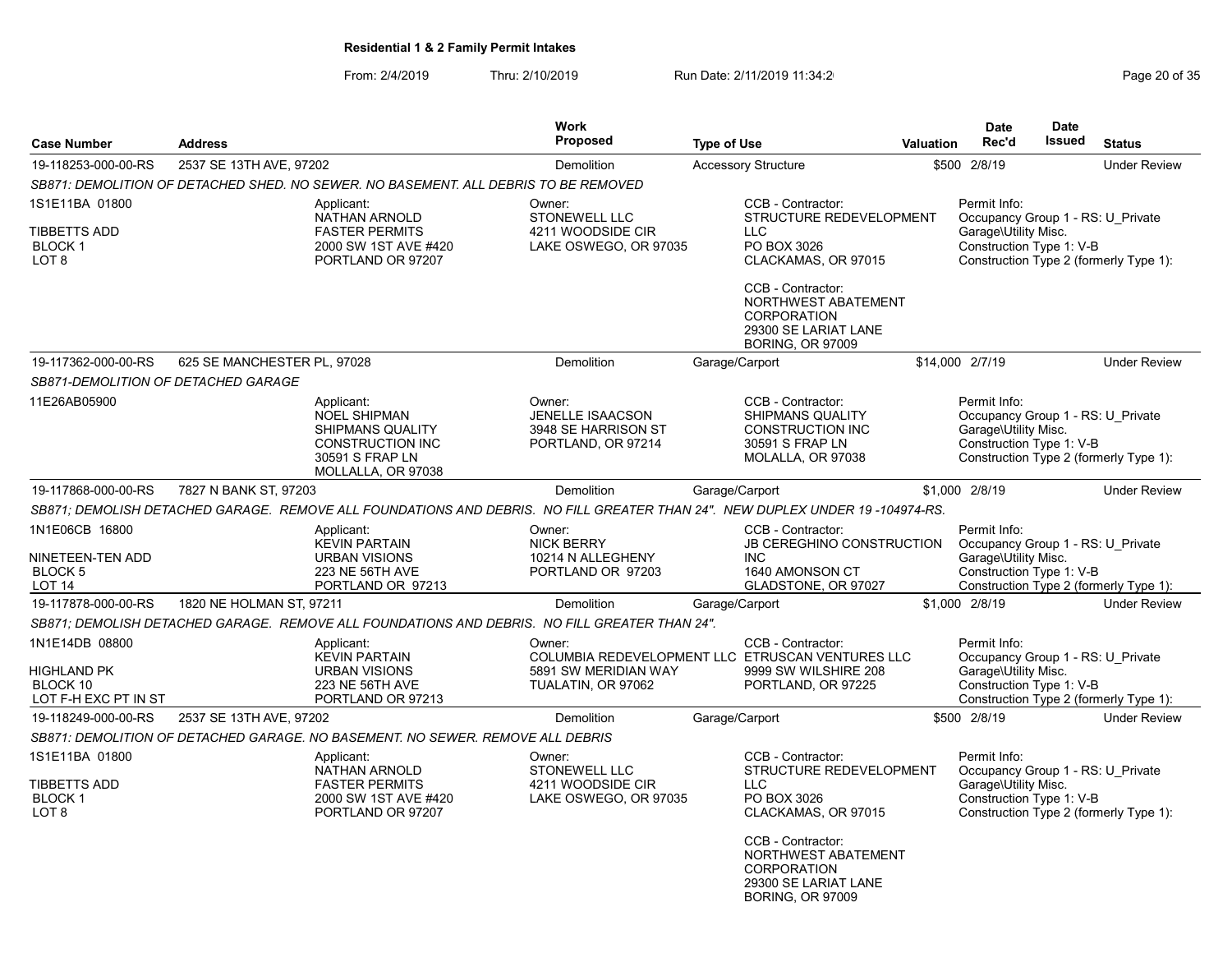**Residential 1 & 2 Family Permit Intakes**

From: 2/4/2019 Thru: 2/10/2019 Run Date: 2/11/2019 11:34:2

| Case Number | Address | Work Proposed | Type of Use | Valuation | Date Rec'd | Date Issued | Status |
|---|---|---|---|---|---|---|---|
| 19-118253-000-00-RS | 2537 SE 13TH AVE, 97202 | Demolition | Accessory Structure | $500 | 2/8/19 | | Under Review |

*SB871: DEMOLITION OF DETACHED SHED. NO SEWER. NO BASEMENT. ALL DEBRIS TO BE REMOVED*

1S1E11BA 01800
TIBBETTS ADD
BLOCK 1
LOT 8

Applicant:
NATHAN ARNOLD
FASTER PERMITS
2000 SW 1ST AVE #420
PORTLAND OR 97207

Owner:
STONEWELL LLC
4211 WOODSIDE CIR
LAKE OSWEGO, OR 97035

CCB - Contractor:
STRUCTURE REDEVELOPMENT LLC
PO BOX 3026
CLACKAMAS, OR 97015

CCB - Contractor:
NORTHWEST ABATEMENT CORPORATION
29300 SE LARIAT LANE
BORING, OR 97009

Permit Info:
Occupancy Group 1 - RS: U_Private Garage\Utility Misc.
Construction Type 1: V-B
Construction Type 2 (formerly Type 1):

| Case Number | Address | Work Proposed | Type of Use | Valuation | Date Rec'd | Date Issued | Status |
|---|---|---|---|---|---|---|---|
| 19-117362-000-00-RS | 625 SE MANCHESTER PL, 97028 | Demolition | Garage/Carport | $14,000 | 2/7/19 | | Under Review |

*SB871-DEMOLITION OF DETACHED GARAGE*

11E26AB05900

Applicant:
NOEL SHIPMAN
SHIPMANS QUALITY CONSTRUCTION INC
30591 S FRAP LN
MOLLALLA, OR 97038

Owner:
JENELLE ISAACSON
3948 SE HARRISON ST
PORTLAND, OR 97214

CCB - Contractor:
SHIPMANS QUALITY CONSTRUCTION INC
30591 S FRAP LN
MOLALLA, OR 97038

Permit Info:
Occupancy Group 1 - RS: U_Private Garage\Utility Misc.
Construction Type 1: V-B
Construction Type 2 (formerly Type 1):

| Case Number | Address | Work Proposed | Type of Use | Valuation | Date Rec'd | Date Issued | Status |
|---|---|---|---|---|---|---|---|
| 19-117868-000-00-RS | 7827 N BANK ST, 97203 | Demolition | Garage/Carport | $1,000 | 2/8/19 | | Under Review |

*SB871; DEMOLISH DETACHED GARAGE. REMOVE ALL FOUNDATIONS AND DEBRIS. NO FILL GREATER THAN 24". NEW DUPLEX UNDER 19 -104974-RS.*

1N1E06CB 16800
NINETEEN-TEN ADD
BLOCK 5
LOT 14

Applicant:
KEVIN PARTAIN
URBAN VISIONS
223 NE 56TH AVE
PORTLAND OR 97213

Owner:
NICK BERRY
10214 N ALLEGHENY
PORTLAND OR 97203

CCB - Contractor:
JB CEREGHINO CONSTRUCTION INC
1640 AMONSON CT
GLADSTONE, OR 97027

Permit Info:
Occupancy Group 1 - RS: U_Private Garage\Utility Misc.
Construction Type 1: V-B
Construction Type 2 (formerly Type 1):

| Case Number | Address | Work Proposed | Type of Use | Valuation | Date Rec'd | Date Issued | Status |
|---|---|---|---|---|---|---|---|
| 19-117878-000-00-RS | 1820 NE HOLMAN ST, 97211 | Demolition | Garage/Carport | $1,000 | 2/8/19 | | Under Review |

*SB871; DEMOLISH DETACHED GARAGE. REMOVE ALL FOUNDATIONS AND DEBRIS. NO FILL GREATER THAN 24".*

1N1E14DB 08800
HIGHLAND PK
BLOCK 10
LOT F-H EXC PT IN ST

Applicant:
KEVIN PARTAIN
URBAN VISIONS
223 NE 56TH AVE
PORTLAND OR 97213

Owner:
COLUMBIA REDEVELOPMENT LLC
5891 SW MERIDIAN WAY
TUALATIN, OR 97062

CCB - Contractor:
ETRUSCAN VENTURES LLC
9999 SW WILSHIRE 208
PORTLAND, OR 97225

Permit Info:
Occupancy Group 1 - RS: U_Private Garage\Utility Misc.
Construction Type 1: V-B
Construction Type 2 (formerly Type 1):

| Case Number | Address | Work Proposed | Type of Use | Valuation | Date Rec'd | Date Issued | Status |
|---|---|---|---|---|---|---|---|
| 19-118249-000-00-RS | 2537 SE 13TH AVE, 97202 | Demolition | Garage/Carport | $500 | 2/8/19 | | Under Review |

*SB871: DEMOLITION OF DETACHED GARAGE. NO BASEMENT. NO SEWER. REMOVE ALL DEBRIS*

1S1E11BA 01800
TIBBETTS ADD
BLOCK 1
LOT 8

Applicant:
NATHAN ARNOLD
FASTER PERMITS
2000 SW 1ST AVE #420
PORTLAND OR 97207

Owner:
STONEWELL LLC
4211 WOODSIDE CIR
LAKE OSWEGO, OR 97035

CCB - Contractor:
STRUCTURE REDEVELOPMENT LLC
PO BOX 3026
CLACKAMAS, OR 97015

CCB - Contractor:
NORTHWEST ABATEMENT CORPORATION
29300 SE LARIAT LANE
BORING, OR 97009

Permit Info:
Occupancy Group 1 - RS: U_Private Garage\Utility Misc.
Construction Type 1: V-B
Construction Type 2 (formerly Type 1):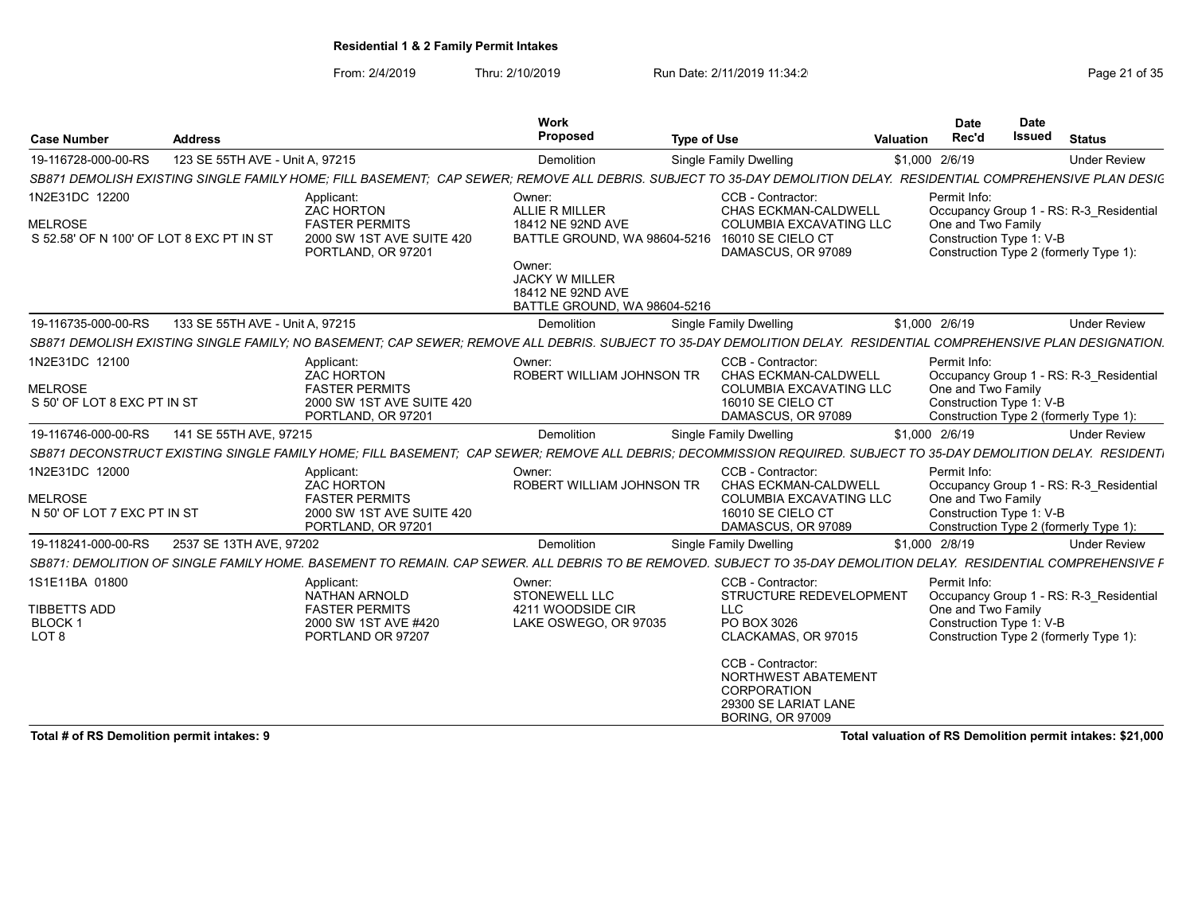**Residential 1 & 2 Family Permit Intakes**

From: 2/4/2019 Thru: 2/10/2019 Run Date: 2/11/2019 11:34:2

| Case Number | Address | Work Proposed | Type of Use | Valuation | Date Rec'd | Date Issued | Status |
|---|---|---|---|---|---|---|---|
| 19-116728-000-00-RS | 123 SE 55TH AVE - Unit A, 97215 | Demolition | Single Family Dwelling | $1,000 | 2/6/19 | | Under Review |

*SB871 DEMOLISH EXISTING SINGLE FAMILY HOME; FILL BASEMENT; CAP SEWER; REMOVE ALL DEBRIS. SUBJECT TO 35-DAY DEMOLITION DELAY. RESIDENTIAL COMPREHENSIVE PLAN DESIG*

1N2E31DC 12200
MELROSE
S 52.58' OF N 100' OF LOT 8 EXC PT IN ST

Applicant: ZAC HORTON, FASTER PERMITS, 2000 SW 1ST AVE SUITE 420, PORTLAND, OR 97201

Owner: ALLIE R MILLER, 18412 NE 92ND AVE, BATTLE GROUND, WA 98604-5216
Owner: JACKY W MILLER, 18412 NE 92ND AVE, BATTLE GROUND, WA 98604-5216

CCB - Contractor: CHAS ECKMAN-CALDWELL, COLUMBIA EXCAVATING LLC, 16010 SE CIELO CT, DAMASCUS, OR 97089

Permit Info: Occupancy Group 1 - RS: R-3_Residential One and Two Family; Construction Type 1: V-B; Construction Type 2 (formerly Type 1):

| Case Number | Address | Work Proposed | Type of Use | Valuation | Date Rec'd | Date Issued | Status |
|---|---|---|---|---|---|---|---|
| 19-116735-000-00-RS | 133 SE 55TH AVE - Unit A, 97215 | Demolition | Single Family Dwelling | $1,000 | 2/6/19 | | Under Review |

*SB871 DEMOLISH EXISTING SINGLE FAMILY; NO BASEMENT; CAP SEWER; REMOVE ALL DEBRIS. SUBJECT TO 35-DAY DEMOLITION DELAY. RESIDENTIAL COMPREHENSIVE PLAN DESIGNATION.*

1N2E31DC 12100
MELROSE
S 50' OF LOT 8 EXC PT IN ST

Applicant: ZAC HORTON, FASTER PERMITS, 2000 SW 1ST AVE SUITE 420, PORTLAND, OR 97201

Owner: ROBERT WILLIAM JOHNSON TR

CCB - Contractor: CHAS ECKMAN-CALDWELL, COLUMBIA EXCAVATING LLC, 16010 SE CIELO CT, DAMASCUS, OR 97089

Permit Info: Occupancy Group 1 - RS: R-3_Residential One and Two Family; Construction Type 1: V-B; Construction Type 2 (formerly Type 1):

| Case Number | Address | Work Proposed | Type of Use | Valuation | Date Rec'd | Date Issued | Status |
|---|---|---|---|---|---|---|---|
| 19-116746-000-00-RS | 141 SE 55TH AVE, 97215 | Demolition | Single Family Dwelling | $1,000 | 2/6/19 | | Under Review |

*SB871 DECONSTRUCT EXISTING SINGLE FAMILY HOME; FILL BASEMENT; CAP SEWER; REMOVE ALL DEBRIS; DECOMMISSION REQUIRED. SUBJECT TO 35-DAY DEMOLITION DELAY. RESIDENTI*

1N2E31DC 12000
MELROSE
N 50' OF LOT 7 EXC PT IN ST

Applicant: ZAC HORTON, FASTER PERMITS, 2000 SW 1ST AVE SUITE 420, PORTLAND, OR 97201

Owner: ROBERT WILLIAM JOHNSON TR

CCB - Contractor: CHAS ECKMAN-CALDWELL, COLUMBIA EXCAVATING LLC, 16010 SE CIELO CT, DAMASCUS, OR 97089

Permit Info: Occupancy Group 1 - RS: R-3_Residential One and Two Family; Construction Type 1: V-B; Construction Type 2 (formerly Type 1):

| Case Number | Address | Work Proposed | Type of Use | Valuation | Date Rec'd | Date Issued | Status |
|---|---|---|---|---|---|---|---|
| 19-118241-000-00-RS | 2537 SE 13TH AVE, 97202 | Demolition | Single Family Dwelling | $1,000 | 2/8/19 | | Under Review |

*SB871: DEMOLITION OF SINGLE FAMILY HOME. BASEMENT TO REMAIN. CAP SEWER. ALL DEBRIS TO BE REMOVED. SUBJECT TO 35-DAY DEMOLITION DELAY. RESIDENTIAL COMPREHENSIVE F*

1S1E11BA 01800
TIBBETTS ADD
BLOCK 1
LOT 8

Applicant: NATHAN ARNOLD, FASTER PERMITS, 2000 SW 1ST AVE #420, PORTLAND OR 97207

Owner: STONEWELL LLC, 4211 WOODSIDE CIR, LAKE OSWEGO, OR 97035

CCB - Contractor: STRUCTURE REDEVELOPMENT LLC, PO BOX 3026, CLACKAMAS, OR 97015
CCB - Contractor: NORTHWEST ABATEMENT CORPORATION, 29300 SE LARIAT LANE, BORING, OR 97009

Permit Info: Occupancy Group 1 - RS: R-3_Residential One and Two Family; Construction Type 1: V-B; Construction Type 2 (formerly Type 1):

**Total # of RS Demolition permit intakes: 9**

**Total valuation of RS Demolition permit intakes: $21,000**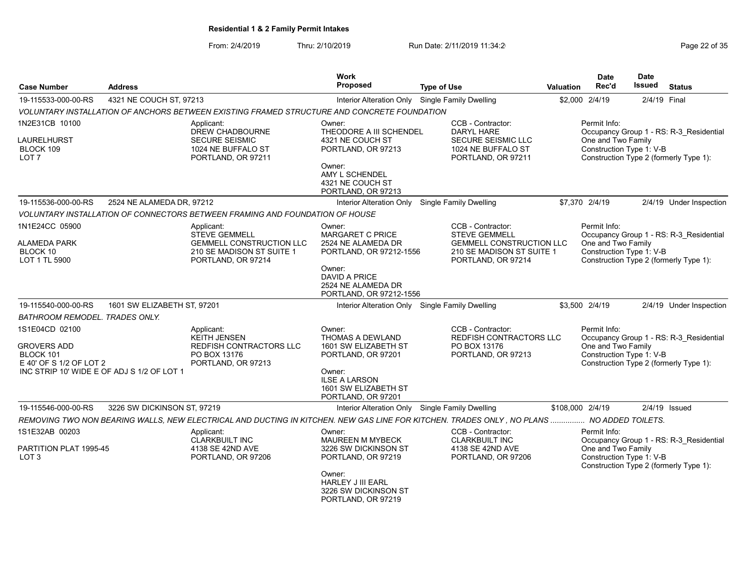**Residential 1 & 2 Family Permit Intakes**

From: 2/4/2019 Thru: 2/10/2019 Run Date: 2/11/2019 11:34:2

| Case Number | Address | Work Proposed | Type of Use | Valuation | Date Rec'd | Date Issued | Status |
|---|---|---|---|---|---|---|---|
| 19-115533-000-00-RS | 4321 NE COUCH ST, 97213 | Interior Alteration Only | Single Family Dwelling | $2,000 | 2/4/19 | 2/4/19 | Final |

VOLUNTARY INSTALLATION OF ANCHORS BETWEEN EXISTING FRAMED STRUCTURE AND CONCRETE FOUNDATION

1N2E31CB 10100
LAURELHURST
BLOCK 109
LOT 7

Applicant:
DREW CHADBOURNE
SECURE SEISMIC
1024 NE BUFFALO ST
PORTLAND, OR 97211

Owner:
THEODORE A III SCHENDEL
4321 NE COUCH ST
PORTLAND, OR 97213

Owner:
AMY L SCHENDEL
4321 NE COUCH ST
PORTLAND, OR 97213

CCB - Contractor:
DARYL HARE
SECURE SEISMIC LLC
1024 NE BUFFALO ST
PORTLAND, OR 97211

Permit Info:
Occupancy Group 1 - RS: R-3_Residential One and Two Family
Construction Type 1: V-B
Construction Type 2 (formerly Type 1):

| Case Number | Address | Work Proposed | Type of Use | Valuation | Date Rec'd | Date Issued | Status |
|---|---|---|---|---|---|---|---|
| 19-115536-000-00-RS | 2524 NE ALAMEDA DR, 97212 | Interior Alteration Only | Single Family Dwelling | $7,370 | 2/4/19 | 2/4/19 | Under Inspection |

VOLUNTARY INSTALLATION OF CONNECTORS BETWEEN FRAMING AND FOUNDATION OF HOUSE

1N1E24CC 05900
ALAMEDA PARK
BLOCK 10
LOT 1 TL 5900

Applicant:
STEVE GEMMELL
GEMMELL CONSTRUCTION LLC
210 SE MADISON ST SUITE 1
PORTLAND, OR 97214

Owner:
MARGARET C PRICE
2524 NE ALAMEDA DR
PORTLAND, OR 97212-1556

Owner:
DAVID A PRICE
2524 NE ALAMEDA DR
PORTLAND, OR 97212-1556

CCB - Contractor:
STEVE GEMMELL
GEMMELL CONSTRUCTION LLC
210 SE MADISON ST SUITE 1
PORTLAND, OR 97214

Permit Info:
Occupancy Group 1 - RS: R-3_Residential One and Two Family
Construction Type 1: V-B
Construction Type 2 (formerly Type 1):

| Case Number | Address | Work Proposed | Type of Use | Valuation | Date Rec'd | Date Issued | Status |
|---|---|---|---|---|---|---|---|
| 19-115540-000-00-RS | 1601 SW ELIZABETH ST, 97201 | Interior Alteration Only | Single Family Dwelling | $3,500 | 2/4/19 | 2/4/19 | Under Inspection |

BATHROOM REMODEL. TRADES ONLY.

1S1E04CD 02100
GROVERS ADD
BLOCK 101
E 40' OF S 1/2 OF LOT 2
INC STRIP 10' WIDE E OF ADJ S 1/2 OF LOT 1

Applicant:
KEITH JENSEN
REDFISH CONTRACTORS LLC
PO BOX 13176
PORTLAND, OR 97213

Owner:
THOMAS A DEWLAND
1601 SW ELIZABETH ST
PORTLAND, OR 97201

Owner:
ILSE A LARSON
1601 SW ELIZABETH ST
PORTLAND, OR 97201

CCB - Contractor:
REDFISH CONTRACTORS LLC
PO BOX 13176
PORTLAND, OR 97213

Permit Info:
Occupancy Group 1 - RS: R-3_Residential One and Two Family
Construction Type 1: V-B
Construction Type 2 (formerly Type 1):

| Case Number | Address | Work Proposed | Type of Use | Valuation | Date Rec'd | Date Issued | Status |
|---|---|---|---|---|---|---|---|
| 19-115546-000-00-RS | 3226 SW DICKINSON ST, 97219 | Interior Alteration Only | Single Family Dwelling | $108,000 | 2/4/19 | 2/4/19 | Issued |

REMOVING TWO NON BEARING WALLS, NEW ELECTRICAL AND DUCTING IN KITCHEN. NEW GAS LINE FOR KITCHEN. TRADES ONLY , NO PLANS ................ NO ADDED TOILETS.

1S1E32AB 00203
PARTITION PLAT 1995-45
LOT 3

Applicant:
CLARKBUILT INC
4138 SE 42ND AVE
PORTLAND, OR 97206

Owner:
MAUREEN M MYBECK
3226 SW DICKINSON ST
PORTLAND, OR 97219

Owner:
HARLEY J III EARL
3226 SW DICKINSON ST
PORTLAND, OR 97219

CCB - Contractor:
CLARKBUILT INC
4138 SE 42ND AVE
PORTLAND, OR 97206

Permit Info:
Occupancy Group 1 - RS: R-3_Residential One and Two Family
Construction Type 1: V-B
Construction Type 2 (formerly Type 1):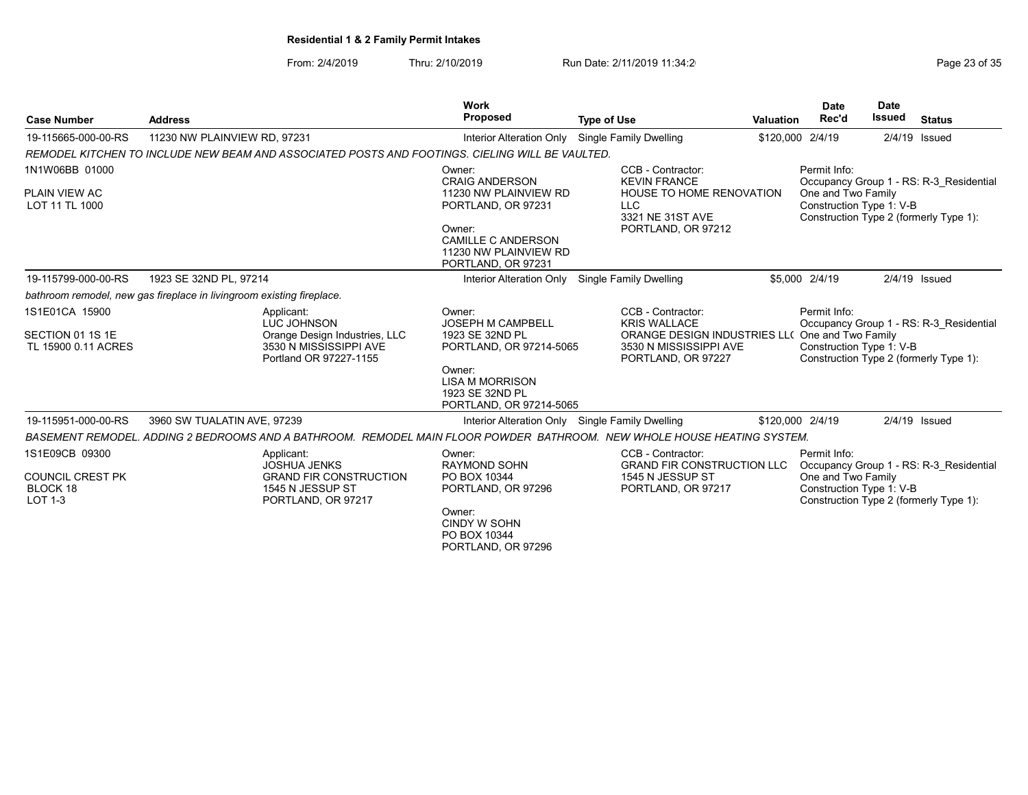**Residential 1 & 2 Family Permit Intakes**

From: 2/4/2019 Thru: 2/10/2019 Run Date: 2/11/2019 11:34:2

| Case Number | Address | Work Proposed | Type of Use | Valuation | Date Rec'd | Date Issued | Status |
|---|---|---|---|---|---|---|---|
| 19-115665-000-00-RS | 11230 NW PLAINVIEW RD, 97231 | Interior Alteration Only | Single Family Dwelling | $120,000 | 2/4/19 | 2/4/19 | Issued |

*REMODEL KITCHEN TO INCLUDE NEW BEAM AND ASSOCIATED POSTS AND FOOTINGS. CIELING WILL BE VAULTED.*

1N1W06BB 01000
PLAIN VIEW AC
LOT 11 TL 1000

Owner:
CRAIG ANDERSON
11230 NW PLAINVIEW RD
PORTLAND, OR 97231

Owner:
CAMILLE C ANDERSON
11230 NW PLAINVIEW RD
PORTLAND, OR 97231

CCB - Contractor:
KEVIN FRANCE
HOUSE TO HOME RENOVATION LLC
3321 NE 31ST AVE
PORTLAND, OR 97212

Permit Info:
Occupancy Group 1 - RS: R-3_Residential One and Two Family
Construction Type 1: V-B
Construction Type 2 (formerly Type 1):

| Case Number | Address | Work Proposed | Type of Use | Valuation | Date Rec'd | Date Issued | Status |
|---|---|---|---|---|---|---|---|
| 19-115799-000-00-RS | 1923 SE 32ND PL, 97214 | Interior Alteration Only | Single Family Dwelling | $5,000 | 2/4/19 | 2/4/19 | Issued |

*bathroom remodel, new gas fireplace in livingroom existing fireplace.*

1S1E01CA 15900
SECTION 01 1S 1E
TL 15900 0.11 ACRES

Applicant:
LUC JOHNSON
Orange Design Industries, LLC
3530 N MISSISSIPPI AVE
Portland OR 97227-1155

Owner:
JOSEPH M CAMPBELL
1923 SE 32ND PL
PORTLAND, OR 97214-5065

Owner:
LISA M MORRISON
1923 SE 32ND PL
PORTLAND, OR 97214-5065

CCB - Contractor:
KRIS WALLACE
ORANGE DESIGN INDUSTRIES LL(
3530 N MISSISSIPPI AVE
PORTLAND, OR 97227

Permit Info:
Occupancy Group 1 - RS: R-3_Residential One and Two Family
Construction Type 1: V-B
Construction Type 2 (formerly Type 1):

| Case Number | Address | Work Proposed | Type of Use | Valuation | Date Rec'd | Date Issued | Status |
|---|---|---|---|---|---|---|---|
| 19-115951-000-00-RS | 3960 SW TUALATIN AVE, 97239 | Interior Alteration Only | Single Family Dwelling | $120,000 | 2/4/19 | 2/4/19 | Issued |

*BASEMENT REMODEL. ADDING 2 BEDROOMS AND A BATHROOM. REMODEL MAIN FLOOR POWDER BATHROOM. NEW WHOLE HOUSE HEATING SYSTEM.*

1S1E09CB 09300
COUNCIL CREST PK
BLOCK 18
LOT 1-3

Applicant:
JOSHUA JENKS
GRAND FIR CONSTRUCTION
1545 N JESSUP ST
PORTLAND, OR 97217

Owner:
RAYMOND SOHN
PO BOX 10344
PORTLAND, OR 97296

Owner:
CINDY W SOHN
PO BOX 10344
PORTLAND, OR 97296

CCB - Contractor:
GRAND FIR CONSTRUCTION LLC
1545 N JESSUP ST
PORTLAND, OR 97217

Permit Info:
Occupancy Group 1 - RS: R-3_Residential One and Two Family
Construction Type 1: V-B
Construction Type 2 (formerly Type 1):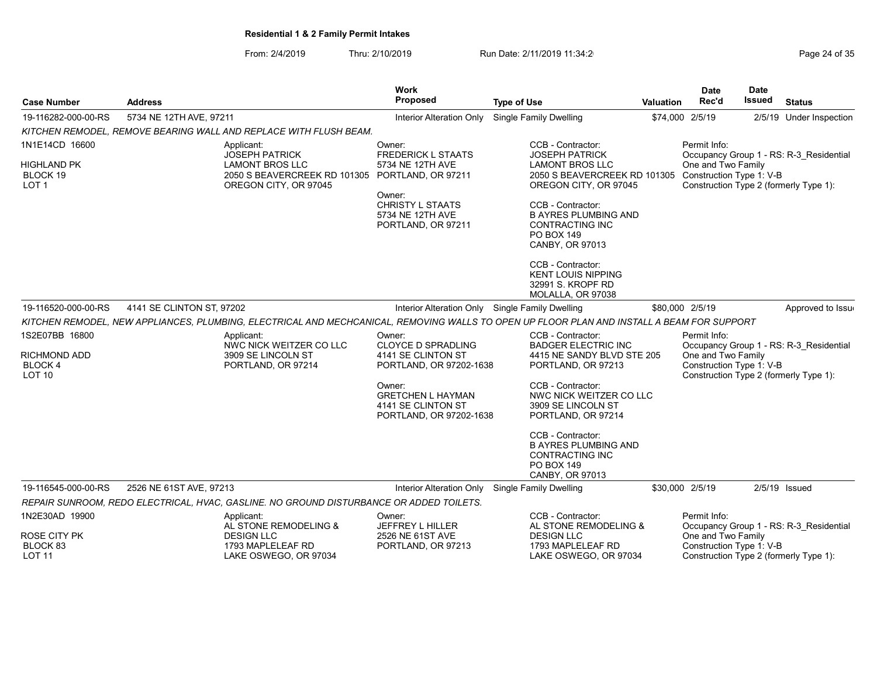**Residential 1 & 2 Family Permit Intakes**

From: 2/4/2019 Thru: 2/10/2019 Run Date: 2/11/2019 11:34:2

| Case Number | Address | Work Proposed | Type of Use | Valuation | Date Rec'd | Date Issued | Status |
|---|---|---|---|---|---|---|---|
| 19-116282-000-00-RS | 5734 NE 12TH AVE, 97211 | Interior Alteration Only | Single Family Dwelling | $74,000 | 2/5/19 | 2/5/19 | Under Inspection |

*KITCHEN REMODEL, REMOVE BEARING WALL AND REPLACE WITH FLUSH BEAM.*

1N1E14CD 16600
HIGHLAND PK
BLOCK 19
LOT 1

Applicant:
JOSEPH PATRICK
LAMONT BROS LLC
2050 S BEAVERCREEK RD 101305
OREGON CITY, OR 97045

Owner:
FREDERICK L STAATS
5734 NE 12TH AVE
PORTLAND, OR 97211

Owner:
CHRISTY L STAATS
5734 NE 12TH AVE
PORTLAND, OR 97211

CCB - Contractor:
JOSEPH PATRICK
LAMONT BROS LLC
2050 S BEAVERCREEK RD 101305
OREGON CITY, OR 97045

CCB - Contractor:
B AYRES PLUMBING AND CONTRACTING INC
PO BOX 149
CANBY, OR 97013

CCB - Contractor:
KENT LOUIS NIPPING
32991 S. KROPF RD
MOLALLA, OR 97038

Permit Info:
Occupancy Group 1 - RS: R-3_Residential One and Two Family
Construction Type 1: V-B
Construction Type 2 (formerly Type 1):

| Case Number | Address | Work Proposed | Type of Use | Valuation | Date Rec'd | Date Issued | Status |
|---|---|---|---|---|---|---|---|
| 19-116520-000-00-RS | 4141 SE CLINTON ST, 97202 | Interior Alteration Only | Single Family Dwelling | $80,000 | 2/5/19 | | Approved to Issue |

*KITCHEN REMODEL, NEW APPLIANCES, PLUMBING, ELECTRICAL AND MECHCANICAL, REMOVING WALLS TO OPEN UP FLOOR PLAN AND INSTALL A BEAM FOR SUPPORT*

1S2E07BB 16800
RICHMOND ADD
BLOCK 4
LOT 10

Applicant:
NWC NICK WEITZER CO LLC
3909 SE LINCOLN ST
PORTLAND, OR 97214

Owner:
CLOYCE D SPRADLING
4141 SE CLINTON ST
PORTLAND, OR 97202-1638

Owner:
GRETCHEN L HAYMAN
4141 SE CLINTON ST
PORTLAND, OR 97202-1638

CCB - Contractor:
BADGER ELECTRIC INC
4415 NE SANDY BLVD STE 205
PORTLAND, OR 97213

CCB - Contractor:
NWC NICK WEITZER CO LLC
3909 SE LINCOLN ST
PORTLAND, OR 97214

CCB - Contractor:
B AYRES PLUMBING AND CONTRACTING INC
PO BOX 149
CANBY, OR 97013

Permit Info:
Occupancy Group 1 - RS: R-3_Residential One and Two Family
Construction Type 1: V-B
Construction Type 2 (formerly Type 1):

| Case Number | Address | Work Proposed | Type of Use | Valuation | Date Rec'd | Date Issued | Status |
|---|---|---|---|---|---|---|---|
| 19-116545-000-00-RS | 2526 NE 61ST AVE, 97213 | Interior Alteration Only | Single Family Dwelling | $30,000 | 2/5/19 | 2/5/19 | Issued |

*REPAIR SUNROOM, REDO ELECTRICAL, HVAC, GASLINE. NO GROUND DISTURBANCE OR ADDED TOILETS.*

1N2E30AD 19900
ROSE CITY PK
BLOCK 83
LOT 11

Applicant:
AL STONE REMODELING & DESIGN LLC
1793 MAPLELEAF RD
LAKE OSWEGO, OR 97034

Owner:
JEFFREY L HILLER
2526 NE 61ST AVE
PORTLAND, OR 97213

CCB - Contractor:
AL STONE REMODELING & DESIGN LLC
1793 MAPLELEAF RD
LAKE OSWEGO, OR 97034

Permit Info:
Occupancy Group 1 - RS: R-3_Residential One and Two Family
Construction Type 1: V-B
Construction Type 2 (formerly Type 1):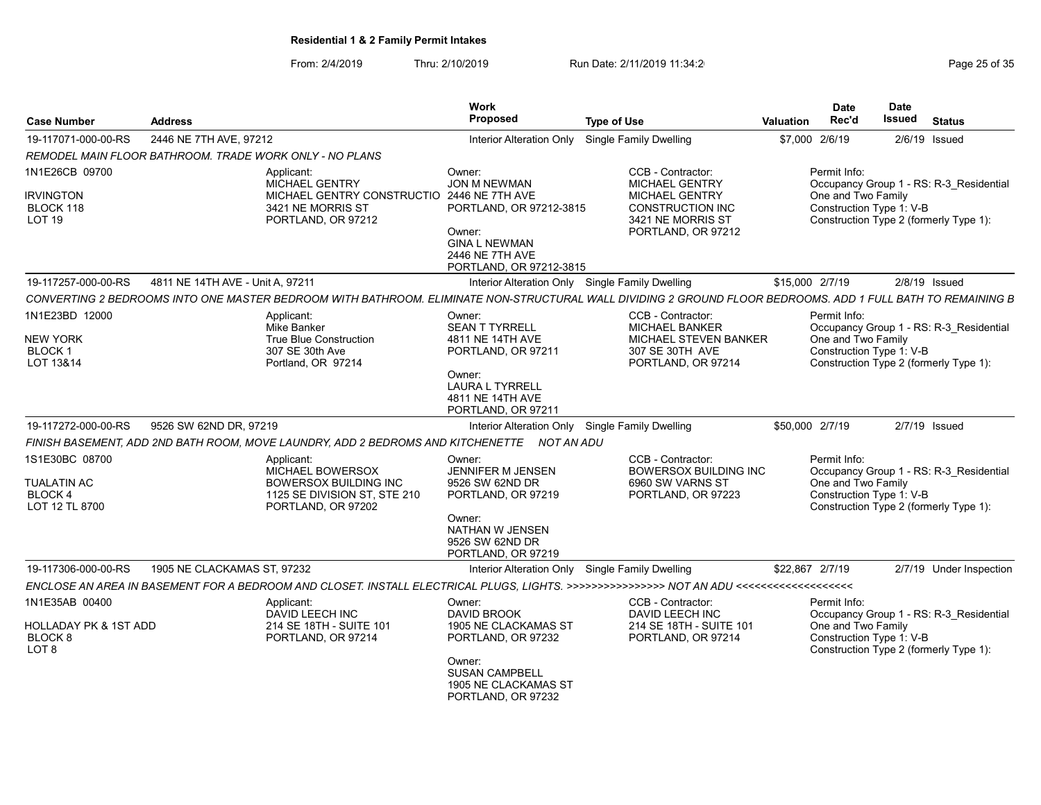## Residential 1 & 2 Family Permit Intakes

From: 2/4/2019 Thru: 2/10/2019 Run Date: 2/11/2019 11:34:2

| Case Number | Address | Work Proposed | Type of Use | Valuation | Date Rec'd | Date Issued | Status |
|---|---|---|---|---|---|---|---|
| 19-117071-000-00-RS | 2446 NE 7TH AVE, 97212 | Interior Alteration Only | Single Family Dwelling | $7,000 | 2/6/19 | 2/6/19 | Issued |

*REMODEL MAIN FLOOR BATHROOM. TRADE WORK ONLY - NO PLANS*

1N1E26CB 09700
IRVINGTON
BLOCK 118
LOT 19

Applicant:
MICHAEL GENTRY
MICHAEL GENTRY CONSTRUCTIO
3421 NE MORRIS ST
PORTLAND, OR 97212

Owner:
JON M NEWMAN
2446 NE 7TH AVE
PORTLAND, OR 97212-3815

Owner:
GINA L NEWMAN
2446 NE 7TH AVE
PORTLAND, OR 97212-3815

CCB - Contractor:
MICHAEL GENTRY
MICHAEL GENTRY
CONSTRUCTION INC
3421 NE MORRIS ST
PORTLAND, OR 97212

Permit Info:
Occupancy Group 1 - RS: R-3_Residential One and Two Family
Construction Type 1: V-B
Construction Type 2 (formerly Type 1):

| Case Number | Address | Work Proposed | Type of Use | Valuation | Date Rec'd | Date Issued | Status |
|---|---|---|---|---|---|---|---|
| 19-117257-000-00-RS | 4811 NE 14TH AVE - Unit A, 97211 | Interior Alteration Only | Single Family Dwelling | $15,000 | 2/7/19 | 2/8/19 | Issued |

*CONVERTING 2 BEDROOMS INTO ONE MASTER BEDROOM WITH BATHROOM. ELIMINATE NON-STRUCTURAL WALL DIVIDING 2 GROUND FLOOR BEDROOMS. ADD 1 FULL BATH TO REMAINING B*

1N1E23BD 12000
NEW YORK
BLOCK 1
LOT 13&14

Applicant:
Mike Banker
True Blue Construction
307 SE 30th Ave
Portland, OR 97214

Owner:
SEAN T TYRRELL
4811 NE 14TH AVE
PORTLAND, OR 97211

Owner:
LAURA L TYRRELL
4811 NE 14TH AVE
PORTLAND, OR 97211

CCB - Contractor:
MICHAEL BANKER
MICHAEL STEVEN BANKER
307 SE 30TH AVE
PORTLAND, OR 97214

Permit Info:
Occupancy Group 1 - RS: R-3_Residential One and Two Family
Construction Type 1: V-B
Construction Type 2 (formerly Type 1):

| Case Number | Address | Work Proposed | Type of Use | Valuation | Date Rec'd | Date Issued | Status |
|---|---|---|---|---|---|---|---|
| 19-117272-000-00-RS | 9526 SW 62ND DR, 97219 | Interior Alteration Only | Single Family Dwelling | $50,000 | 2/7/19 | 2/7/19 | Issued |

*FINISH BASEMENT, ADD 2ND BATH ROOM, MOVE LAUNDRY, ADD 2 BEDROMS AND KITCHENETTE NOT AN ADU*

1S1E30BC 08700
TUALATIN AC
BLOCK 4
LOT 12 TL 8700

Applicant:
MICHAEL BOWERSOX
BOWERSOX BUILDING INC
1125 SE DIVISION ST, STE 210
PORTLAND, OR 97202

Owner:
JENNIFER M JENSEN
9526 SW 62ND DR
PORTLAND, OR 97219

Owner:
NATHAN W JENSEN
9526 SW 62ND DR
PORTLAND, OR 97219

CCB - Contractor:
BOWERSOX BUILDING INC
6960 SW VARNS ST
PORTLAND, OR 97223

Permit Info:
Occupancy Group 1 - RS: R-3_Residential One and Two Family
Construction Type 1: V-B
Construction Type 2 (formerly Type 1):

| Case Number | Address | Work Proposed | Type of Use | Valuation | Date Rec'd | Date Issued | Status |
|---|---|---|---|---|---|---|---|
| 19-117306-000-00-RS | 1905 NE CLACKAMAS ST, 97232 | Interior Alteration Only | Single Family Dwelling | $22,867 | 2/7/19 | 2/7/19 | Under Inspection |

*ENCLOSE AN AREA IN BASEMENT FOR A BEDROOM AND CLOSET. INSTALL ELECTRICAL PLUGS, LIGHTS. >>>>>>>>>>>>>>>>> NOT AN ADU <<<<<<<<<<<<<<<<<<<*

1N1E35AB 00400
HOLLADAY PK & 1ST ADD
BLOCK 8
LOT 8

Applicant:
DAVID LEECH INC
214 SE 18TH - SUITE 101
PORTLAND, OR 97214

Owner:
DAVID BROOK
1905 NE CLACKAMAS ST
PORTLAND, OR 97232

Owner:
SUSAN CAMPBELL
1905 NE CLACKAMAS ST
PORTLAND, OR 97232

CCB - Contractor:
DAVID LEECH INC
214 SE 18TH - SUITE 101
PORTLAND, OR 97214

Permit Info:
Occupancy Group 1 - RS: R-3_Residential One and Two Family
Construction Type 1: V-B
Construction Type 2 (formerly Type 1):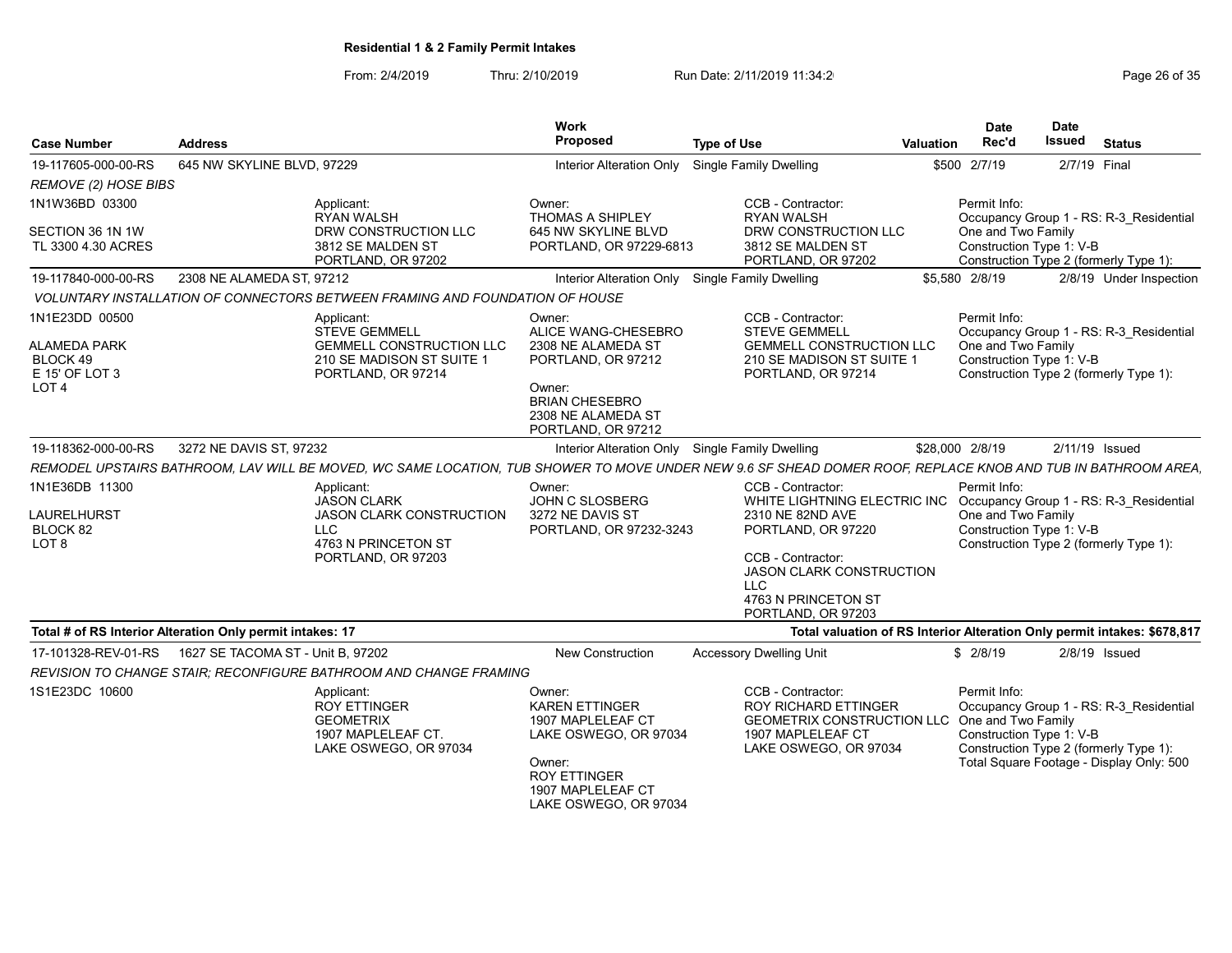**Residential 1 & 2 Family Permit Intakes**

From: 2/4/2019 Thru: 2/10/2019 Run Date: 2/11/2019 11:34:2

| Case Number | Address | Work Proposed | Type of Use | Valuation | Date Rec'd | Date Issued | Status |
|---|---|---|---|---|---|---|---|
| 19-117605-000-00-RS | 645 NW SKYLINE BLVD, 97229 | Interior Alteration Only | Single Family Dwelling | $500 | 2/7/19 | 2/7/19 | Final |

*REMOVE (2) HOSE BIBS*

1N1W36BD 03300
SECTION 36 1N 1W
TL 3300 4.30 ACRES

Applicant: RYAN WALSH, DRW CONSTRUCTION LLC, 3812 SE MALDEN ST, PORTLAND, OR 97202

Owner: THOMAS A SHIPLEY, 645 NW SKYLINE BLVD, PORTLAND, OR 97229-6813

CCB - Contractor: RYAN WALSH, DRW CONSTRUCTION LLC, 3812 SE MALDEN ST, PORTLAND, OR 97202

Permit Info: Occupancy Group 1 - RS: R-3_Residential One and Two Family; Construction Type 1: V-B; Construction Type 2 (formerly Type 1):

| Case Number | Address | Work Proposed | Type of Use | Valuation | Date Rec'd | Date Issued | Status |
|---|---|---|---|---|---|---|---|
| 19-117840-000-00-RS | 2308 NE ALAMEDA ST, 97212 | Interior Alteration Only | Single Family Dwelling | $5,580 | 2/8/19 | 2/8/19 | Under Inspection |

*VOLUNTARY INSTALLATION OF CONNECTORS BETWEEN FRAMING AND FOUNDATION OF HOUSE*

1N1E23DD 00500
ALAMEDA PARK
BLOCK 49
E 15' OF LOT 3
LOT 4

Applicant: STEVE GEMMELL, GEMMELL CONSTRUCTION LLC, 210 SE MADISON ST SUITE 1, PORTLAND, OR 97214

Owner: ALICE WANG-CHESEBRO, 2308 NE ALAMEDA ST, PORTLAND, OR 97212

Owner: BRIAN CHESEBRO, 2308 NE ALAMEDA ST, PORTLAND, OR 97212

CCB - Contractor: STEVE GEMMELL, GEMMELL CONSTRUCTION LLC, 210 SE MADISON ST SUITE 1, PORTLAND, OR 97214

Permit Info: Occupancy Group 1 - RS: R-3_Residential One and Two Family; Construction Type 1: V-B; Construction Type 2 (formerly Type 1):

| Case Number | Address | Work Proposed | Type of Use | Valuation | Date Rec'd | Date Issued | Status |
|---|---|---|---|---|---|---|---|
| 19-118362-000-00-RS | 3272 NE DAVIS ST, 97232 | Interior Alteration Only | Single Family Dwelling | $28,000 | 2/8/19 | 2/11/19 | Issued |

*REMODEL UPSTAIRS BATHROOM, LAV WILL BE MOVED, WC SAME LOCATION, TUB SHOWER TO MOVE UNDER NEW 9.6 SF SHEAD DOMER ROOF, REPLACE KNOB AND TUB IN BATHROOM AREA,*

1N1E36DB 11300
LAURELHURST
BLOCK 82
LOT 8

Applicant: JASON CLARK, JASON CLARK CONSTRUCTION LLC, 4763 N PRINCETON ST, PORTLAND, OR 97203

Owner: JOHN C SLOSBERG, 3272 NE DAVIS ST, PORTLAND, OR 97232-3243

CCB - Contractor: WHITE LIGHTNING ELECTRIC INC, 2310 NE 82ND AVE, PORTLAND, OR 97220

CCB - Contractor: JASON CLARK CONSTRUCTION LLC, 4763 N PRINCETON ST, PORTLAND, OR 97203

Permit Info: Occupancy Group 1 - RS: R-3_Residential One and Two Family; Construction Type 1: V-B; Construction Type 2 (formerly Type 1):

**Total # of RS Interior Alteration Only permit intakes: 17**

**Total valuation of RS Interior Alteration Only permit intakes: $678,817**

| Case Number | Address | Work Proposed | Type of Use | Valuation | Date Rec'd | Date Issued | Status |
|---|---|---|---|---|---|---|---|
| 17-101328-REV-01-RS | 1627 SE TACOMA ST - Unit B, 97202 | New Construction | Accessory Dwelling Unit | $ | 2/8/19 | 2/8/19 | Issued |

*REVISION TO CHANGE STAIR; RECONFIGURE BATHROOM AND CHANGE FRAMING*

1S1E23DC 10600

Applicant: ROY ETTINGER, GEOMETRIX, 1907 MAPLELEAF CT., LAKE OSWEGO, OR 97034

Owner: KAREN ETTINGER, 1907 MAPLELEAF CT, LAKE OSWEGO, OR 97034

Owner: ROY ETTINGER, 1907 MAPLELEAF CT, LAKE OSWEGO, OR 97034

CCB - Contractor: ROY RICHARD ETTINGER, GEOMETRIX CONSTRUCTION LLC, 1907 MAPLELEAF CT, LAKE OSWEGO, OR 97034

Permit Info: Occupancy Group 1 - RS: R-3_Residential One and Two Family; Construction Type 1: V-B; Construction Type 2 (formerly Type 1):; Total Square Footage - Display Only: 500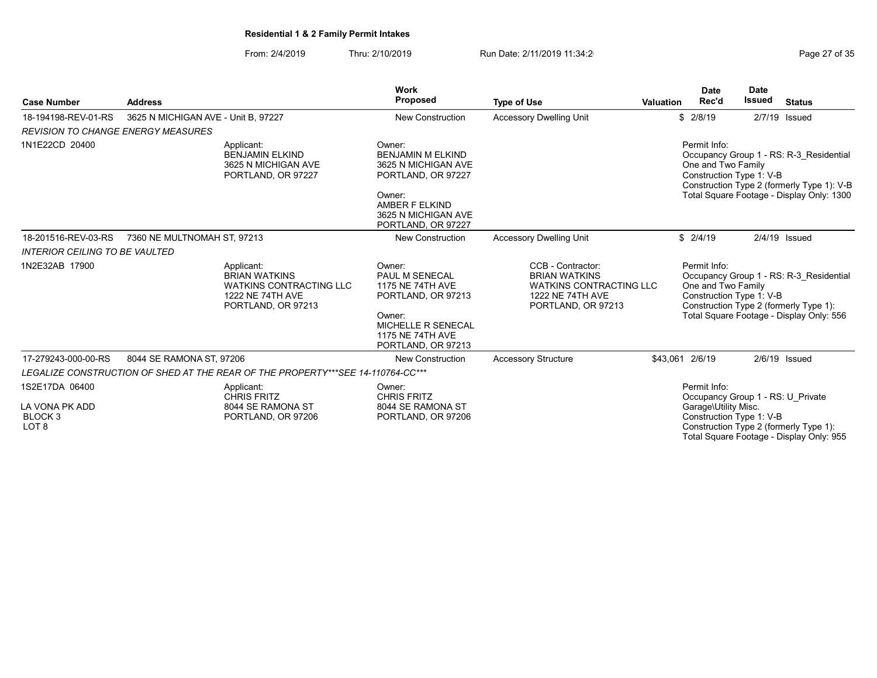**Residential 1 & 2 Family Permit Intakes**

From: 2/4/2019 Thru: 2/10/2019 Run Date: 2/11/2019 11:34:2

| Case Number | Address | | Work Proposed | Type of Use | Valuation | Date Rec'd | Date Issued | Status |
|---|---|---|---|---|---|---|---|---|
| 18-194198-REV-01-RS | 3625 N MICHIGAN AVE - Unit B, 97227 | | New Construction | Accessory Dwelling Unit | $ | 2/8/19 | 2/7/19 | Issued |
| *REVISION TO CHANGE ENERGY MEASURES* | | | | | | | | |
| 1N1E22CD 20400 | | Applicant: BENJAMIN ELKIND 3625 N MICHIGAN AVE PORTLAND, OR 97227 | Owner: BENJAMIN M ELKIND 3625 N MICHIGAN AVE PORTLAND, OR 97227<br>Owner: AMBER F ELKIND 3625 N MICHIGAN AVE PORTLAND, OR 97227 | | | Permit Info: Occupancy Group 1 - RS: R-3_Residential One and Two Family Construction Type 1: V-B Construction Type 2 (formerly Type 1): V-B Total Square Footage - Display Only: 1300 | | |
| 18-201516-REV-03-RS | 7360 NE MULTNOMAH ST, 97213 | | New Construction | Accessory Dwelling Unit | $ | 2/4/19 | 2/4/19 | Issued |
| *INTERIOR CEILING TO BE VAULTED* | | | | | | | | |
| 1N2E32AB 17900 | | Applicant: BRIAN WATKINS WATKINS CONTRACTING LLC 1222 NE 74TH AVE PORTLAND, OR 97213 | Owner: PAUL M SENECAL 1175 NE 74TH AVE PORTLAND, OR 97213<br>Owner: MICHELLE R SENECAL 1175 NE 74TH AVE PORTLAND, OR 97213 | CCB - Contractor: BRIAN WATKINS WATKINS CONTRACTING LLC 1222 NE 74TH AVE PORTLAND, OR 97213 | | Permit Info: Occupancy Group 1 - RS: R-3_Residential One and Two Family Construction Type 1: V-B Construction Type 2 (formerly Type 1): Total Square Footage - Display Only: 556 | | |
| 17-279243-000-00-RS | 8044 SE RAMONA ST, 97206 | | New Construction | Accessory Structure | $43,061 | 2/6/19 | 2/6/19 | Issued |
| *LEGALIZE CONSTRUCTION OF SHED AT THE REAR OF THE PROPERTY***SEE 14-110764-CC**** | | | | | | | | |
| 1S2E17DA 06400<br>LA VONA PK ADD<br>BLOCK 3<br>LOT 8 | | Applicant: CHRIS FRITZ 8044 SE RAMONA ST PORTLAND, OR 97206 | Owner: CHRIS FRITZ 8044 SE RAMONA ST PORTLAND, OR 97206 | | | Permit Info: Occupancy Group 1 - RS: U_Private Garage\Utility Misc. Construction Type 1: V-B Construction Type 2 (formerly Type 1): Total Square Footage - Display Only: 955 | | |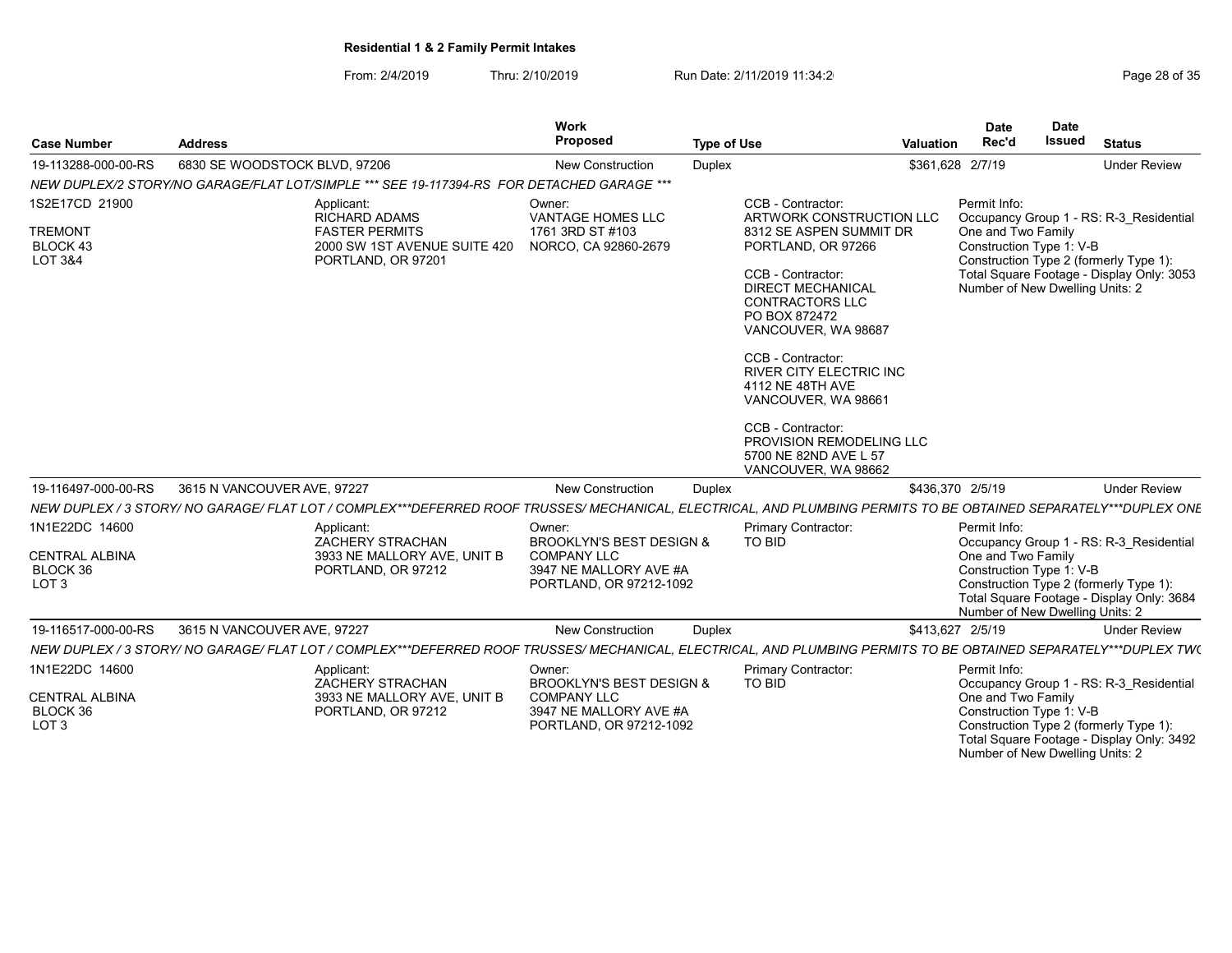**Residential 1 & 2 Family Permit Intakes**

From: 2/4/2019 Thru: 2/10/2019 Run Date: 2/11/2019 11:34:2

| Case Number | Address | Work Proposed | Type of Use | Valuation | Date Rec'd | Date Issued | Status |
|---|---|---|---|---|---|---|---|
| 19-113288-000-00-RS | 6830 SE WOODSTOCK BLVD, 97206 | New Construction | Duplex | $361,628 | 2/7/19 | | Under Review |

*NEW DUPLEX/2 STORY/NO GARAGE/FLAT LOT/SIMPLE *** SEE 19-117394-RS FOR DETACHED GARAGE ****

1S2E17CD 21900
TREMONT
BLOCK 43
LOT 3&4

Applicant:
RICHARD ADAMS
FASTER PERMITS
2000 SW 1ST AVENUE SUITE 420
PORTLAND, OR 97201

Owner:
VANTAGE HOMES LLC
1761 3RD ST #103
NORCO, CA 92860-2679

CCB - Contractor:
ARTWORK CONSTRUCTION LLC
8312 SE ASPEN SUMMIT DR
PORTLAND, OR 97266

CCB - Contractor:
DIRECT MECHANICAL CONTRACTORS LLC
PO BOX 872472
VANCOUVER, WA 98687

CCB - Contractor:
RIVER CITY ELECTRIC INC
4112 NE 48TH AVE
VANCOUVER, WA 98661

CCB - Contractor:
PROVISION REMODELING LLC
5700 NE 82ND AVE L 57
VANCOUVER, WA 98662

Permit Info:
Occupancy Group 1 - RS: R-3_Residential One and Two Family
Construction Type 1: V-B
Construction Type 2 (formerly Type 1):
Total Square Footage - Display Only: 3053
Number of New Dwelling Units: 2

| Case Number | Address | Work Proposed | Type of Use | Valuation | Date Rec'd | Date Issued | Status |
|---|---|---|---|---|---|---|---|
| 19-116497-000-00-RS | 3615 N VANCOUVER AVE, 97227 | New Construction | Duplex | $436,370 | 2/5/19 | | Under Review |

*NEW DUPLEX / 3 STORY/ NO GARAGE/ FLAT LOT / COMPLEX***DEFERRED ROOF TRUSSES/ MECHANICAL, ELECTRICAL, AND PLUMBING PERMITS TO BE OBTAINED SEPARATELY***DUPLEX ONE*

1N1E22DC 14600
CENTRAL ALBINA
BLOCK 36
LOT 3

Applicant:
ZACHERY STRACHAN
3933 NE MALLORY AVE, UNIT B
PORTLAND, OR 97212

Owner:
BROOKLYN'S BEST DESIGN & COMPANY LLC
3947 NE MALLORY AVE #A
PORTLAND, OR 97212-1092

Primary Contractor:
TO BID

Permit Info:
Occupancy Group 1 - RS: R-3_Residential One and Two Family
Construction Type 1: V-B
Construction Type 2 (formerly Type 1):
Total Square Footage - Display Only: 3684
Number of New Dwelling Units: 2

| Case Number | Address | Work Proposed | Type of Use | Valuation | Date Rec'd | Date Issued | Status |
|---|---|---|---|---|---|---|---|
| 19-116517-000-00-RS | 3615 N VANCOUVER AVE, 97227 | New Construction | Duplex | $413,627 | 2/5/19 | | Under Review |

*NEW DUPLEX / 3 STORY/ NO GARAGE/ FLAT LOT / COMPLEX***DEFERRED ROOF TRUSSES/ MECHANICAL, ELECTRICAL, AND PLUMBING PERMITS TO BE OBTAINED SEPARATELY***DUPLEX TWO*

1N1E22DC 14600
CENTRAL ALBINA
BLOCK 36
LOT 3

Applicant:
ZACHERY STRACHAN
3933 NE MALLORY AVE, UNIT B
PORTLAND, OR 97212

Owner:
BROOKLYN'S BEST DESIGN & COMPANY LLC
3947 NE MALLORY AVE #A
PORTLAND, OR 97212-1092

Primary Contractor:
TO BID

Permit Info:
Occupancy Group 1 - RS: R-3_Residential One and Two Family
Construction Type 1: V-B
Construction Type 2 (formerly Type 1):
Total Square Footage - Display Only: 3492
Number of New Dwelling Units: 2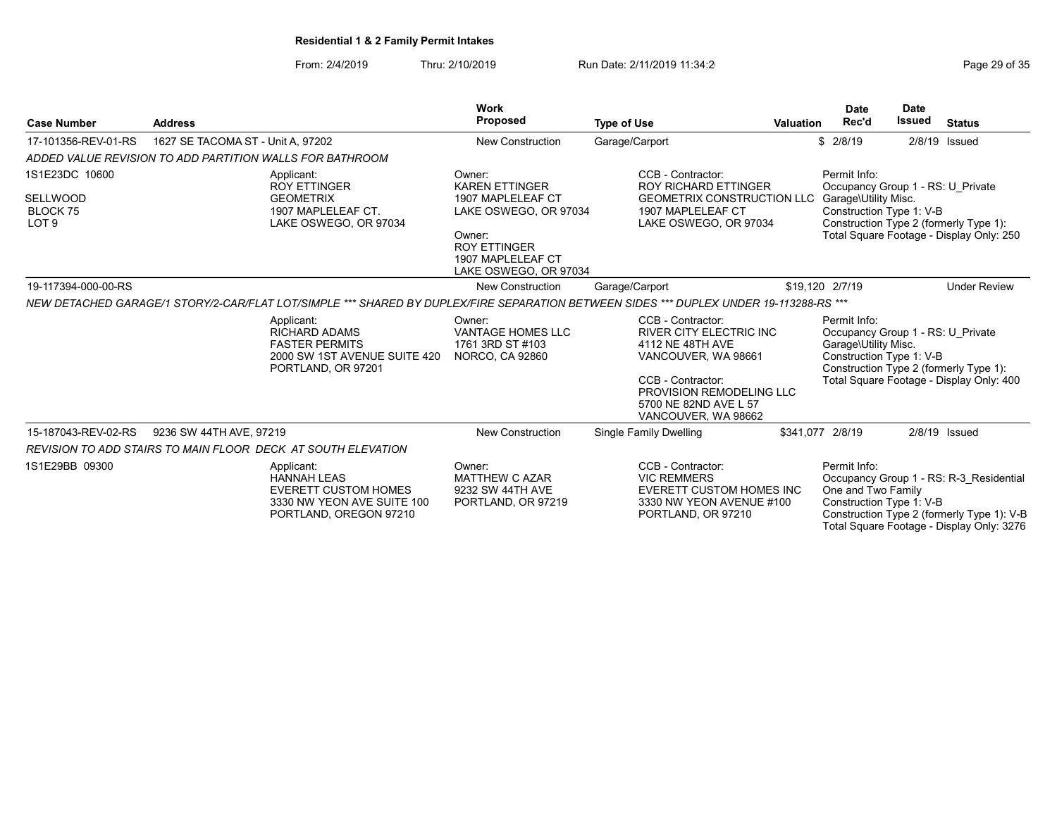**Residential 1 & 2 Family Permit Intakes**

From: 2/4/2019 Thru: 2/10/2019 Run Date: 2/11/2019 11:34:2

| Case Number | Address | Work Proposed | Type of Use | Valuation | Date Rec'd | Date Issued | Status |
|---|---|---|---|---|---|---|---|
| 17-101356-REV-01-RS | 1627 SE TACOMA ST - Unit A, 97202 | New Construction | Garage/Carport | $ | 2/8/19 | 2/8/19 | Issued |

ADDED VALUE REVISION TO ADD PARTITION WALLS FOR BATHROOM

1S1E23DC 10600

SELLWOOD
BLOCK 75
LOT 9

Applicant:
ROY ETTINGER
GEOMETRIX
1907 MAPLELEAF CT.
LAKE OSWEGO, OR 97034

Owner:
KAREN ETTINGER
1907 MAPLELEAF CT
LAKE OSWEGO, OR 97034

Owner:
ROY ETTINGER
1907 MAPLELEAF CT
LAKE OSWEGO, OR 97034

CCB - Contractor:
ROY RICHARD ETTINGER
GEOMETRIX CONSTRUCTION LLC
1907 MAPLELEAF CT
LAKE OSWEGO, OR 97034

Permit Info:
Occupancy Group 1 - RS: U_Private Garage\Utility Misc.
Construction Type 1: V-B
Construction Type 2 (formerly Type 1):
Total Square Footage - Display Only: 250

| Case Number | Address | Work Proposed | Type of Use | Valuation | Date Rec'd | Date Issued | Status |
|---|---|---|---|---|---|---|---|
| 19-117394-000-00-RS | | New Construction | Garage/Carport | $19,120 | 2/7/19 | | Under Review |

NEW DETACHED GARAGE/1 STORY/2-CAR/FLAT LOT/SIMPLE *** SHARED BY DUPLEX/FIRE SEPARATION BETWEEN SIDES *** DUPLEX UNDER 19-113288-RS ***

Applicant:
RICHARD ADAMS
FASTER PERMITS
2000 SW 1ST AVENUE SUITE 420
PORTLAND, OR 97201

Owner:
VANTAGE HOMES LLC
1761 3RD ST #103
NORCO, CA 92860

CCB - Contractor:
RIVER CITY ELECTRIC INC
4112 NE 48TH AVE
VANCOUVER, WA 98661

CCB - Contractor:
PROVISION REMODELING LLC
5700 NE 82ND AVE L 57
VANCOUVER, WA 98662

Permit Info:
Occupancy Group 1 - RS: U_Private Garage\Utility Misc.
Construction Type 1: V-B
Construction Type 2 (formerly Type 1):
Total Square Footage - Display Only: 400

| Case Number | Address | Work Proposed | Type of Use | Valuation | Date Rec'd | Date Issued | Status |
|---|---|---|---|---|---|---|---|
| 15-187043-REV-02-RS | 9236 SW 44TH AVE, 97219 | New Construction | Single Family Dwelling | $341,077 | 2/8/19 | 2/8/19 | Issued |

REVISION TO ADD STAIRS TO MAIN FLOOR DECK AT SOUTH ELEVATION

1S1E29BB 09300

Applicant:
HANNAH LEAS
EVERETT CUSTOM HOMES
3330 NW YEON AVE SUITE 100
PORTLAND, OREGON 97210

Owner:
MATTHEW C AZAR
9232 SW 44TH AVE
PORTLAND, OR 97219

CCB - Contractor:
VIC REMMERS
EVERETT CUSTOM HOMES INC
3330 NW YEON AVENUE #100
PORTLAND, OR 97210

Permit Info:
Occupancy Group 1 - RS: R-3_Residential One and Two Family
Construction Type 1: V-B
Construction Type 2 (formerly Type 1): V-B
Total Square Footage - Display Only: 3276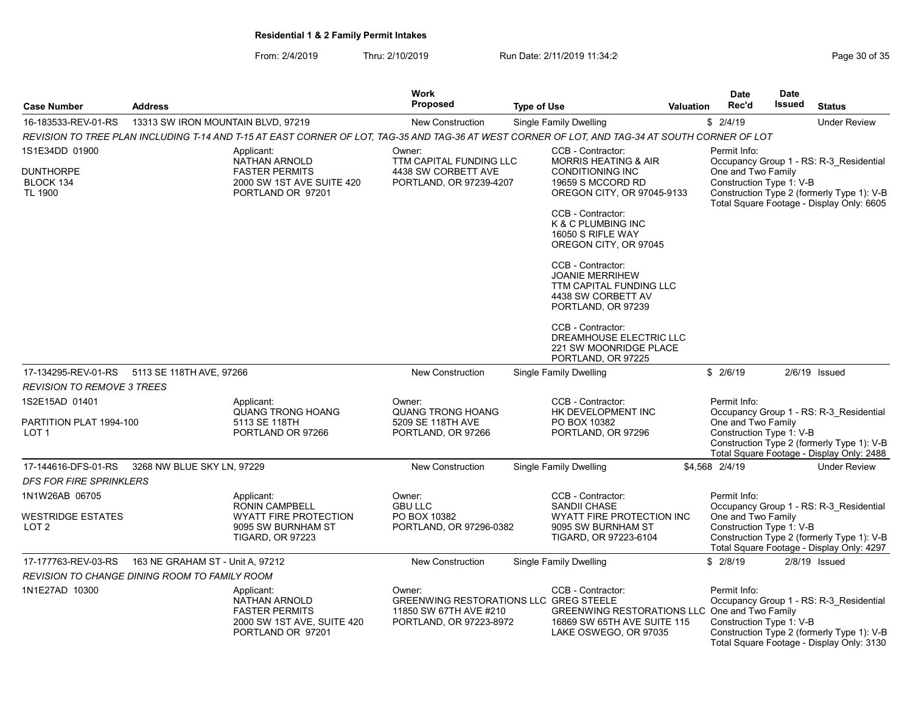## Residential 1 & 2 Family Permit Intakes

From: 2/4/2019 Thru: 2/10/2019 Run Date: 2/11/2019 11:34:2

| Case Number | Address | Work Proposed | Type of Use | Valuation | Date Rec'd | Date Issued | Status |
|---|---|---|---|---|---|---|---|
| 16-183533-REV-01-RS | 13313 SW IRON MOUNTAIN BLVD, 97219 | New Construction | Single Family Dwelling | $ | 2/4/19 | | Under Review |

*REVISION TO TREE PLAN INCLUDING T-14 AND T-15 AT EAST CORNER OF LOT, TAG-35 AND TAG-36 AT WEST CORNER OF LOT, AND TAG-34 AT SOUTH CORNER OF LOT*

1S1E34DD 01900
DUNTHORPE
BLOCK 134
TL 1900

Applicant:
NATHAN ARNOLD
FASTER PERMITS
2000 SW 1ST AVE SUITE 420
PORTLAND OR 97201

Owner:
TTM CAPITAL FUNDING LLC
4438 SW CORBETT AVE
PORTLAND, OR 97239-4207

CCB - Contractor:
MORRIS HEATING & AIR CONDITIONING INC
19659 S MCCORD RD
OREGON CITY, OR 97045-9133

CCB - Contractor:
K & C PLUMBING INC
16050 S RIFLE WAY
OREGON CITY, OR 97045

CCB - Contractor:
JOANIE MERRIHEW
TTM CAPITAL FUNDING LLC
4438 SW CORBETT AV
PORTLAND, OR 97239

CCB - Contractor:
DREAMHOUSE ELECTRIC LLC
221 SW MOONRIDGE PLACE
PORTLAND, OR 97225

Permit Info:
Occupancy Group 1 - RS: R-3_Residential One and Two Family
Construction Type 1: V-B
Construction Type 2 (formerly Type 1): V-B
Total Square Footage - Display Only: 6605

| Case Number | Address | Work Proposed | Type of Use | Valuation | Date Rec'd | Date Issued | Status |
|---|---|---|---|---|---|---|---|
| 17-134295-REV-01-RS | 5113 SE 118TH AVE, 97266 | New Construction | Single Family Dwelling | $ | 2/6/19 | 2/6/19 | Issued |

*REVISION TO REMOVE 3 TREES*

1S2E15AD 01401
PARTITION PLAT 1994-100
LOT 1

Applicant:
QUANG TRONG HOANG
5113 SE 118TH
PORTLAND OR 97266

Owner:
QUANG TRONG HOANG
5209 SE 118TH AVE
PORTLAND, OR 97266

CCB - Contractor:
HK DEVELOPMENT INC
PO BOX 10382
PORTLAND, OR 97296

Permit Info:
Occupancy Group 1 - RS: R-3_Residential One and Two Family
Construction Type 1: V-B
Construction Type 2 (formerly Type 1): V-B
Total Square Footage - Display Only: 2488

| Case Number | Address | Work Proposed | Type of Use | Valuation | Date Rec'd | Date Issued | Status |
|---|---|---|---|---|---|---|---|
| 17-144616-DFS-01-RS | 3268 NW BLUE SKY LN, 97229 | New Construction | Single Family Dwelling | $4,568 | 2/4/19 | | Under Review |

*DFS FOR FIRE SPRINKLERS*

1N1W26AB 06705
WESTRIDGE ESTATES
LOT 2

Applicant:
RONIN CAMPBELL
WYATT FIRE PROTECTION
9095 SW BURNHAM ST
TIGARD, OR 97223

Owner:
GBU LLC
PO BOX 10382
PORTLAND, OR 97296-0382

CCB - Contractor:
SANDII CHASE
WYATT FIRE PROTECTION INC
9095 SW BURNHAM ST
TIGARD, OR 97223-6104

Permit Info:
Occupancy Group 1 - RS: R-3_Residential One and Two Family
Construction Type 1: V-B
Construction Type 2 (formerly Type 1): V-B
Total Square Footage - Display Only: 4297

| Case Number | Address | Work Proposed | Type of Use | Valuation | Date Rec'd | Date Issued | Status |
|---|---|---|---|---|---|---|---|
| 17-177763-REV-03-RS | 163 NE GRAHAM ST - Unit A, 97212 | New Construction | Single Family Dwelling | $ | 2/8/19 | 2/8/19 | Issued |

*REVISION TO CHANGE DINING ROOM TO FAMILY ROOM*

1N1E27AD 10300

Applicant:
NATHAN ARNOLD
FASTER PERMITS
2000 SW 1ST AVE, SUITE 420
PORTLAND OR 97201

Owner:
GREENWING RESTORATIONS LLC
11850 SW 67TH AVE #210
PORTLAND, OR 97223-8972

CCB - Contractor:
GREG STEELE
GREENWING RESTORATIONS LLC
16869 SW 65TH AVE SUITE 115
LAKE OSWEGO, OR 97035

Permit Info:
Occupancy Group 1 - RS: R-3_Residential One and Two Family
Construction Type 1: V-B
Construction Type 2 (formerly Type 1): V-B
Total Square Footage - Display Only: 3130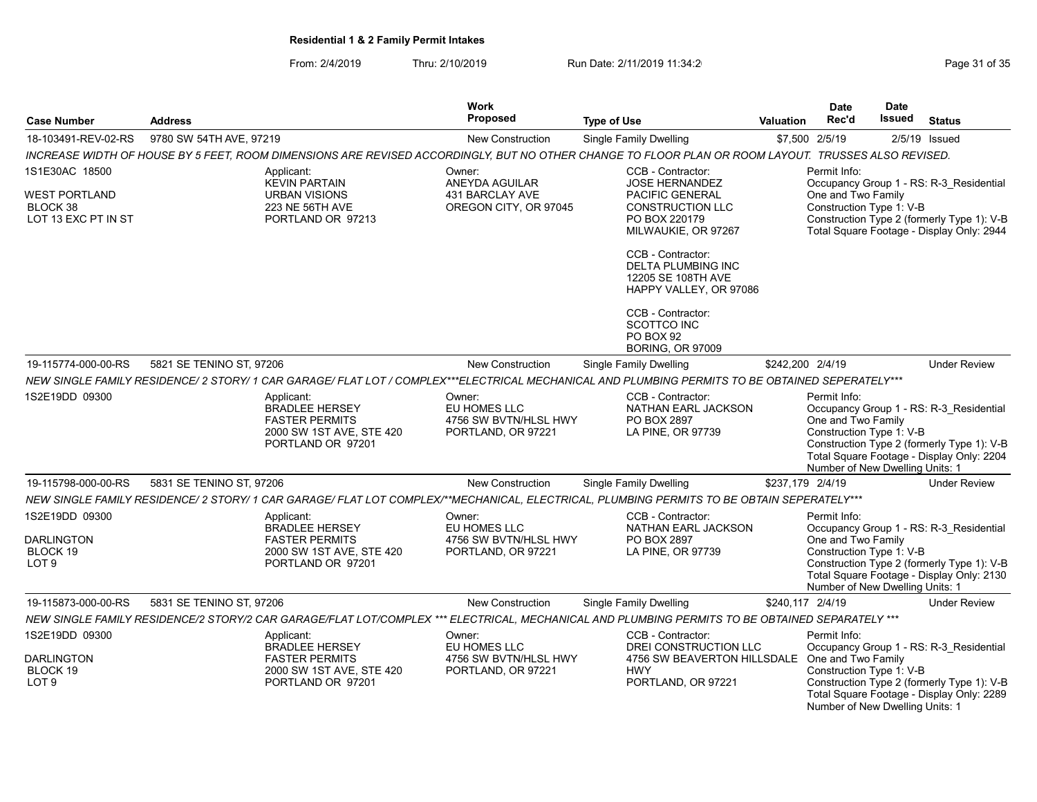**Residential 1 & 2 Family Permit Intakes**

From: 2/4/2019 Thru: 2/10/2019 Run Date: 2/11/2019 11:34:2

| Case Number | Address | Work Proposed | Type of Use | Valuation | Date Rec'd | Date Issued | Status |
|---|---|---|---|---|---|---|---|
| 18-103491-REV-02-RS | 9780 SW 54TH AVE, 97219 | New Construction | Single Family Dwelling | $7,500 | 2/5/19 | 2/5/19 | Issued |

INCREASE WIDTH OF HOUSE BY 5 FEET, ROOM DIMENSIONS ARE REVISED ACCORDINGLY, BUT NO OTHER CHANGE TO FLOOR PLAN OR ROOM LAYOUT. TRUSSES ALSO REVISED.

1S1E30AC 18500
WEST PORTLAND
BLOCK 38
LOT 13 EXC PT IN ST

Applicant:
KEVIN PARTAIN
URBAN VISIONS
223 NE 56TH AVE
PORTLAND OR 97213

Owner:
ANEYDA AGUILAR
431 BARCLAY AVE
OREGON CITY, OR 97045

CCB - Contractor:
JOSE HERNANDEZ
PACIFIC GENERAL CONSTRUCTION LLC
PO BOX 220179
MILWAUKIE, OR 97267

CCB - Contractor:
DELTA PLUMBING INC
12205 SE 108TH AVE
HAPPY VALLEY, OR 97086

CCB - Contractor:
SCOTTCO INC
PO BOX 92
BORING, OR 97009

Permit Info:
Occupancy Group 1 - RS: R-3_Residential One and Two Family
Construction Type 1: V-B
Construction Type 2 (formerly Type 1): V-B
Total Square Footage - Display Only: 2944

| Case Number | Address | Work Proposed | Type of Use | Valuation | Date Rec'd | Date Issued | Status |
|---|---|---|---|---|---|---|---|
| 19-115774-000-00-RS | 5821 SE TENINO ST, 97206 | New Construction | Single Family Dwelling | $242,200 | 2/4/19 | | Under Review |

NEW SINGLE FAMILY RESIDENCE/ 2 STORY/ 1 CAR GARAGE/ FLAT LOT / COMPLEX***ELECTRICAL MECHANICAL AND PLUMBING PERMITS TO BE OBTAINED SEPERATELY***

1S2E19DD 09300

Applicant:
BRADLEE HERSEY
FASTER PERMITS
2000 SW 1ST AVE, STE 420
PORTLAND OR 97201

Owner:
EU HOMES LLC
4756 SW BVTN/HLSL HWY
PORTLAND, OR 97221

CCB - Contractor:
NATHAN EARL JACKSON
PO BOX 2897
LA PINE, OR 97739

Permit Info:
Occupancy Group 1 - RS: R-3_Residential One and Two Family
Construction Type 1: V-B
Construction Type 2 (formerly Type 1): V-B
Total Square Footage - Display Only: 2204
Number of New Dwelling Units: 1

| Case Number | Address | Work Proposed | Type of Use | Valuation | Date Rec'd | Date Issued | Status |
|---|---|---|---|---|---|---|---|
| 19-115798-000-00-RS | 5831 SE TENINO ST, 97206 | New Construction | Single Family Dwelling | $237,179 | 2/4/19 | | Under Review |

NEW SINGLE FAMILY RESIDENCE/ 2 STORY/ 1 CAR GARAGE/ FLAT LOT COMPLEX/**MECHANICAL, ELECTRICAL, PLUMBING PERMITS TO BE OBTAIN SEPERATELY***

1S2E19DD 09300
DARLINGTON
BLOCK 19
LOT 9

Applicant:
BRADLEE HERSEY
FASTER PERMITS
2000 SW 1ST AVE, STE 420
PORTLAND OR 97201

Owner:
EU HOMES LLC
4756 SW BVTN/HLSL HWY
PORTLAND, OR 97221

CCB - Contractor:
NATHAN EARL JACKSON
PO BOX 2897
LA PINE, OR 97739

Permit Info:
Occupancy Group 1 - RS: R-3_Residential One and Two Family
Construction Type 1: V-B
Construction Type 2 (formerly Type 1): V-B
Total Square Footage - Display Only: 2130
Number of New Dwelling Units: 1

| Case Number | Address | Work Proposed | Type of Use | Valuation | Date Rec'd | Date Issued | Status |
|---|---|---|---|---|---|---|---|
| 19-115873-000-00-RS | 5831 SE TENINO ST, 97206 | New Construction | Single Family Dwelling | $240,117 | 2/4/19 | | Under Review |

NEW SINGLE FAMILY RESIDENCE/2 STORY/2 CAR GARAGE/FLAT LOT/COMPLEX *** ELECTRICAL, MECHANICAL AND PLUMBING PERMITS TO BE OBTAINED SEPARATELY ***

1S2E19DD 09300
DARLINGTON
BLOCK 19
LOT 9

Applicant:
BRADLEE HERSEY
FASTER PERMITS
2000 SW 1ST AVE, STE 420
PORTLAND OR 97201

Owner:
EU HOMES LLC
4756 SW BVTN/HLSL HWY
PORTLAND, OR 97221

CCB - Contractor:
DREI CONSTRUCTION LLC
4756 SW BEAVERTON HILLSDALE HWY
PORTLAND, OR 97221

Permit Info:
Occupancy Group 1 - RS: R-3_Residential One and Two Family
Construction Type 1: V-B
Construction Type 2 (formerly Type 1): V-B
Total Square Footage - Display Only: 2289
Number of New Dwelling Units: 1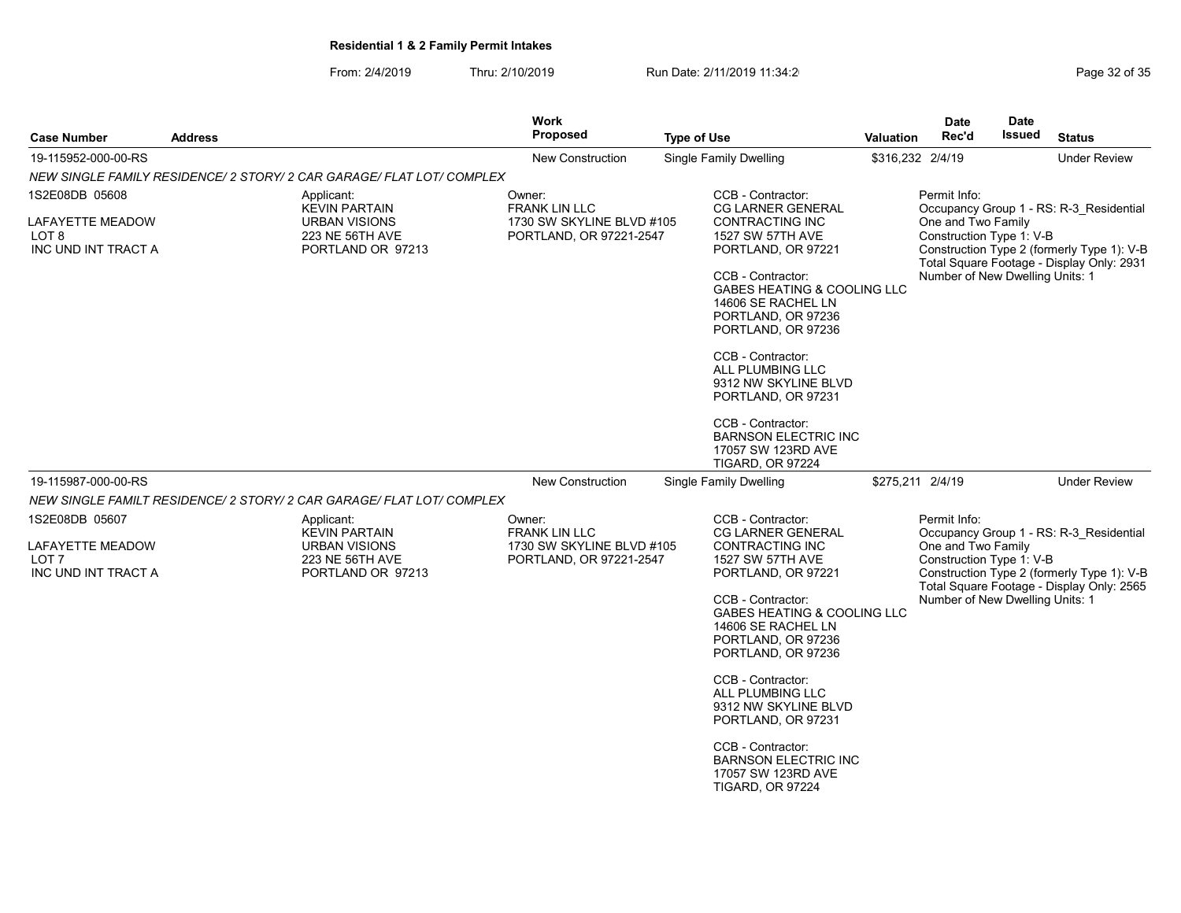**Residential 1 & 2 Family Permit Intakes**

From: 2/4/2019 Thru: 2/10/2019 Run Date: 2/11/2019 11:34:2

| Case Number | Address | Work Proposed | Type of Use | Valuation | Date Rec'd | Date Issued | Status |
|---|---|---|---|---|---|---|---|
| 19-115952-000-00-RS | | New Construction | Single Family Dwelling | $316,232 | 2/4/19 | | Under Review |

*NEW SINGLE FAMILY RESIDENCE/ 2 STORY/ 2 CAR GARAGE/ FLAT LOT/ COMPLEX*

1S2E08DB 05608

LAFAYETTE MEADOW
LOT 8
INC UND INT TRACT A

Applicant:
KEVIN PARTAIN
URBAN VISIONS
223 NE 56TH AVE
PORTLAND OR 97213

Owner:
FRANK LIN LLC
1730 SW SKYLINE BLVD #105
PORTLAND, OR 97221-2547

CCB - Contractor:
CG LARNER GENERAL CONTRACTING INC
1527 SW 57TH AVE
PORTLAND, OR 97221

CCB - Contractor:
GABES HEATING & COOLING LLC
14606 SE RACHEL LN
PORTLAND, OR 97236
PORTLAND, OR 97236

CCB - Contractor:
ALL PLUMBING LLC
9312 NW SKYLINE BLVD
PORTLAND, OR 97231

CCB - Contractor:
BARNSON ELECTRIC INC
17057 SW 123RD AVE
TIGARD, OR 97224

Permit Info:
Occupancy Group 1 - RS: R-3_Residential One and Two Family
Construction Type 1: V-B
Construction Type 2 (formerly Type 1): V-B
Total Square Footage - Display Only: 2931
Number of New Dwelling Units: 1

| Case Number | Address | Work Proposed | Type of Use | Valuation | Date Rec'd | Date Issued | Status |
|---|---|---|---|---|---|---|---|
| 19-115987-000-00-RS | | New Construction | Single Family Dwelling | $275,211 | 2/4/19 | | Under Review |

*NEW SINGLE FAMILT RESIDENCE/ 2 STORY/ 2 CAR GARAGE/ FLAT LOT/ COMPLEX*

1S2E08DB 05607

LAFAYETTE MEADOW
LOT 7
INC UND INT TRACT A

Applicant:
KEVIN PARTAIN
URBAN VISIONS
223 NE 56TH AVE
PORTLAND OR 97213

Owner:
FRANK LIN LLC
1730 SW SKYLINE BLVD #105
PORTLAND, OR 97221-2547

CCB - Contractor:
CG LARNER GENERAL CONTRACTING INC
1527 SW 57TH AVE
PORTLAND, OR 97221

CCB - Contractor:
GABES HEATING & COOLING LLC
14606 SE RACHEL LN
PORTLAND, OR 97236
PORTLAND, OR 97236

CCB - Contractor:
ALL PLUMBING LLC
9312 NW SKYLINE BLVD
PORTLAND, OR 97231

CCB - Contractor:
BARNSON ELECTRIC INC
17057 SW 123RD AVE
TIGARD, OR 97224

Permit Info:
Occupancy Group 1 - RS: R-3_Residential One and Two Family
Construction Type 1: V-B
Construction Type 2 (formerly Type 1): V-B
Total Square Footage - Display Only: 2565
Number of New Dwelling Units: 1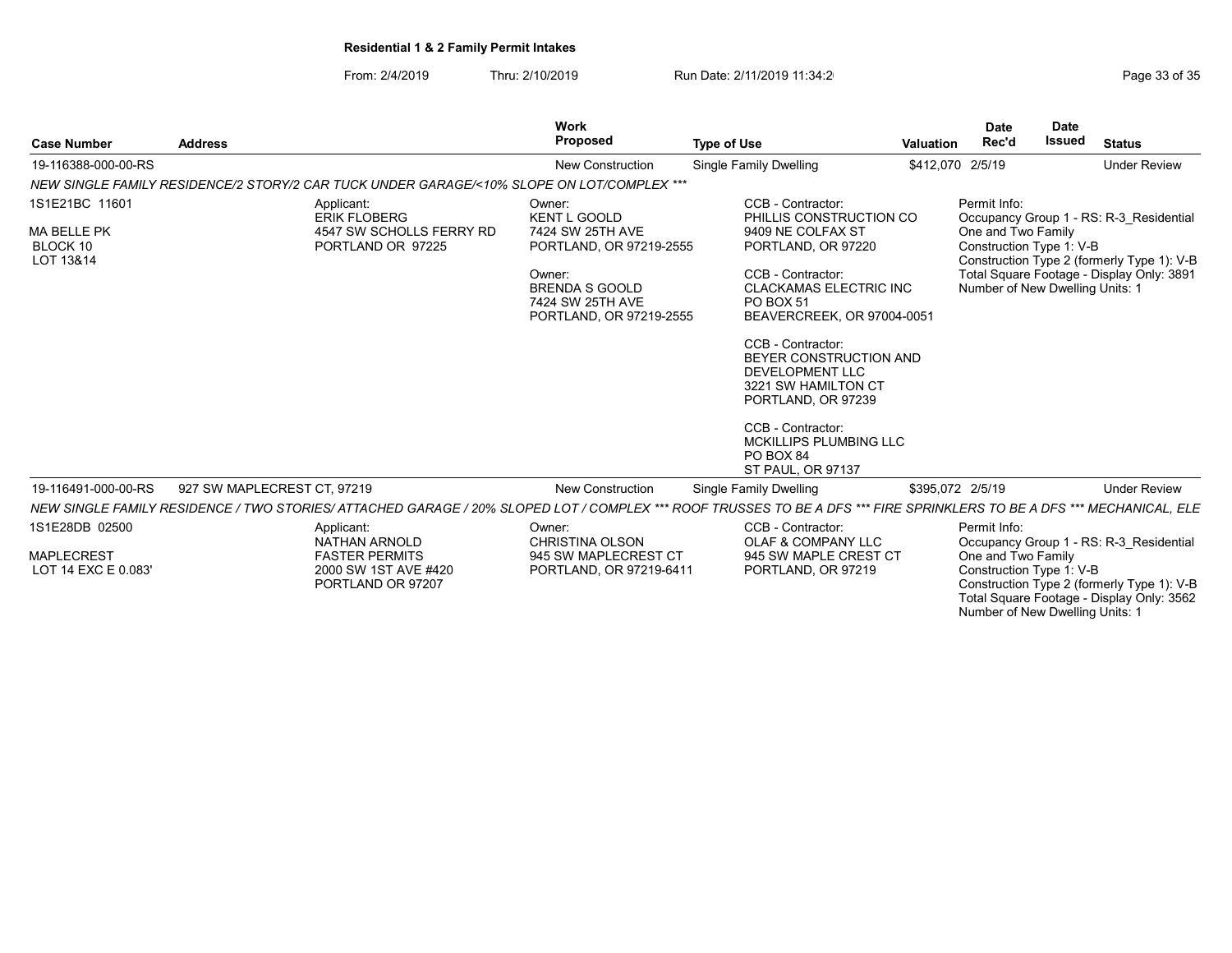**Residential 1 & 2 Family Permit Intakes**

From: 2/4/2019 Thru: 2/10/2019 Run Date: 2/11/2019 11:34:2

| Case Number | Address | Work Proposed | Type of Use | Valuation | Date Rec'd | Date Issued | Status |
|---|---|---|---|---|---|---|---|
| 19-116388-000-00-RS | | New Construction | Single Family Dwelling | $412,070 | 2/5/19 | | Under Review |

*NEW SINGLE FAMILY RESIDENCE/2 STORY/2 CAR TUCK UNDER GARAGE/<10% SLOPE ON LOT/COMPLEX ****

1S1E21BC 11601
MA BELLE PK
BLOCK 10
LOT 13&14

Applicant:
ERIK FLOBERG
4547 SW SCHOLLS FERRY RD
PORTLAND OR 97225

Owner:
KENT L GOOLD
7424 SW 25TH AVE
PORTLAND, OR 97219-2555

Owner:
BRENDA S GOOLD
7424 SW 25TH AVE
PORTLAND, OR 97219-2555

CCB - Contractor:
PHILLIS CONSTRUCTION CO
9409 NE COLFAX ST
PORTLAND, OR 97220

CCB - Contractor:
CLACKAMAS ELECTRIC INC
PO BOX 51
BEAVERCREEK, OR 97004-0051

CCB - Contractor:
BEYER CONSTRUCTION AND DEVELOPMENT LLC
3221 SW HAMILTON CT
PORTLAND, OR 97239

CCB - Contractor:
MCKILLIPS PLUMBING LLC
PO BOX 84
ST PAUL, OR 97137

Permit Info:
Occupancy Group 1 - RS: R-3_Residential One and Two Family
Construction Type 1: V-B
Construction Type 2 (formerly Type 1): V-B
Total Square Footage - Display Only: 3891
Number of New Dwelling Units: 1

| Case Number | Address | Work Proposed | Type of Use | Valuation | Date Rec'd | Date Issued | Status |
|---|---|---|---|---|---|---|---|
| 19-116491-000-00-RS | 927 SW MAPLECREST CT, 97219 | New Construction | Single Family Dwelling | $395,072 | 2/5/19 | | Under Review |

*NEW SINGLE FAMILY RESIDENCE / TWO STORIES/ ATTACHED GARAGE / 20% SLOPED LOT / COMPLEX *** ROOF TRUSSES TO BE A DFS *** FIRE SPRINKLERS TO BE A DFS *** MECHANICAL, ELE*

1S1E28DB 02500
MAPLECREST
LOT 14 EXC E 0.083'

Applicant:
NATHAN ARNOLD
FASTER PERMITS
2000 SW 1ST AVE #420
PORTLAND OR 97207

Owner:
CHRISTINA OLSON
945 SW MAPLECREST CT
PORTLAND, OR 97219-6411

CCB - Contractor:
OLAF & COMPANY LLC
945 SW MAPLE CREST CT
PORTLAND, OR 97219

Permit Info:
Occupancy Group 1 - RS: R-3_Residential One and Two Family
Construction Type 1: V-B
Construction Type 2 (formerly Type 1): V-B
Total Square Footage - Display Only: 3562
Number of New Dwelling Units: 1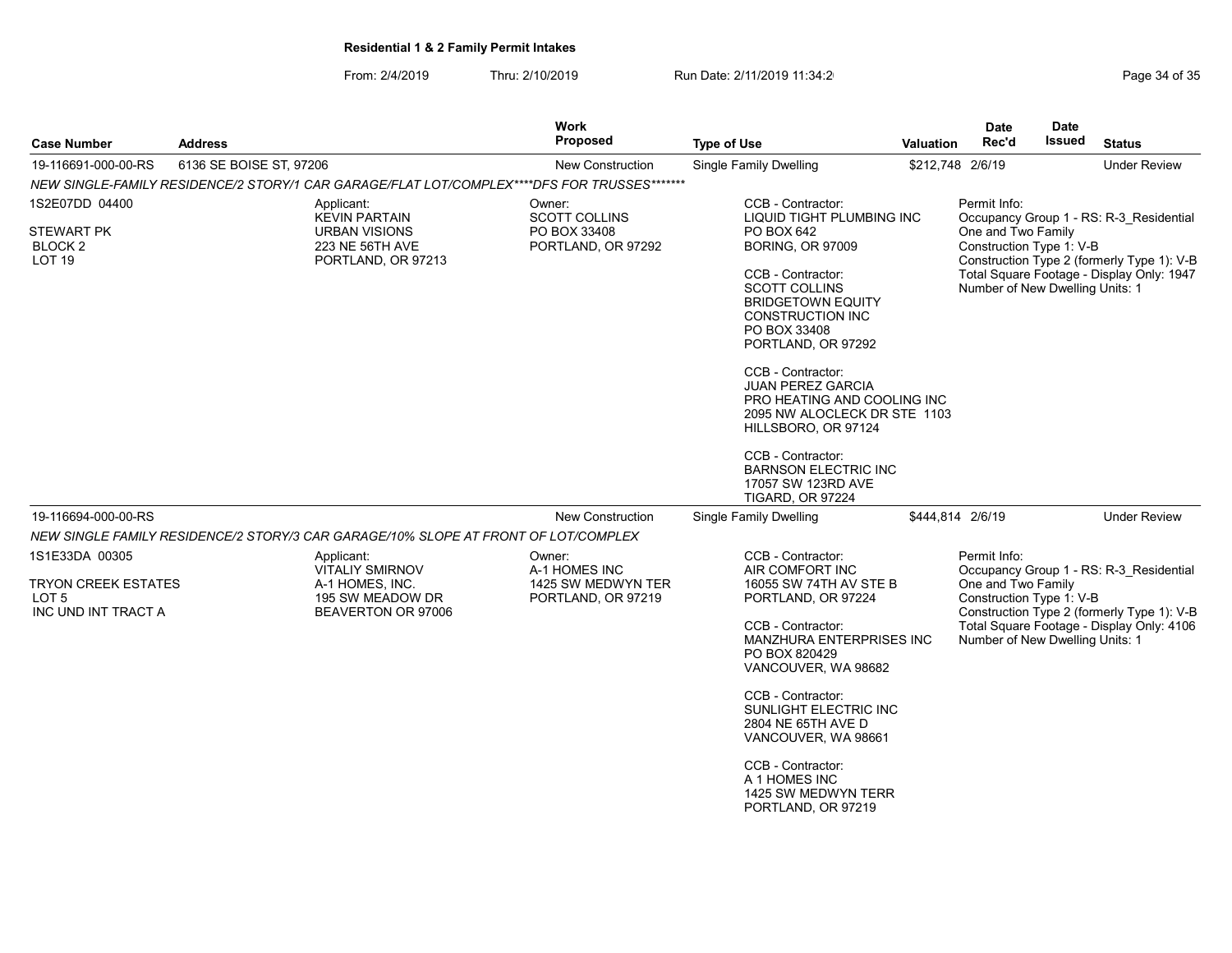## Residential 1 & 2 Family Permit Intakes

From: 2/4/2019 Thru: 2/10/2019 Run Date: 2/11/2019 11:34:2

| Case Number | Address | Work Proposed | Type of Use | Valuation | Date Rec'd | Date Issued | Status |
|---|---|---|---|---|---|---|---|
| 19-116691-000-00-RS | 6136 SE BOISE ST, 97206 | New Construction | Single Family Dwelling | $212,748 | 2/6/19 | | Under Review |

*NEW SINGLE-FAMILY RESIDENCE/2 STORY/1 CAR GARAGE/FLAT LOT/COMPLEX****DFS FOR TRUSSES*******

1S2E07DD 04400

STEWART PK
BLOCK 2
LOT 19

Applicant:
KEVIN PARTAIN
URBAN VISIONS
223 NE 56TH AVE
PORTLAND, OR 97213

Owner:
SCOTT COLLINS
PO BOX 33408
PORTLAND, OR 97292

CCB - Contractor:
LIQUID TIGHT PLUMBING INC
PO BOX 642
BORING, OR 97009

CCB - Contractor:
SCOTT COLLINS
BRIDGETOWN EQUITY
CONSTRUCTION INC
PO BOX 33408
PORTLAND, OR 97292

CCB - Contractor:
JUAN PEREZ GARCIA
PRO HEATING AND COOLING INC
2095 NW ALOCLECK DR STE 1103
HILLSBORO, OR 97124

CCB - Contractor:
BARNSON ELECTRIC INC
17057 SW 123RD AVE
TIGARD, OR 97224

Permit Info:
Occupancy Group 1 - RS: R-3_Residential One and Two Family
Construction Type 1: V-B
Construction Type 2 (formerly Type 1): V-B
Total Square Footage - Display Only: 1947
Number of New Dwelling Units: 1

| Case Number | Address | Work Proposed | Type of Use | Valuation | Date Rec'd | Date Issued | Status |
|---|---|---|---|---|---|---|---|
| 19-116694-000-00-RS | | New Construction | Single Family Dwelling | $444,814 | 2/6/19 | | Under Review |

*NEW SINGLE FAMILY RESIDENCE/2 STORY/3 CAR GARAGE/10% SLOPE AT FRONT OF LOT/COMPLEX*

1S1E33DA 00305

TRYON CREEK ESTATES
LOT 5
INC UND INT TRACT A

Applicant:
VITALIY SMIRNOV
A-1 HOMES, INC.
195 SW MEADOW DR
BEAVERTON OR 97006

Owner:
A-1 HOMES INC
1425 SW MEDWYN TER
PORTLAND, OR 97219

CCB - Contractor:
AIR COMFORT INC
16055 SW 74TH AV STE B
PORTLAND, OR 97224

CCB - Contractor:
MANZHURA ENTERPRISES INC
PO BOX 820429
VANCOUVER, WA 98682

CCB - Contractor:
SUNLIGHT ELECTRIC INC
2804 NE 65TH AVE D
VANCOUVER, WA 98661

CCB - Contractor:
A 1 HOMES INC
1425 SW MEDWYN TERR
PORTLAND, OR 97219

Permit Info:
Occupancy Group 1 - RS: R-3_Residential One and Two Family
Construction Type 1: V-B
Construction Type 2 (formerly Type 1): V-B
Total Square Footage - Display Only: 4106
Number of New Dwelling Units: 1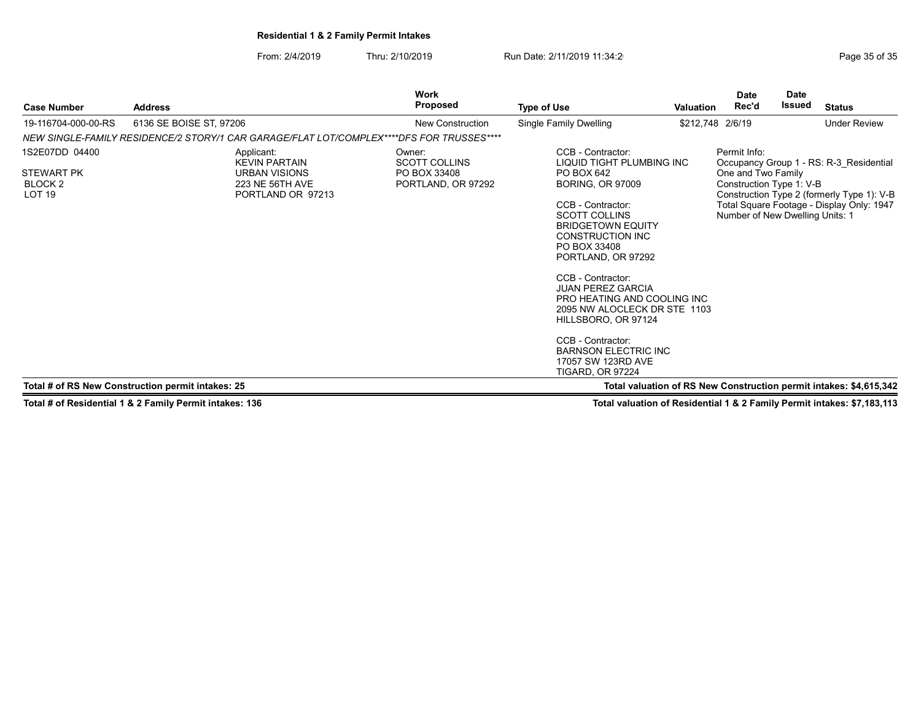**Residential 1 & 2 Family Permit Intakes**

From: 2/4/2019 Thru: 2/10/2019 Run Date: 2/11/2019 11:34:2

| Case Number | Address | | Work Proposed | Type of Use | Valuation | Date Rec'd | Date Issued | Status |
|---|---|---|---|---|---|---|---|---|
| 19-116704-000-00-RS | 6136 SE BOISE ST, 97206 | | New Construction | Single Family Dwelling | $212,748 | 2/6/19 | | Under Review |

*NEW SINGLE-FAMILY RESIDENCE/2 STORY/1 CAR GARAGE/FLAT LOT/COMPLEX****DFS FOR TRUSSES*****

| | | | | |
|---|---|---|---|---|
| 1S2E07DD 04400<br>STEWART PK<br>BLOCK 2<br>LOT 19 | Applicant:<br>KEVIN PARTAIN<br>URBAN VISIONS<br>223 NE 56TH AVE<br>PORTLAND OR 97213 | Owner:<br>SCOTT COLLINS<br>PO BOX 33408<br>PORTLAND, OR 97292 | CCB - Contractor:<br>LIQUID TIGHT PLUMBING INC<br>PO BOX 642<br>BORING, OR 97009<br><br>CCB - Contractor:<br>SCOTT COLLINS<br>BRIDGETOWN EQUITY<br>CONSTRUCTION INC<br>PO BOX 33408<br>PORTLAND, OR 97292<br><br>CCB - Contractor:<br>JUAN PEREZ GARCIA<br>PRO HEATING AND COOLING INC<br>2095 NW ALOCLECK DR STE 1103<br>HILLSBORO, OR 97124<br><br>CCB - Contractor:<br>BARNSON ELECTRIC INC<br>17057 SW 123RD AVE<br>TIGARD, OR 97224 | Permit Info:<br>Occupancy Group 1 - RS: R-3_Residential One and Two Family<br>Construction Type 1: V-B<br>Construction Type 2 (formerly Type 1): V-B<br>Total Square Footage - Display Only: 1947<br>Number of New Dwelling Units: 1 |

**Total # of RS New Construction permit intakes: 25**

**Total valuation of RS New Construction permit intakes: $4,615,342**

**Total # of Residential 1 & 2 Family Permit intakes: 136**

**Total valuation of Residential 1 & 2 Family Permit intakes: $7,183,113**